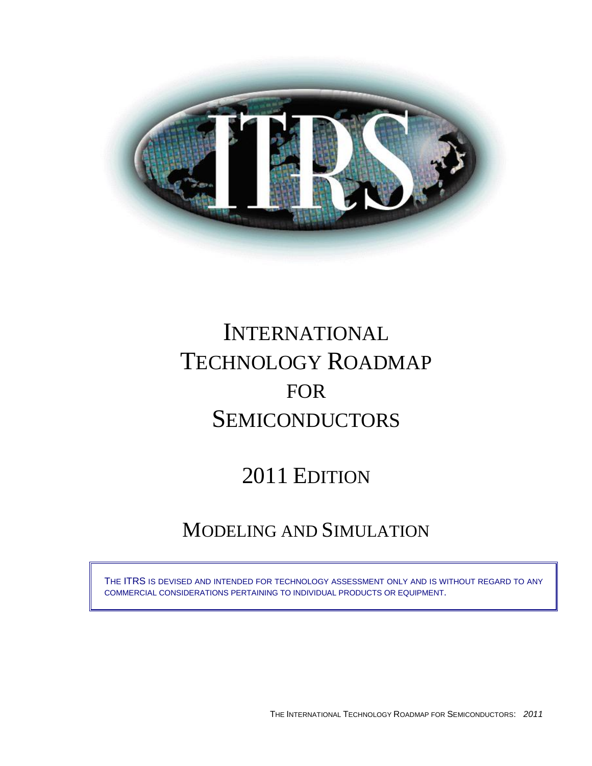# INTERNATIONAL TECHNOLOGY ROADMAP FOR SEMICONDUCTORS

# 2011 EDITION

# MODELING AND SIMULATION

THE ITRS IS DEVISED AND INTENDED FOR TECHNOLOGY ASSESSMENT ONLY AND IS WITHOUT REGARD TO ANY COMMERCIAL CONSIDERATIONS PERTAINING TO INDIVIDUAL PRODUCTS OR EQUIPMENT.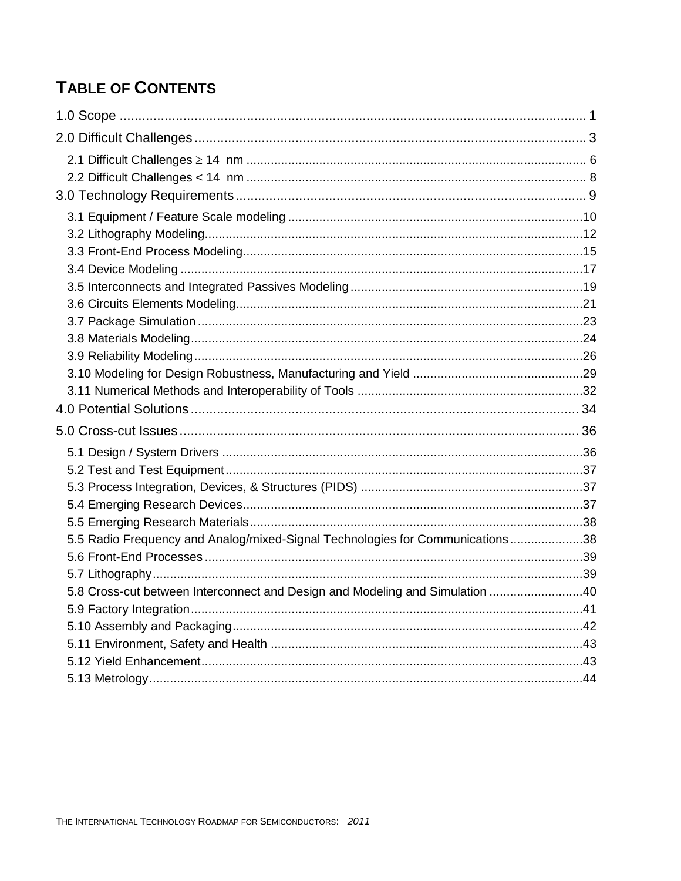# TABLE OF CONTENTS

1.0 Scope ..... 1

2.0 Difficult Challenges ..... 3

- 2.1 Difficult Challenges ≥ 14 nm ..... 6
- 2.2 Difficult Challenges < 14 nm ..... 8

3.0 Technology Requirements ..... 9

- 3.1 Equipment / Feature Scale modeling ..... 10
- 3.2 Lithography Modeling ..... 12
- 3.3 Front-End Process Modeling ..... 15
- 3.4 Device Modeling ..... 17
- 3.5 Interconnects and Integrated Passives Modeling ..... 19
- 3.6 Circuits Elements Modeling ..... 21
- 3.7 Package Simulation ..... 23
- 3.8 Materials Modeling ..... 24
- 3.9 Reliability Modeling ..... 26
- 3.10 Modeling for Design Robustness, Manufacturing and Yield ..... 29
- 3.11 Numerical Methods and Interoperability of Tools ..... 32

4.0 Potential Solutions ..... 34

5.0 Cross-cut Issues ..... 36

- 5.1 Design / System Drivers ..... 36
- 5.2 Test and Test Equipment ..... 37
- 5.3 Process Integration, Devices, & Structures (PIDS) ..... 37
- 5.4 Emerging Research Devices ..... 37
- 5.5 Emerging Research Materials ..... 38
- 5.5 Radio Frequency and Analog/mixed-Signal Technologies for Communications ..... 38
- 5.6 Front-End Processes ..... 39
- 5.7 Lithography ..... 39
- 5.8 Cross-cut between Interconnect and Design and Modeling and Simulation ..... 40
- 5.9 Factory Integration ..... 41
- 5.10 Assembly and Packaging ..... 42
- 5.11 Environment, Safety and Health ..... 43
- 5.12 Yield Enhancement ..... 43
- 5.13 Metrology ..... 44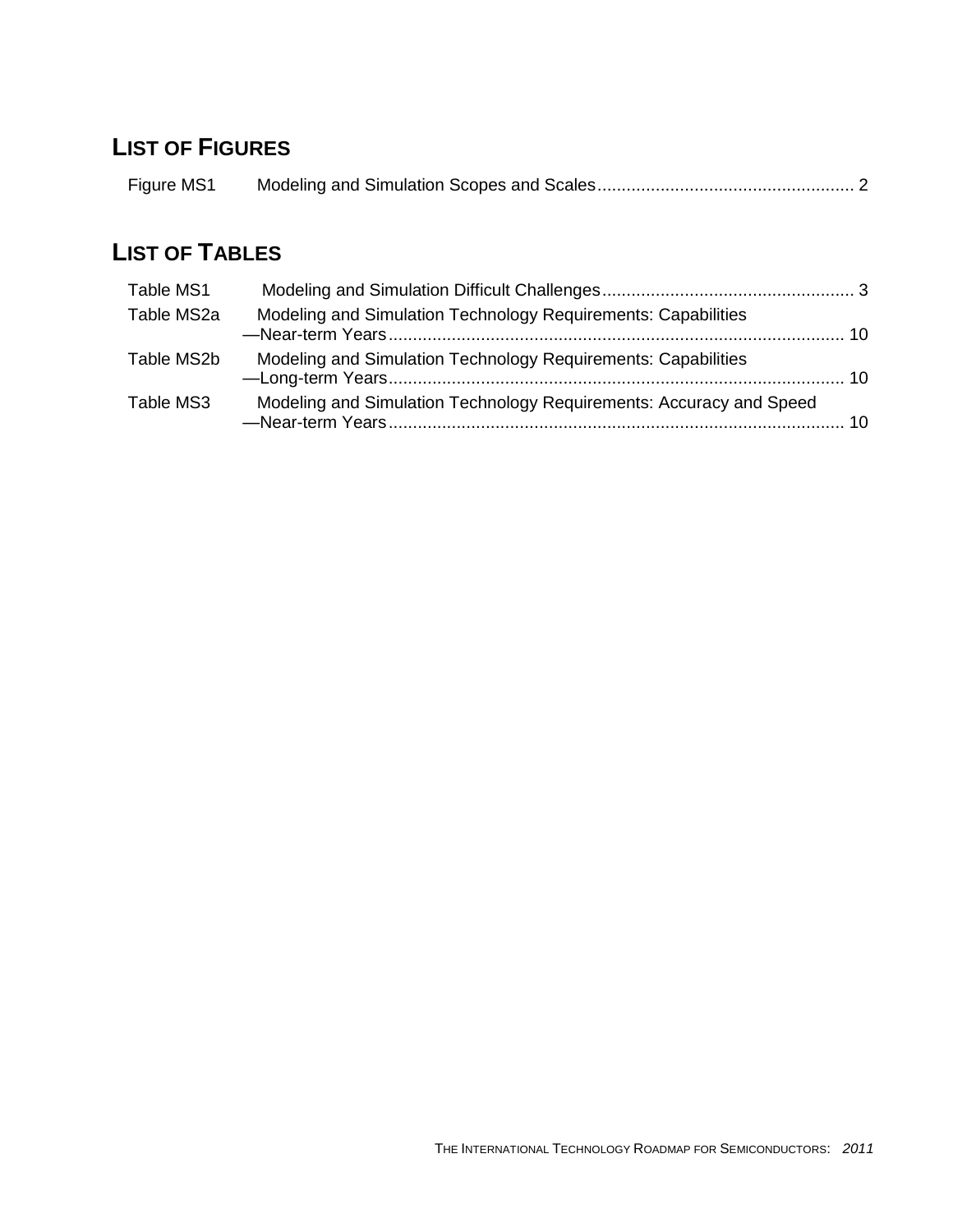## LIST OF FIGURES

Figure MS1 Modeling and Simulation Scopes and Scales .................................................... 2

## LIST OF TABLES

Table MS1 Modeling and Simulation Difficult Challenges .................................................... 3

Table MS2a Modeling and Simulation Technology Requirements: Capabilities —Near-term Years .............................................................................................. 10

Table MS2b Modeling and Simulation Technology Requirements: Capabilities —Long-term Years .............................................................................................. 10

Table MS3 Modeling and Simulation Technology Requirements: Accuracy and Speed —Near-term Years .............................................................................................. 10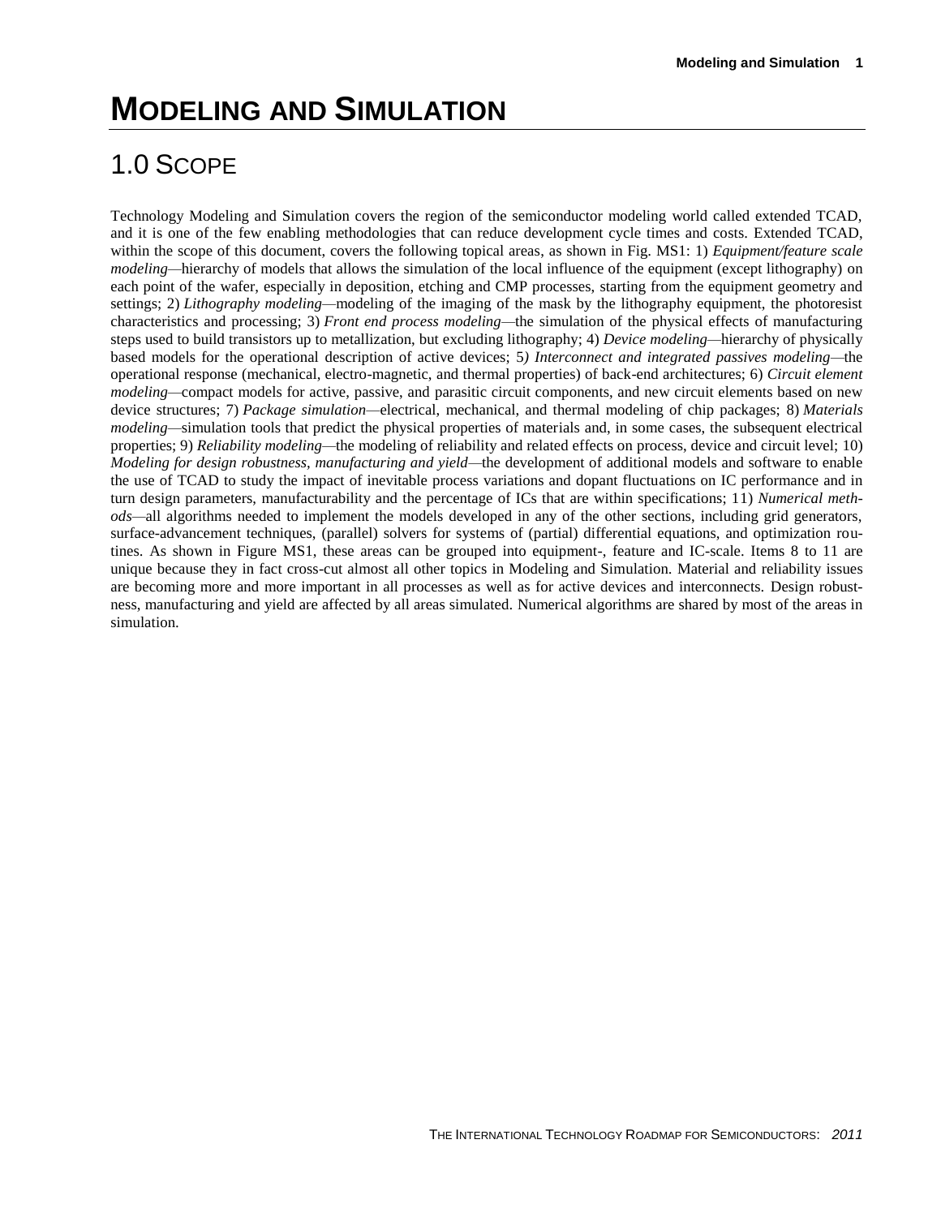# MODELING AND SIMULATION

## 1.0 SCOPE

Technology Modeling and Simulation covers the region of the semiconductor modeling world called extended TCAD, and it is one of the few enabling methodologies that can reduce development cycle times and costs. Extended TCAD, within the scope of this document, covers the following topical areas, as shown in Fig. MS1: 1) *Equipment/feature scale modeling*—hierarchy of models that allows the simulation of the local influence of the equipment (except lithography) on each point of the wafer, especially in deposition, etching and CMP processes, starting from the equipment geometry and settings; 2) *Lithography modeling*—modeling of the imaging of the mask by the lithography equipment, the photoresist characteristics and processing; 3) *Front end process modeling*—the simulation of the physical effects of manufacturing steps used to build transistors up to metallization, but excluding lithography; 4) *Device modeling*—hierarchy of physically based models for the operational description of active devices; 5*) Interconnect and integrated passives modeling*—the operational response (mechanical, electro-magnetic, and thermal properties) of back-end architectures; 6) *Circuit element modeling*—compact models for active, passive, and parasitic circuit components, and new circuit elements based on new device structures; 7) *Package simulation*—electrical, mechanical, and thermal modeling of chip packages; 8) *Materials modeling*—simulation tools that predict the physical properties of materials and, in some cases, the subsequent electrical properties; 9) *Reliability modeling*—the modeling of reliability and related effects on process, device and circuit level; 10) *Modeling for design robustness, manufacturing and yield*—the development of additional models and software to enable the use of TCAD to study the impact of inevitable process variations and dopant fluctuations on IC performance and in turn design parameters, manufacturability and the percentage of ICs that are within specifications; 11) *Numerical methods*—all algorithms needed to implement the models developed in any of the other sections, including grid generators, surface-advancement techniques, (parallel) solvers for systems of (partial) differential equations, and optimization routines. As shown in Figure MS1, these areas can be grouped into equipment-, feature and IC-scale. Items 8 to 11 are unique because they in fact cross-cut almost all other topics in Modeling and Simulation. Material and reliability issues are becoming more and more important in all processes as well as for active devices and interconnects. Design robustness, manufacturing and yield are affected by all areas simulated. Numerical algorithms are shared by most of the areas in simulation.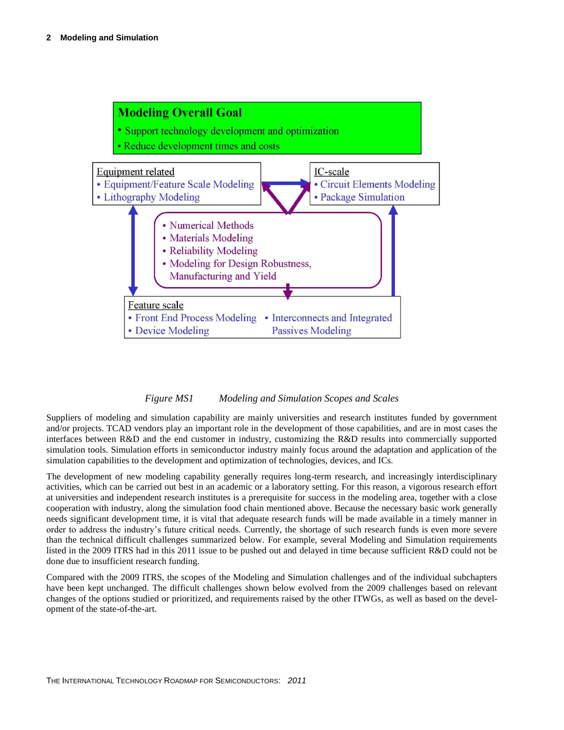**Modeling Overall Goal**

- Support technology development and optimization
- Reduce development times and costs

Equipment related
- Equipment/Feature Scale Modeling
- Lithography Modeling

IC-scale
- Circuit Elements Modeling
- Package Simulation

- Numerical Methods
- Materials Modeling
- Reliability Modeling
- Modeling for Design Robustness, Manufacturing and Yield

Feature scale
- Front End Process Modeling
- Device Modeling
- Interconnects and Integrated Passives Modeling

*Figure MS1 Modeling and Simulation Scopes and Scales*

Suppliers of modeling and simulation capability are mainly universities and research institutes funded by government and/or projects. TCAD vendors play an important role in the development of those capabilities, and are in most cases the interfaces between R&D and the end customer in industry, customizing the R&D results into commercially supported simulation tools. Simulation efforts in semiconductor industry mainly focus around the adaptation and application of the simulation capabilities to the development and optimization of technologies, devices, and ICs.

The development of new modeling capability generally requires long-term research, and increasingly interdisciplinary activities, which can be carried out best in an academic or a laboratory setting. For this reason, a vigorous research effort at universities and independent research institutes is a prerequisite for success in the modeling area, together with a close cooperation with industry, along the simulation food chain mentioned above. Because the necessary basic work generally needs significant development time, it is vital that adequate research funds will be made available in a timely manner in order to address the industry's future critical needs. Currently, the shortage of such research funds is even more severe than the technical difficult challenges summarized below. For example, several Modeling and Simulation requirements listed in the 2009 ITRS had in this 2011 issue to be pushed out and delayed in time because sufficient R&D could not be done due to insufficient research funding.

Compared with the 2009 ITRS, the scopes of the Modeling and Simulation challenges and of the individual subchapters have been kept unchanged. The difficult challenges shown below evolved from the 2009 challenges based on relevant changes of the options studied or prioritized, and requirements raised by the other ITWGs, as well as based on the development of the state-of-the-art.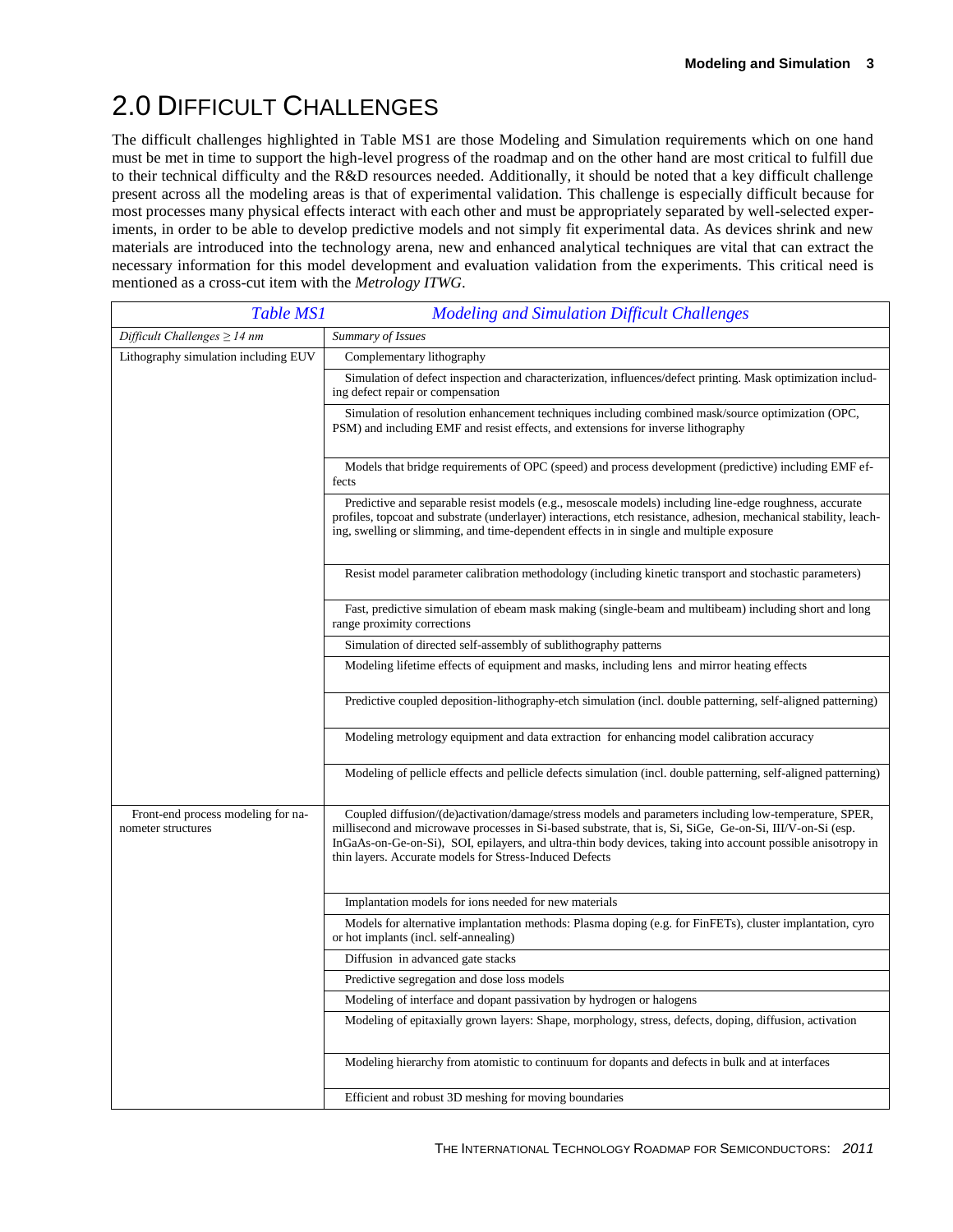# 2.0 DIFFICULT CHALLENGES

The difficult challenges highlighted in Table MS1 are those Modeling and Simulation requirements which on one hand must be met in time to support the high-level progress of the roadmap and on the other hand are most critical to fulfill due to their technical difficulty and the R&D resources needed. Additionally, it should be noted that a key difficult challenge present across all the modeling areas is that of experimental validation. This challenge is especially difficult because for most processes many physical effects interact with each other and must be appropriately separated by well-selected experiments, in order to be able to develop predictive models and not simply fit experimental data. As devices shrink and new materials are introduced into the technology arena, new and enhanced analytical techniques are vital that can extract the necessary information for this model development and evaluation validation from the experiments. This critical need is mentioned as a cross-cut item with the *Metrology ITWG*.

*Table MS1 Modeling and Simulation Difficult Challenges*

| *Difficult Challenges ≥ 14 nm* | *Summary of Issues* |
|---|---|
| Lithography simulation including EUV | Complementary lithography |
| | Simulation of defect inspection and characterization, influences/defect printing. Mask optimization including defect repair or compensation |
| | Simulation of resolution enhancement techniques including combined mask/source optimization (OPC, PSM) and including EMF and resist effects, and extensions for inverse lithography |
| | Models that bridge requirements of OPC (speed) and process development (predictive) including EMF effects |
| | Predictive and separable resist models (e.g., mesoscale models) including line-edge roughness, accurate profiles, topcoat and substrate (underlayer) interactions, etch resistance, adhesion, mechanical stability, leaching, swelling or slimming, and time-dependent effects in in single and multiple exposure |
| | Resist model parameter calibration methodology (including kinetic transport and stochastic parameters) |
| | Fast, predictive simulation of ebeam mask making (single-beam and multibeam) including short and long range proximity corrections |
| | Simulation of directed self-assembly of sublithography patterns |
| | Modeling lifetime effects of equipment and masks, including lens and mirror heating effects |
| | Predictive coupled deposition-lithography-etch simulation (incl. double patterning, self-aligned patterning) |
| | Modeling metrology equipment and data extraction for enhancing model calibration accuracy |
| | Modeling of pellicle effects and pellicle defects simulation (incl. double patterning, self-aligned patterning) |
| Front-end process modeling for nanometer structures | Coupled diffusion/(de)activation/damage/stress models and parameters including low-temperature, SPER, millisecond and microwave processes in Si-based substrate, that is, Si, SiGe, Ge-on-Si, III/V-on-Si (esp. InGaAs-on-Ge-on-Si), SOI, epilayers, and ultra-thin body devices, taking into account possible anisotropy in thin layers. Accurate models for Stress-Induced Defects |
| | Implantation models for ions needed for new materials |
| | Models for alternative implantation methods: Plasma doping (e.g. for FinFETs), cluster implantation, cyro or hot implants (incl. self-annealing) |
| | Diffusion in advanced gate stacks |
| | Predictive segregation and dose loss models |
| | Modeling of interface and dopant passivation by hydrogen or halogens |
| | Modeling of epitaxially grown layers: Shape, morphology, stress, defects, doping, diffusion, activation |
| | Modeling hierarchy from atomistic to continuum for dopants and defects in bulk and at interfaces |
| | Efficient and robust 3D meshing for moving boundaries |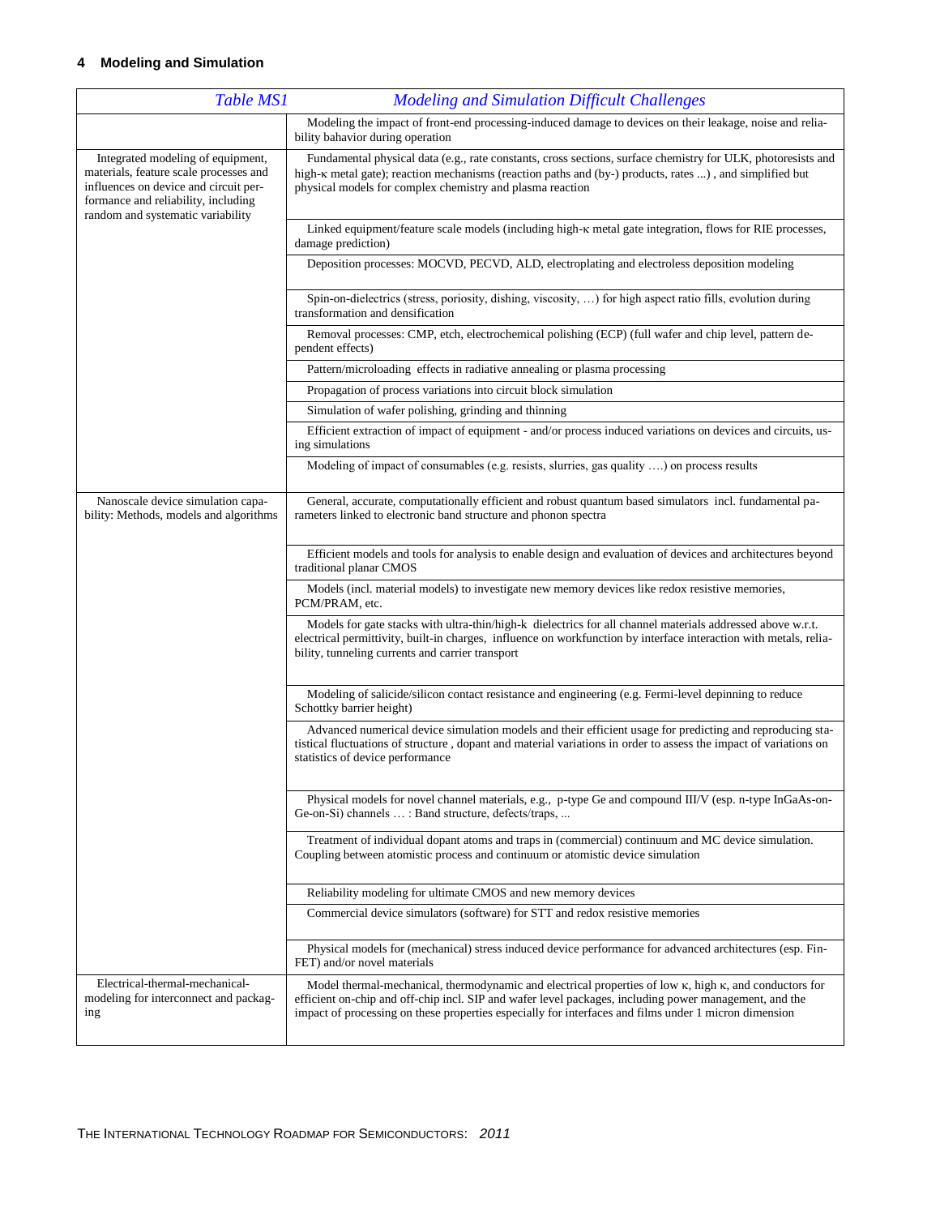| *Table MS1* | *Modeling and Simulation Difficult Challenges* |
|---|---|
| | Modeling the impact of front-end processing-induced damage to devices on their leakage, noise and reliability bahavior during operation |
| Integrated modeling of equipment, materials, feature scale processes and influences on device and circuit performance and reliability, including random and systematic variability | Fundamental physical data (e.g., rate constants, cross sections, surface chemistry for ULK, photoresists and high-κ metal gate); reaction mechanisms (reaction paths and (by-) products, rates ...) , and simplified but physical models for complex chemistry and plasma reaction |
| | Linked equipment/feature scale models (including high-κ metal gate integration, flows for RIE processes, damage prediction) |
| | Deposition processes: MOCVD, PECVD, ALD, electroplating and electroless deposition modeling |
| | Spin-on-dielectrics (stress, poriosity, dishing, viscosity, …) for high aspect ratio fills, evolution during transformation and densification |
| | Removal processes: CMP, etch, electrochemical polishing (ECP) (full wafer and chip level, pattern dependent effects) |
| | Pattern/microloading effects in radiative annealing or plasma processing |
| | Propagation of process variations into circuit block simulation |
| | Simulation of wafer polishing, grinding and thinning |
| | Efficient extraction of impact of equipment - and/or process induced variations on devices and circuits, using simulations |
| | Modeling of impact of consumables (e.g. resists, slurries, gas quality ….) on process results |
| Nanoscale device simulation capability: Methods, models and algorithms | General, accurate, computationally efficient and robust quantum based simulators incl. fundamental parameters linked to electronic band structure and phonon spectra |
| | Efficient models and tools for analysis to enable design and evaluation of devices and architectures beyond traditional planar CMOS |
| | Models (incl. material models) to investigate new memory devices like redox resistive memories, PCM/PRAM, etc. |
| | Models for gate stacks with ultra-thin/high-k dielectrics for all channel materials addressed above w.r.t. electrical permittivity, built-in charges, influence on workfunction by interface interaction with metals, reliability, tunneling currents and carrier transport |
| | Modeling of salicide/silicon contact resistance and engineering (e.g. Fermi-level depinning to reduce Schottky barrier height) |
| | Advanced numerical device simulation models and their efficient usage for predicting and reproducing statistical fluctuations of structure , dopant and material variations in order to assess the impact of variations on statistics of device performance |
| | Physical models for novel channel materials, e.g., p-type Ge and compound III/V (esp. n-type InGaAs-on-Ge-on-Si) channels … : Band structure, defects/traps, ... |
| | Treatment of individual dopant atoms and traps in (commercial) continuum and MC device simulation. Coupling between atomistic process and continuum or atomistic device simulation |
| | Reliability modeling for ultimate CMOS and new memory devices |
| | Commercial device simulators (software) for STT and redox resistive memories |
| | Physical models for (mechanical) stress induced device performance for advanced architectures (esp. FinFET) and/or novel materials |
| Electrical-thermal-mechanical-modeling for interconnect and packaging | Model thermal-mechanical, thermodynamic and electrical properties of low κ, high κ, and conductors for efficient on-chip and off-chip incl. SIP and wafer level packages, including power management, and the impact of processing on these properties especially for interfaces and films under 1 micron dimension |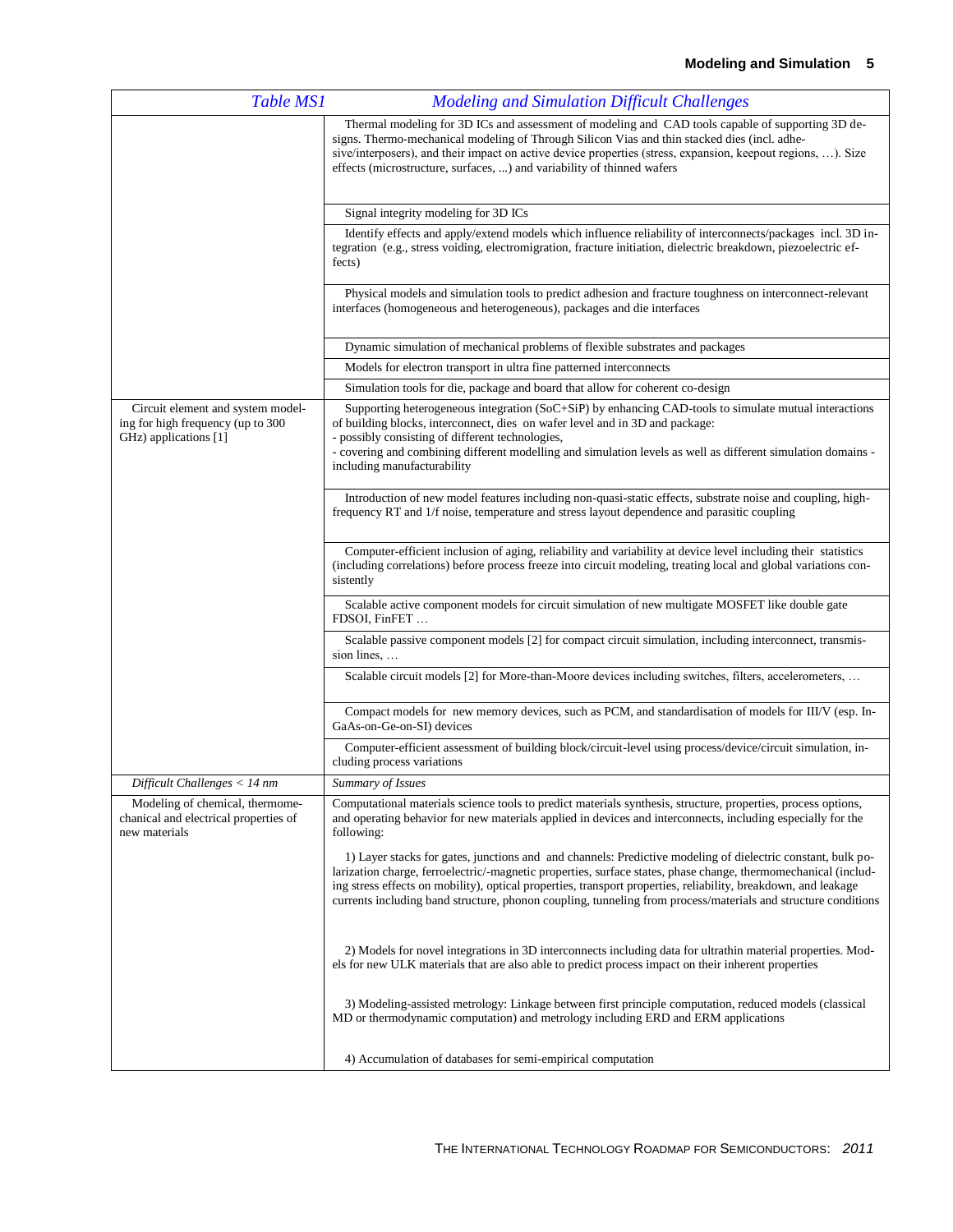| *Table MS1* | *Modeling and Simulation Difficult Challenges* |
|---|---|
| | Thermal modeling for 3D ICs and assessment of modeling and CAD tools capable of supporting 3D designs. Thermo-mechanical modeling of Through Silicon Vias and thin stacked dies (incl. adhesive/interposers), and their impact on active device properties (stress, expansion, keepout regions, …). Size effects (microstructure, surfaces, ...) and variability of thinned wafers |
| | Signal integrity modeling for 3D ICs |
| | Identify effects and apply/extend models which influence reliability of interconnects/packages incl. 3D integration (e.g., stress voiding, electromigration, fracture initiation, dielectric breakdown, piezoelectric effects) |
| | Physical models and simulation tools to predict adhesion and fracture toughness on interconnect-relevant interfaces (homogeneous and heterogeneous), packages and die interfaces |
| | Dynamic simulation of mechanical problems of flexible substrates and packages |
| | Models for electron transport in ultra fine patterned interconnects |
| | Simulation tools for die, package and board that allow for coherent co-design |
| Circuit element and system modeling for high frequency (up to 300 GHz) applications [1] | Supporting heterogeneous integration (SoC+SiP) by enhancing CAD-tools to simulate mutual interactions of building blocks, interconnect, dies on wafer level and in 3D and package:<br>- possibly consisting of different technologies,<br>- covering and combining different modelling and simulation levels as well as different simulation domains - including manufacturability |
| | Introduction of new model features including non-quasi-static effects, substrate noise and coupling, high-frequency RT and 1/f noise, temperature and stress layout dependence and parasitic coupling |
| | Computer-efficient inclusion of aging, reliability and variability at device level including their statistics (including correlations) before process freeze into circuit modeling, treating local and global variations consistently |
| | Scalable active component models for circuit simulation of new multigate MOSFET like double gate FDSOI, FinFET … |
| | Scalable passive component models [2] for compact circuit simulation, including interconnect, transmission lines, … |
| | Scalable circuit models [2] for More-than-Moore devices including switches, filters, accelerometers, … |
| | Compact models for new memory devices, such as PCM, and standardisation of models for III/V (esp. InGaAs-on-Ge-on-SI) devices |
| | Computer-efficient assessment of building block/circuit-level using process/device/circuit simulation, including process variations |
| *Difficult Challenges < 14 nm* | *Summary of Issues* |
| Modeling of chemical, thermomechanical and electrical properties of new materials | Computational materials science tools to predict materials synthesis, structure, properties, process options, and operating behavior for new materials applied in devices and interconnects, including especially for the following:<br><br>1) Layer stacks for gates, junctions and and channels: Predictive modeling of dielectric constant, bulk polarization charge, ferroelectric/-magnetic properties, surface states, phase change, thermomechanical (including stress effects on mobility), optical properties, transport properties, reliability, breakdown, and leakage currents including band structure, phonon coupling, tunneling from process/materials and structure conditions<br><br>2) Models for novel integrations in 3D interconnects including data for ultrathin material properties. Models for new ULK materials that are also able to predict process impact on their inherent properties<br><br>3) Modeling-assisted metrology: Linkage between first principle computation, reduced models (classical MD or thermodynamic computation) and metrology including ERD and ERM applications<br><br>4) Accumulation of databases for semi-empirical computation |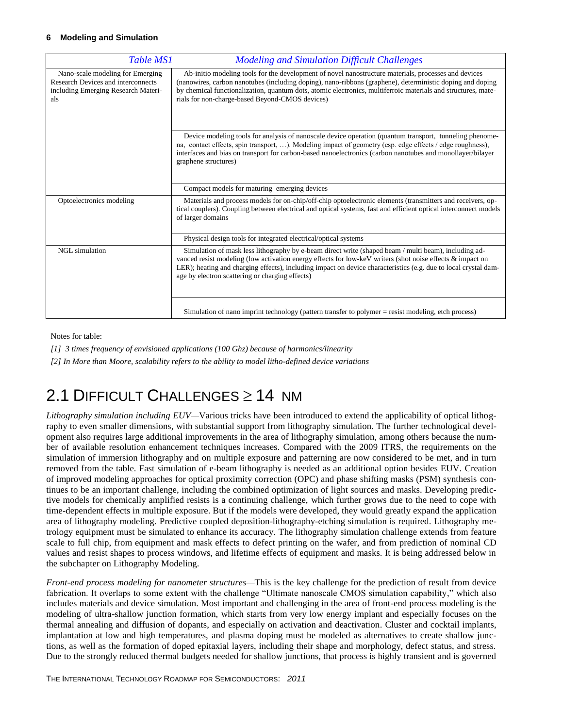| Table MS1 | Modeling and Simulation Difficult Challenges |
|---|---|
| Nano-scale modeling for Emerging Research Devices and interconnects including Emerging Research Materials | Ab-initio modeling tools for the development of novel nanostructure materials, processes and devices (nanowires, carbon nanotubes (including doping), nano-ribbons (graphene), deterministic doping and doping by chemical functionalization, quantum dots, atomic electronics, multiferroic materials and structures, materials for non-charge-based Beyond-CMOS devices) |
| | Device modeling tools for analysis of nanoscale device operation (quantum transport, tunneling phenomena, contact effects, spin transport, …). Modeling impact of geometry (esp. edge effects / edge roughness), interfaces and bias on transport for carbon-based nanoelectronics (carbon nanotubes and monollayer/bilayer graphene structures) |
| | Compact models for maturing emerging devices |
| Optoelectronics modeling | Materials and process models for on-chip/off-chip optoelectronic elements (transmitters and receivers, optical couplers). Coupling between electrical and optical systems, fast and efficient optical interconnect models of larger domains |
| | Physical design tools for integrated electrical/optical systems |
| NGL simulation | Simulation of mask less lithography by e-beam direct write (shaped beam / multi beam), including advanced resist modeling (low activation energy effects for low-keV writers (shot noise effects & impact on LER); heating and charging effects), including impact on device characteristics (e.g. due to local crystal damage by electron scattering or charging effects) |
| | Simulation of nano imprint technology (pattern transfer to polymer = resist modeling, etch process) |

Notes for table:

*[1] 3 times frequency of envisioned applications (100 Ghz) because of harmonics/linearity*

*[2] In More than Moore, scalability refers to the ability to model litho-defined device variations*

## 2.1 Difficult Challenges ≥ 14 nm

*Lithography simulation including EUV*—Various tricks have been introduced to extend the applicability of optical lithography to even smaller dimensions, with substantial support from lithography simulation. The further technological development also requires large additional improvements in the area of lithography simulation, among others because the number of available resolution enhancement techniques increases. Compared with the 2009 ITRS, the requirements on the simulation of immersion lithography and on multiple exposure and patterning are now considered to be met, and in turn removed from the table. Fast simulation of e-beam lithography is needed as an additional option besides EUV. Creation of improved modeling approaches for optical proximity correction (OPC) and phase shifting masks (PSM) synthesis continues to be an important challenge, including the combined optimization of light sources and masks. Developing predictive models for chemically amplified resists is a continuing challenge, which further grows due to the need to cope with time-dependent effects in multiple exposure. But if the models were developed, they would greatly expand the application area of lithography modeling. Predictive coupled deposition-lithography-etching simulation is required. Lithography metrology equipment must be simulated to enhance its accuracy. The lithography simulation challenge extends from feature scale to full chip, from equipment and mask effects to defect printing on the wafer, and from prediction of nominal CD values and resist shapes to process windows, and lifetime effects of equipment and masks. It is being addressed below in the subchapter on Lithography Modeling.

*Front-end process modeling for nanometer structures*—This is the key challenge for the prediction of result from device fabrication. It overlaps to some extent with the challenge "Ultimate nanoscale CMOS simulation capability," which also includes materials and device simulation. Most important and challenging in the area of front-end process modeling is the modeling of ultra-shallow junction formation, which starts from very low energy implant and especially focuses on the thermal annealing and diffusion of dopants, and especially on activation and deactivation. Cluster and cocktail implants, implantation at low and high temperatures, and plasma doping must be modeled as alternatives to create shallow junctions, as well as the formation of doped epitaxial layers, including their shape and morphology, defect status, and stress. Due to the strongly reduced thermal budgets needed for shallow junctions, that process is highly transient and is governed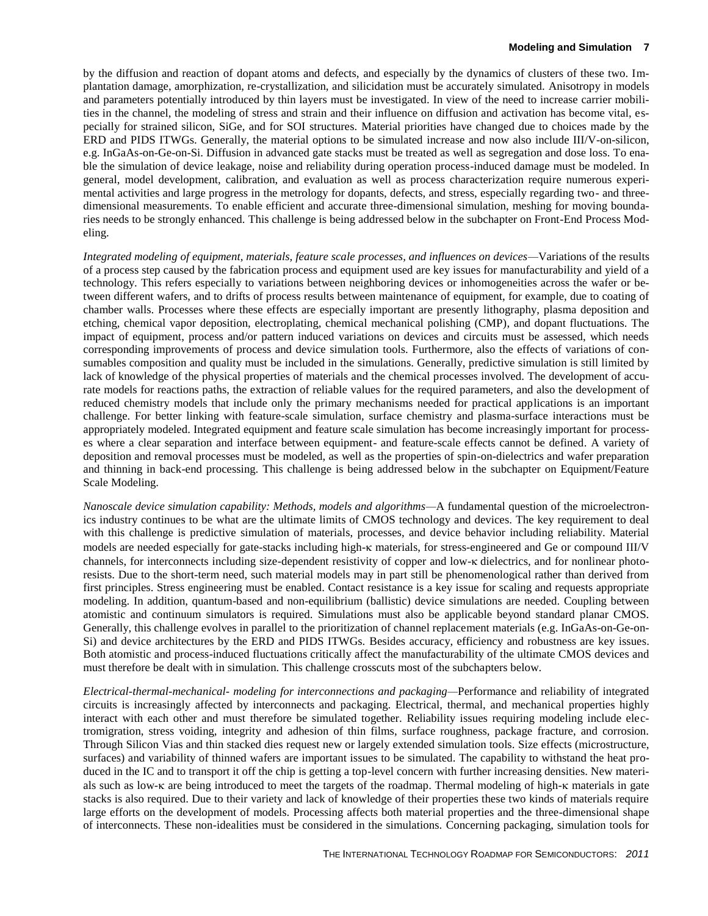by the diffusion and reaction of dopant atoms and defects, and especially by the dynamics of clusters of these two. Implantation damage, amorphization, re-crystallization, and silicidation must be accurately simulated. Anisotropy in models and parameters potentially introduced by thin layers must be investigated. In view of the need to increase carrier mobilities in the channel, the modeling of stress and strain and their influence on diffusion and activation has become vital, especially for strained silicon, SiGe, and for SOI structures. Material priorities have changed due to choices made by the ERD and PIDS ITWGs. Generally, the material options to be simulated increase and now also include III/V-on-silicon, e.g. InGaAs-on-Ge-on-Si. Diffusion in advanced gate stacks must be treated as well as segregation and dose loss. To enable the simulation of device leakage, noise and reliability during operation process-induced damage must be modeled. In general, model development, calibration, and evaluation as well as process characterization require numerous experimental activities and large progress in the metrology for dopants, defects, and stress, especially regarding two- and three-dimensional measurements. To enable efficient and accurate three-dimensional simulation, meshing for moving boundaries needs to be strongly enhanced. This challenge is being addressed below in the subchapter on Front-End Process Modeling.

*Integrated modeling of equipment, materials, feature scale processes, and influences on devices*—Variations of the results of a process step caused by the fabrication process and equipment used are key issues for manufacturability and yield of a technology. This refers especially to variations between neighboring devices or inhomogeneities across the wafer or between different wafers, and to drifts of process results between maintenance of equipment, for example, due to coating of chamber walls. Processes where these effects are especially important are presently lithography, plasma deposition and etching, chemical vapor deposition, electroplating, chemical mechanical polishing (CMP), and dopant fluctuations. The impact of equipment, process and/or pattern induced variations on devices and circuits must be assessed, which needs corresponding improvements of process and device simulation tools. Furthermore, also the effects of variations of consumables composition and quality must be included in the simulations. Generally, predictive simulation is still limited by lack of knowledge of the physical properties of materials and the chemical processes involved. The development of accurate models for reactions paths, the extraction of reliable values for the required parameters, and also the development of reduced chemistry models that include only the primary mechanisms needed for practical applications is an important challenge. For better linking with feature-scale simulation, surface chemistry and plasma-surface interactions must be appropriately modeled. Integrated equipment and feature scale simulation has become increasingly important for processes where a clear separation and interface between equipment- and feature-scale effects cannot be defined. A variety of deposition and removal processes must be modeled, as well as the properties of spin-on-dielectrics and wafer preparation and thinning in back-end processing. This challenge is being addressed below in the subchapter on Equipment/Feature Scale Modeling.

*Nanoscale device simulation capability: Methods, models and algorithms*—A fundamental question of the microelectronics industry continues to be what are the ultimate limits of CMOS technology and devices. The key requirement to deal with this challenge is predictive simulation of materials, processes, and device behavior including reliability. Material models are needed especially for gate-stacks including high-κ materials, for stress-engineered and Ge or compound III/V channels, for interconnects including size-dependent resistivity of copper and low-κ dielectrics, and for nonlinear photoresists. Due to the short-term need, such material models may in part still be phenomenological rather than derived from first principles. Stress engineering must be enabled. Contact resistance is a key issue for scaling and requests appropriate modeling. In addition, quantum-based and non-equilibrium (ballistic) device simulations are needed. Coupling between atomistic and continuum simulators is required. Simulations must also be applicable beyond standard planar CMOS. Generally, this challenge evolves in parallel to the prioritization of channel replacement materials (e.g. InGaAs-on-Ge-on-Si) and device architectures by the ERD and PIDS ITWGs. Besides accuracy, efficiency and robustness are key issues. Both atomistic and process-induced fluctuations critically affect the manufacturability of the ultimate CMOS devices and must therefore be dealt with in simulation. This challenge crosscuts most of the subchapters below.

*Electrical-thermal-mechanical- modeling for interconnections and packaging*—Performance and reliability of integrated circuits is increasingly affected by interconnects and packaging. Electrical, thermal, and mechanical properties highly interact with each other and must therefore be simulated together. Reliability issues requiring modeling include electromigration, stress voiding, integrity and adhesion of thin films, surface roughness, package fracture, and corrosion. Through Silicon Vias and thin stacked dies request new or largely extended simulation tools. Size effects (microstructure, surfaces) and variability of thinned wafers are important issues to be simulated. The capability to withstand the heat produced in the IC and to transport it off the chip is getting a top-level concern with further increasing densities. New materials such as low-κ are being introduced to meet the targets of the roadmap. Thermal modeling of high-κ materials in gate stacks is also required. Due to their variety and lack of knowledge of their properties these two kinds of materials require large efforts on the development of models. Processing affects both material properties and the three-dimensional shape of interconnects. These non-idealities must be considered in the simulations. Concerning packaging, simulation tools for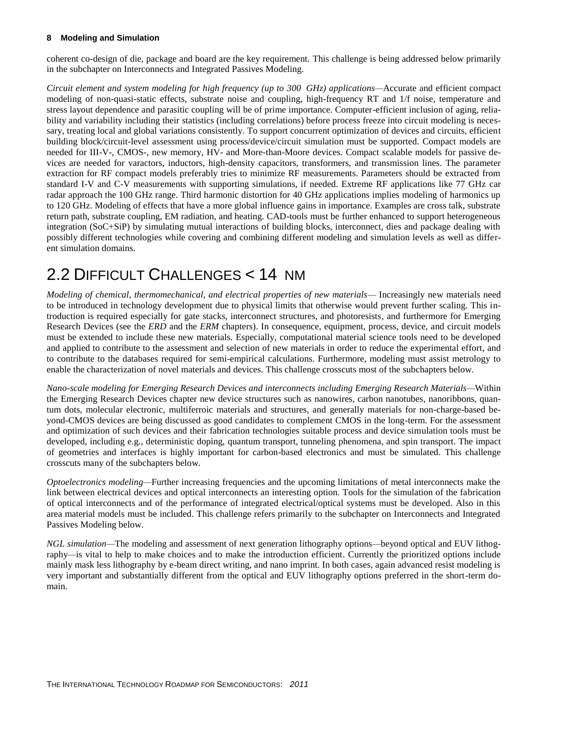coherent co-design of die, package and board are the key requirement. This challenge is being addressed below primarily in the subchapter on Interconnects and Integrated Passives Modeling.

*Circuit element and system modeling for high frequency (up to 300 GHz) applications*—Accurate and efficient compact modeling of non-quasi-static effects, substrate noise and coupling, high-frequency RT and 1/f noise, temperature and stress layout dependence and parasitic coupling will be of prime importance. Computer-efficient inclusion of aging, reliability and variability including their statistics (including correlations) before process freeze into circuit modeling is necessary, treating local and global variations consistently. To support concurrent optimization of devices and circuits, efficient building block/circuit-level assessment using process/device/circuit simulation must be supported. Compact models are needed for III-V-, CMOS-, new memory, HV- and More-than-Moore devices. Compact scalable models for passive devices are needed for varactors, inductors, high-density capacitors, transformers, and transmission lines. The parameter extraction for RF compact models preferably tries to minimize RF measurements. Parameters should be extracted from standard I-V and C-V measurements with supporting simulations, if needed. Extreme RF applications like 77 GHz car radar approach the 100 GHz range. Third harmonic distortion for 40 GHz applications implies modeling of harmonics up to 120 GHz. Modeling of effects that have a more global influence gains in importance. Examples are cross talk, substrate return path, substrate coupling, EM radiation, and heating. CAD-tools must be further enhanced to support heterogeneous integration (SoC+SiP) by simulating mutual interactions of building blocks, interconnect, dies and package dealing with possibly different technologies while covering and combining different modeling and simulation levels as well as different simulation domains.

## 2.2 Difficult Challenges < 14 nm

*Modeling of chemical, thermomechanical, and electrical properties of new materials*— Increasingly new materials need to be introduced in technology development due to physical limits that otherwise would prevent further scaling. This introduction is required especially for gate stacks, interconnect structures, and photoresists, and furthermore for Emerging Research Devices (see the *ERD* and the *ERM* chapters). In consequence, equipment, process, device, and circuit models must be extended to include these new materials. Especially, computational material science tools need to be developed and applied to contribute to the assessment and selection of new materials in order to reduce the experimental effort, and to contribute to the databases required for semi-empirical calculations. Furthermore, modeling must assist metrology to enable the characterization of novel materials and devices. This challenge crosscuts most of the subchapters below.

*Nano-scale modeling for Emerging Research Devices and interconnects including Emerging Research Materials*—Within the Emerging Research Devices chapter new device structures such as nanowires, carbon nanotubes, nanoribbons, quantum dots, molecular electronic, multiferroic materials and structures, and generally materials for non-charge-based beyond-CMOS devices are being discussed as good candidates to complement CMOS in the long-term. For the assessment and optimization of such devices and their fabrication technologies suitable process and device simulation tools must be developed, including e.g., deterministic doping, quantum transport, tunneling phenomena, and spin transport. The impact of geometries and interfaces is highly important for carbon-based electronics and must be simulated. This challenge crosscuts many of the subchapters below.

*Optoelectronics modeling*—Further increasing frequencies and the upcoming limitations of metal interconnects make the link between electrical devices and optical interconnects an interesting option. Tools for the simulation of the fabrication of optical interconnects and of the performance of integrated electrical/optical systems must be developed. Also in this area material models must be included. This challenge refers primarily to the subchapter on Interconnects and Integrated Passives Modeling below.

*NGL simulation*—The modeling and assessment of next generation lithography options—beyond optical and EUV lithography—is vital to help to make choices and to make the introduction efficient. Currently the prioritized options include mainly mask less lithography by e-beam direct writing, and nano imprint. In both cases, again advanced resist modeling is very important and substantially different from the optical and EUV lithography options preferred in the short-term domain.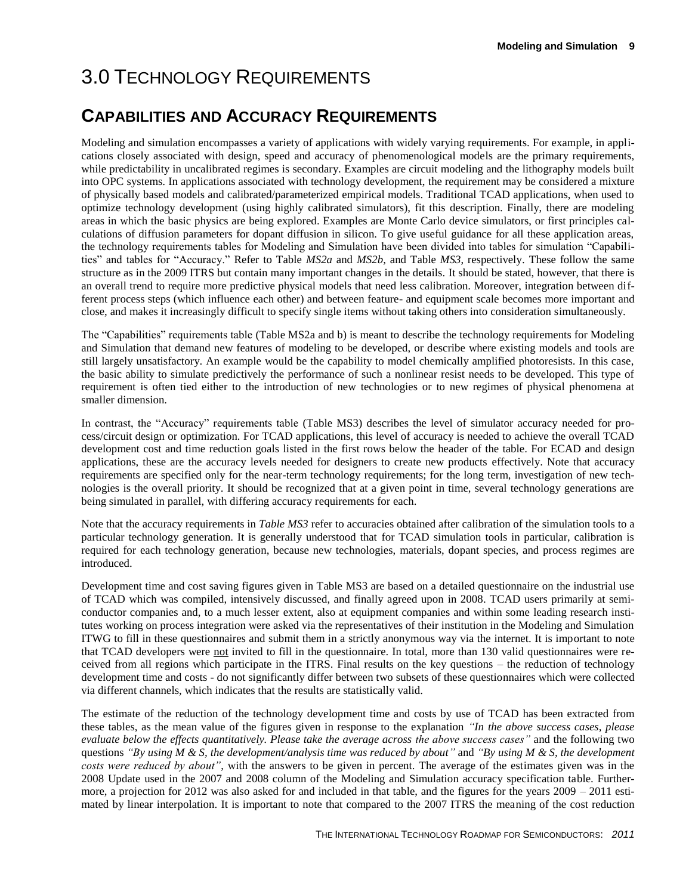# 3.0 TECHNOLOGY REQUIREMENTS

## CAPABILITIES AND ACCURACY REQUIREMENTS

Modeling and simulation encompasses a variety of applications with widely varying requirements. For example, in applications closely associated with design, speed and accuracy of phenomenological models are the primary requirements, while predictability in uncalibrated regimes is secondary. Examples are circuit modeling and the lithography models built into OPC systems. In applications associated with technology development, the requirement may be considered a mixture of physically based models and calibrated/parameterized empirical models. Traditional TCAD applications, when used to optimize technology development (using highly calibrated simulators), fit this description. Finally, there are modeling areas in which the basic physics are being explored. Examples are Monte Carlo device simulators, or first principles calculations of diffusion parameters for dopant diffusion in silicon. To give useful guidance for all these application areas, the technology requirements tables for Modeling and Simulation have been divided into tables for simulation "Capabilities" and tables for "Accuracy." Refer to Table *MS2a* and *MS2b*, and Table *MS3*, respectively. These follow the same structure as in the 2009 ITRS but contain many important changes in the details. It should be stated, however, that there is an overall trend to require more predictive physical models that need less calibration. Moreover, integration between different process steps (which influence each other) and between feature- and equipment scale becomes more important and close, and makes it increasingly difficult to specify single items without taking others into consideration simultaneously.

The "Capabilities" requirements table (Table MS2a and b) is meant to describe the technology requirements for Modeling and Simulation that demand new features of modeling to be developed, or describe where existing models and tools are still largely unsatisfactory. An example would be the capability to model chemically amplified photoresists. In this case, the basic ability to simulate predictively the performance of such a nonlinear resist needs to be developed. This type of requirement is often tied either to the introduction of new technologies or to new regimes of physical phenomena at smaller dimension.

In contrast, the "Accuracy" requirements table (Table MS3) describes the level of simulator accuracy needed for process/circuit design or optimization. For TCAD applications, this level of accuracy is needed to achieve the overall TCAD development cost and time reduction goals listed in the first rows below the header of the table. For ECAD and design applications, these are the accuracy levels needed for designers to create new products effectively. Note that accuracy requirements are specified only for the near-term technology requirements; for the long term, investigation of new technologies is the overall priority. It should be recognized that at a given point in time, several technology generations are being simulated in parallel, with differing accuracy requirements for each.

Note that the accuracy requirements in *Table MS3* refer to accuracies obtained after calibration of the simulation tools to a particular technology generation. It is generally understood that for TCAD simulation tools in particular, calibration is required for each technology generation, because new technologies, materials, dopant species, and process regimes are introduced.

Development time and cost saving figures given in Table MS3 are based on a detailed questionnaire on the industrial use of TCAD which was compiled, intensively discussed, and finally agreed upon in 2008. TCAD users primarily at semiconductor companies and, to a much lesser extent, also at equipment companies and within some leading research institutes working on process integration were asked via the representatives of their institution in the Modeling and Simulation ITWG to fill in these questionnaires and submit them in a strictly anonymous way via the internet. It is important to note that TCAD developers were <u>not</u> invited to fill in the questionnaire. In total, more than 130 valid questionnaires were received from all regions which participate in the ITRS. Final results on the key questions – the reduction of technology development time and costs - do not significantly differ between two subsets of these questionnaires which were collected via different channels, which indicates that the results are statistically valid.

The estimate of the reduction of the technology development time and costs by use of TCAD has been extracted from these tables, as the mean value of the figures given in response to the explanation *"In the above success cases, please evaluate below the effects quantitatively. Please take the average across the above success cases"* and the following two questions *"By using M & S, the development/analysis time was reduced by about"* and *"By using M & S, the development costs were reduced by about"*, with the answers to be given in percent. The average of the estimates given was in the 2008 Update used in the 2007 and 2008 column of the Modeling and Simulation accuracy specification table. Furthermore, a projection for 2012 was also asked for and included in that table, and the figures for the years 2009 – 2011 estimated by linear interpolation. It is important to note that compared to the 2007 ITRS the meaning of the cost reduction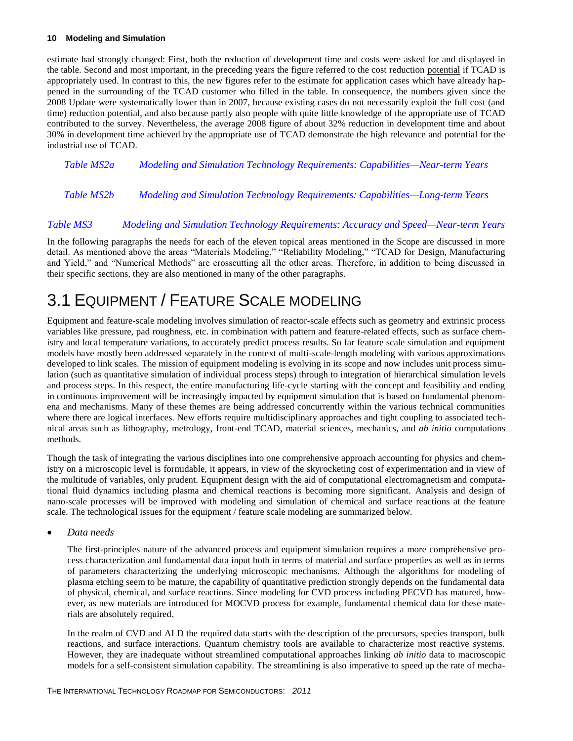estimate had strongly changed: First, both the reduction of development time and costs were asked for and displayed in the table. Second and most important, in the preceding years the figure referred to the cost reduction potential if TCAD is appropriately used. In contrast to this, the new figures refer to the estimate for application cases which have already happened in the surrounding of the TCAD customer who filled in the table. In consequence, the numbers given since the 2008 Update were systematically lower than in 2007, because existing cases do not necessarily exploit the full cost (and time) reduction potential, and also because partly also people with quite little knowledge of the appropriate use of TCAD contributed to the survey. Nevertheless, the average 2008 figure of about 32% reduction in development time and about 30% in development time achieved by the appropriate use of TCAD demonstrate the high relevance and potential for the industrial use of TCAD.

*Table MS2a Modeling and Simulation Technology Requirements: Capabilities—Near-term Years*

*Table MS2b Modeling and Simulation Technology Requirements: Capabilities—Long-term Years*

*Table MS3 Modeling and Simulation Technology Requirements: Accuracy and Speed—Near-term Years*

In the following paragraphs the needs for each of the eleven topical areas mentioned in the Scope are discussed in more detail. As mentioned above the areas "Materials Modeling," "Reliability Modeling," "TCAD for Design, Manufacturing and Yield," and "Numerical Methods" are crosscutting all the other areas. Therefore, in addition to being discussed in their specific sections, they are also mentioned in many of the other paragraphs.

# 3.1 Equipment / Feature Scale Modeling

Equipment and feature-scale modeling involves simulation of reactor-scale effects such as geometry and extrinsic process variables like pressure, pad roughness, etc. in combination with pattern and feature-related effects, such as surface chemistry and local temperature variations, to accurately predict process results. So far feature scale simulation and equipment models have mostly been addressed separately in the context of multi-scale-length modeling with various approximations developed to link scales. The mission of equipment modeling is evolving in its scope and now includes unit process simulation (such as quantitative simulation of individual process steps) through to integration of hierarchical simulation levels and process steps. In this respect, the entire manufacturing life-cycle starting with the concept and feasibility and ending in continuous improvement will be increasingly impacted by equipment simulation that is based on fundamental phenomena and mechanisms. Many of these themes are being addressed concurrently within the various technical communities where there are logical interfaces. New efforts require multidisciplinary approaches and tight coupling to associated technical areas such as lithography, metrology, front-end TCAD, material sciences, mechanics, and *ab initio* computations methods.

Though the task of integrating the various disciplines into one comprehensive approach accounting for physics and chemistry on a microscopic level is formidable, it appears, in view of the skyrocketing cost of experimentation and in view of the multitude of variables, only prudent. Equipment design with the aid of computational electromagnetism and computational fluid dynamics including plasma and chemical reactions is becoming more significant. Analysis and design of nano-scale processes will be improved with modeling and simulation of chemical and surface reactions at the feature scale. The technological issues for the equipment / feature scale modeling are summarized below.

- *Data needs*

  The first-principles nature of the advanced process and equipment simulation requires a more comprehensive process characterization and fundamental data input both in terms of material and surface properties as well as in terms of parameters characterizing the underlying microscopic mechanisms. Although the algorithms for modeling of plasma etching seem to be mature, the capability of quantitative prediction strongly depends on the fundamental data of physical, chemical, and surface reactions. Since modeling for CVD process including PECVD has matured, however, as new materials are introduced for MOCVD process for example, fundamental chemical data for these materials are absolutely required.

  In the realm of CVD and ALD the required data starts with the description of the precursors, species transport, bulk reactions, and surface interactions. Quantum chemistry tools are available to characterize most reactive systems. However, they are inadequate without streamlined computational approaches linking *ab initio* data to macroscopic models for a self-consistent simulation capability. The streamlining is also imperative to speed up the rate of mecha-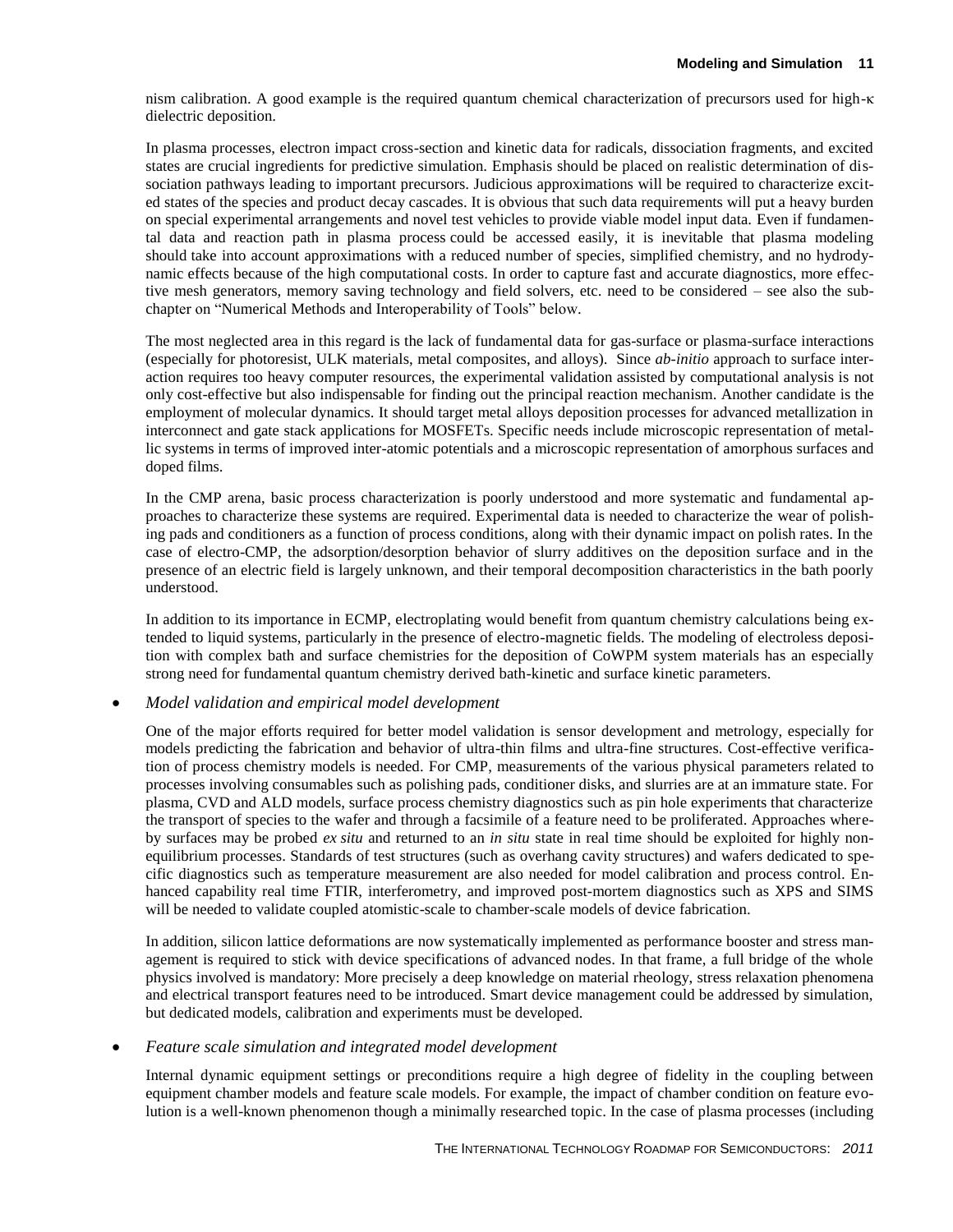nism calibration. A good example is the required quantum chemical characterization of precursors used for high-κ dielectric deposition.

In plasma processes, electron impact cross-section and kinetic data for radicals, dissociation fragments, and excited states are crucial ingredients for predictive simulation. Emphasis should be placed on realistic determination of dissociation pathways leading to important precursors. Judicious approximations will be required to characterize excited states of the species and product decay cascades. It is obvious that such data requirements will put a heavy burden on special experimental arrangements and novel test vehicles to provide viable model input data. Even if fundamental data and reaction path in plasma process could be accessed easily, it is inevitable that plasma modeling should take into account approximations with a reduced number of species, simplified chemistry, and no hydrodynamic effects because of the high computational costs. In order to capture fast and accurate diagnostics, more effective mesh generators, memory saving technology and field solvers, etc. need to be considered – see also the subchapter on "Numerical Methods and Interoperability of Tools" below.

The most neglected area in this regard is the lack of fundamental data for gas-surface or plasma-surface interactions (especially for photoresist, ULK materials, metal composites, and alloys). Since *ab-initio* approach to surface interaction requires too heavy computer resources, the experimental validation assisted by computational analysis is not only cost-effective but also indispensable for finding out the principal reaction mechanism. Another candidate is the employment of molecular dynamics. It should target metal alloys deposition processes for advanced metallization in interconnect and gate stack applications for MOSFETs. Specific needs include microscopic representation of metallic systems in terms of improved inter-atomic potentials and a microscopic representation of amorphous surfaces and doped films.

In the CMP arena, basic process characterization is poorly understood and more systematic and fundamental approaches to characterize these systems are required. Experimental data is needed to characterize the wear of polishing pads and conditioners as a function of process conditions, along with their dynamic impact on polish rates. In the case of electro-CMP, the adsorption/desorption behavior of slurry additives on the deposition surface and in the presence of an electric field is largely unknown, and their temporal decomposition characteristics in the bath poorly understood.

In addition to its importance in ECMP, electroplating would benefit from quantum chemistry calculations being extended to liquid systems, particularly in the presence of electro-magnetic fields. The modeling of electroless deposition with complex bath and surface chemistries for the deposition of CoWPM system materials has an especially strong need for fundamental quantum chemistry derived bath-kinetic and surface kinetic parameters.

- *Model validation and empirical model development*

One of the major efforts required for better model validation is sensor development and metrology, especially for models predicting the fabrication and behavior of ultra-thin films and ultra-fine structures. Cost-effective verification of process chemistry models is needed. For CMP, measurements of the various physical parameters related to processes involving consumables such as polishing pads, conditioner disks, and slurries are at an immature state. For plasma, CVD and ALD models, surface process chemistry diagnostics such as pin hole experiments that characterize the transport of species to the wafer and through a facsimile of a feature need to be proliferated. Approaches whereby surfaces may be probed *ex situ* and returned to an *in situ* state in real time should be exploited for highly non-equilibrium processes. Standards of test structures (such as overhang cavity structures) and wafers dedicated to specific diagnostics such as temperature measurement are also needed for model calibration and process control. Enhanced capability real time FTIR, interferometry, and improved post-mortem diagnostics such as XPS and SIMS will be needed to validate coupled atomistic-scale to chamber-scale models of device fabrication.

In addition, silicon lattice deformations are now systematically implemented as performance booster and stress management is required to stick with device specifications of advanced nodes. In that frame, a full bridge of the whole physics involved is mandatory: More precisely a deep knowledge on material rheology, stress relaxation phenomena and electrical transport features need to be introduced. Smart device management could be addressed by simulation, but dedicated models, calibration and experiments must be developed.

- *Feature scale simulation and integrated model development*

Internal dynamic equipment settings or preconditions require a high degree of fidelity in the coupling between equipment chamber models and feature scale models. For example, the impact of chamber condition on feature evolution is a well-known phenomenon though a minimally researched topic. In the case of plasma processes (including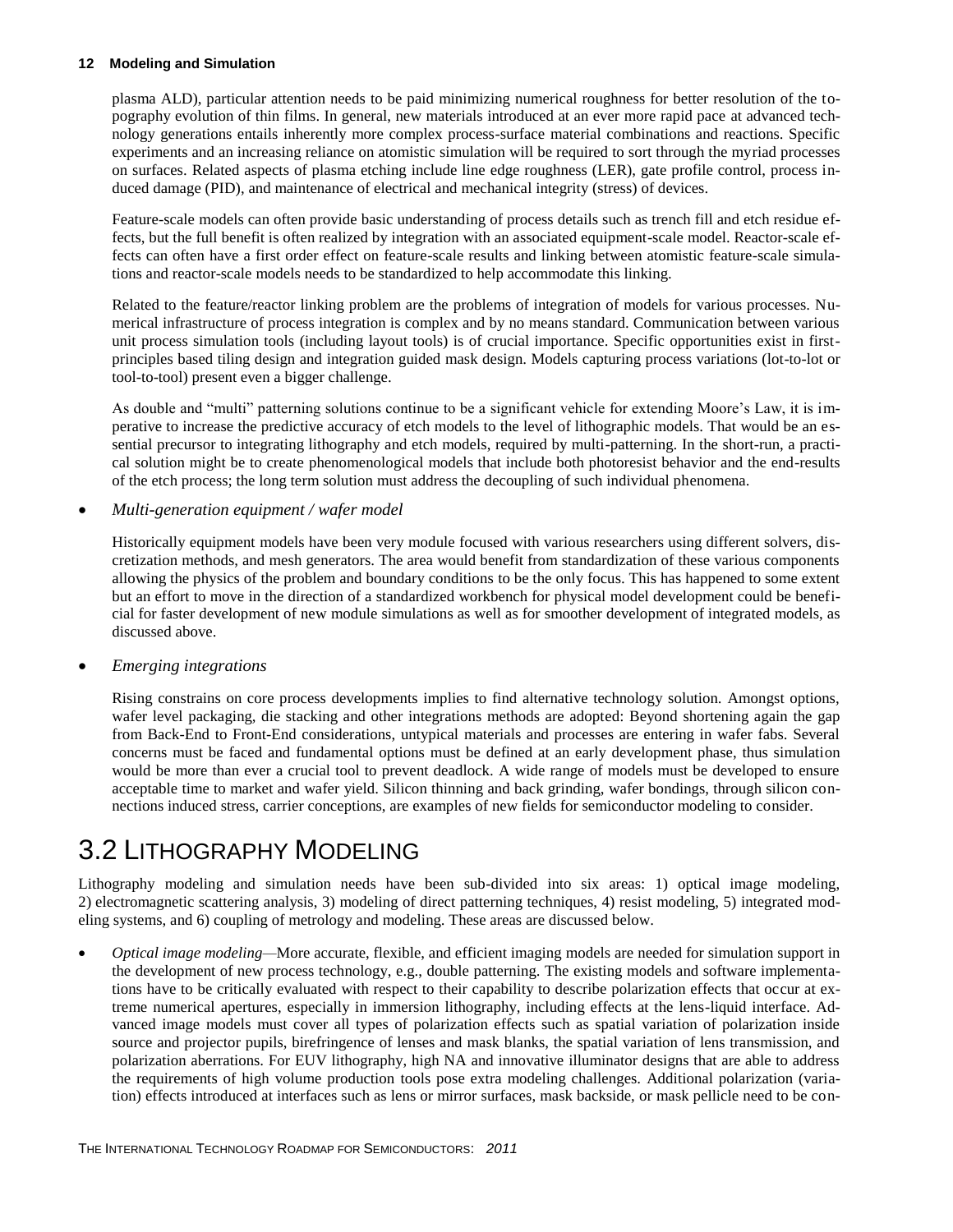plasma ALD), particular attention needs to be paid minimizing numerical roughness for better resolution of the topography evolution of thin films. In general, new materials introduced at an ever more rapid pace at advanced technology generations entails inherently more complex process-surface material combinations and reactions. Specific experiments and an increasing reliance on atomistic simulation will be required to sort through the myriad processes on surfaces. Related aspects of plasma etching include line edge roughness (LER), gate profile control, process induced damage (PID), and maintenance of electrical and mechanical integrity (stress) of devices.

Feature-scale models can often provide basic understanding of process details such as trench fill and etch residue effects, but the full benefit is often realized by integration with an associated equipment-scale model. Reactor-scale effects can often have a first order effect on feature-scale results and linking between atomistic feature-scale simulations and reactor-scale models needs to be standardized to help accommodate this linking.

Related to the feature/reactor linking problem are the problems of integration of models for various processes. Numerical infrastructure of process integration is complex and by no means standard. Communication between various unit process simulation tools (including layout tools) is of crucial importance. Specific opportunities exist in first-principles based tiling design and integration guided mask design. Models capturing process variations (lot-to-lot or tool-to-tool) present even a bigger challenge.

As double and "multi" patterning solutions continue to be a significant vehicle for extending Moore's Law, it is imperative to increase the predictive accuracy of etch models to the level of lithographic models. That would be an essential precursor to integrating lithography and etch models, required by multi-patterning. In the short-run, a practical solution might be to create phenomenological models that include both photoresist behavior and the end-results of the etch process; the long term solution must address the decoupling of such individual phenomena.

- *Multi-generation equipment / wafer model*

  Historically equipment models have been very module focused with various researchers using different solvers, discretization methods, and mesh generators. The area would benefit from standardization of these various components allowing the physics of the problem and boundary conditions to be the only focus. This has happened to some extent but an effort to move in the direction of a standardized workbench for physical model development could be beneficial for faster development of new module simulations as well as for smoother development of integrated models, as discussed above.

- *Emerging integrations*

  Rising constrains on core process developments implies to find alternative technology solution. Amongst options, wafer level packaging, die stacking and other integrations methods are adopted: Beyond shortening again the gap from Back-End to Front-End considerations, untypical materials and processes are entering in wafer fabs. Several concerns must be faced and fundamental options must be defined at an early development phase, thus simulation would be more than ever a crucial tool to prevent deadlock. A wide range of models must be developed to ensure acceptable time to market and wafer yield. Silicon thinning and back grinding, wafer bondings, through silicon connections induced stress, carrier conceptions, are examples of new fields for semiconductor modeling to consider.

## 3.2 Lithography Modeling

Lithography modeling and simulation needs have been sub-divided into six areas: 1) optical image modeling, 2) electromagnetic scattering analysis, 3) modeling of direct patterning techniques, 4) resist modeling, 5) integrated modeling systems, and 6) coupling of metrology and modeling. These areas are discussed below.

- *Optical image modeling*—More accurate, flexible, and efficient imaging models are needed for simulation support in the development of new process technology, e.g., double patterning. The existing models and software implementations have to be critically evaluated with respect to their capability to describe polarization effects that occur at extreme numerical apertures, especially in immersion lithography, including effects at the lens-liquid interface. Advanced image models must cover all types of polarization effects such as spatial variation of polarization inside source and projector pupils, birefringence of lenses and mask blanks, the spatial variation of lens transmission, and polarization aberrations. For EUV lithography, high NA and innovative illuminator designs that are able to address the requirements of high volume production tools pose extra modeling challenges. Additional polarization (variation) effects introduced at interfaces such as lens or mirror surfaces, mask backside, or mask pellicle need to be con-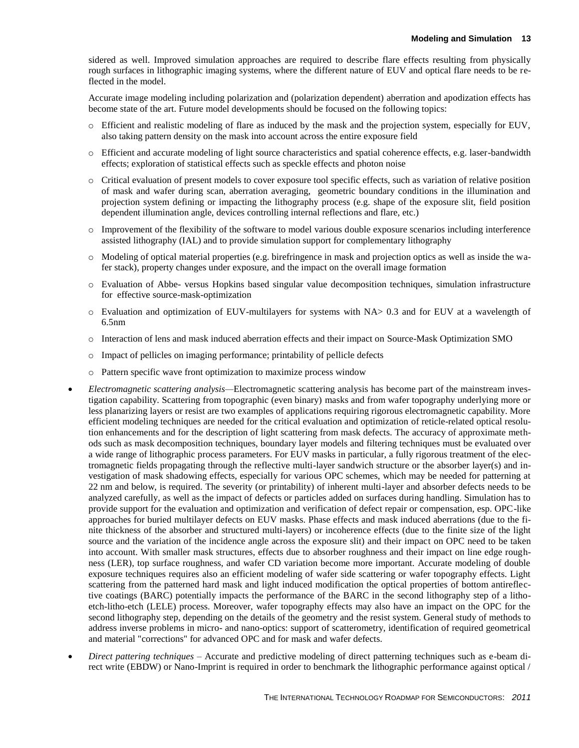sidered as well. Improved simulation approaches are required to describe flare effects resulting from physically rough surfaces in lithographic imaging systems, where the different nature of EUV and optical flare needs to be reflected in the model.

Accurate image modeling including polarization and (polarization dependent) aberration and apodization effects has become state of the art. Future model developments should be focused on the following topics:

- Efficient and realistic modeling of flare as induced by the mask and the projection system, especially for EUV, also taking pattern density on the mask into account across the entire exposure field
- Efficient and accurate modeling of light source characteristics and spatial coherence effects, e.g. laser-bandwidth effects; exploration of statistical effects such as speckle effects and photon noise
- Critical evaluation of present models to cover exposure tool specific effects, such as variation of relative position of mask and wafer during scan, aberration averaging, geometric boundary conditions in the illumination and projection system defining or impacting the lithography process (e.g. shape of the exposure slit, field position dependent illumination angle, devices controlling internal reflections and flare, etc.)
- Improvement of the flexibility of the software to model various double exposure scenarios including interference assisted lithography (IAL) and to provide simulation support for complementary lithography
- Modeling of optical material properties (e.g. birefringence in mask and projection optics as well as inside the wafer stack), property changes under exposure, and the impact on the overall image formation
- Evaluation of Abbe- versus Hopkins based singular value decomposition techniques, simulation infrastructure for effective source-mask-optimization
- Evaluation and optimization of EUV-multilayers for systems with NA> 0.3 and for EUV at a wavelength of 6.5nm
- Interaction of lens and mask induced aberration effects and their impact on Source-Mask Optimization SMO
- Impact of pellicles on imaging performance; printability of pellicle defects
- Pattern specific wave front optimization to maximize process window

- *Electromagnetic scattering analysis*—Electromagnetic scattering analysis has become part of the mainstream investigation capability. Scattering from topographic (even binary) masks and from wafer topography underlying more or less planarizing layers or resist are two examples of applications requiring rigorous electromagnetic capability. More efficient modeling techniques are needed for the critical evaluation and optimization of reticle-related optical resolution enhancements and for the description of light scattering from mask defects. The accuracy of approximate methods such as mask decomposition techniques, boundary layer models and filtering techniques must be evaluated over a wide range of lithographic process parameters. For EUV masks in particular, a fully rigorous treatment of the electromagnetic fields propagating through the reflective multi-layer sandwich structure or the absorber layer(s) and investigation of mask shadowing effects, especially for various OPC schemes, which may be needed for patterning at 22 nm and below, is required. The severity (or printability) of inherent multi-layer and absorber defects needs to be analyzed carefully, as well as the impact of defects or particles added on surfaces during handling. Simulation has to provide support for the evaluation and optimization and verification of defect repair or compensation, esp. OPC-like approaches for buried multilayer defects on EUV masks. Phase effects and mask induced aberrations (due to the finite thickness of the absorber and structured multi-layers) or incoherence effects (due to the finite size of the light source and the variation of the incidence angle across the exposure slit) and their impact on OPC need to be taken into account. With smaller mask structures, effects due to absorber roughness and their impact on line edge roughness (LER), top surface roughness, and wafer CD variation become more important. Accurate modeling of double exposure techniques requires also an efficient modeling of wafer side scattering or wafer topography effects. Light scattering from the patterned hard mask and light induced modification the optical properties of bottom antireflective coatings (BARC) potentially impacts the performance of the BARC in the second lithography step of a litho-etch-litho-etch (LELE) process. Moreover, wafer topography effects may also have an impact on the OPC for the second lithography step, depending on the details of the geometry and the resist system. General study of methods to address inverse problems in micro- and nano-optics: support of scatterometry, identification of required geometrical and material "corrections" for advanced OPC and for mask and wafer defects.
- *Direct pattering techniques* – Accurate and predictive modeling of direct patterning techniques such as e-beam direct write (EBDW) or Nano-Imprint is required in order to benchmark the lithographic performance against optical /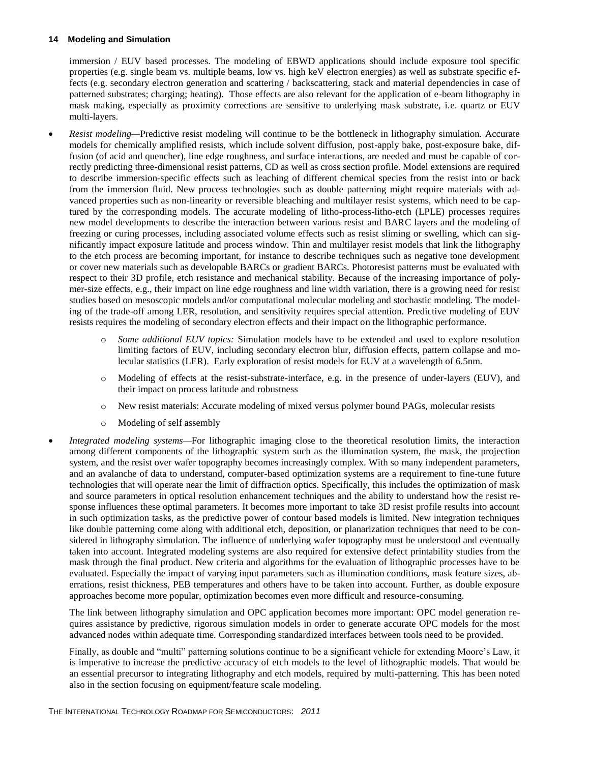immersion / EUV based processes. The modeling of EBWD applications should include exposure tool specific properties (e.g. single beam vs. multiple beams, low vs. high keV electron energies) as well as substrate specific effects (e.g. secondary electron generation and scattering / backscattering, stack and material dependencies in case of patterned substrates; charging; heating). Those effects are also relevant for the application of e-beam lithography in mask making, especially as proximity corrections are sensitive to underlying mask substrate, i.e. quartz or EUV multi-layers.

- *Resist modeling*—Predictive resist modeling will continue to be the bottleneck in lithography simulation. Accurate models for chemically amplified resists, which include solvent diffusion, post-apply bake, post-exposure bake, diffusion (of acid and quencher), line edge roughness, and surface interactions, are needed and must be capable of correctly predicting three-dimensional resist patterns, CD as well as cross section profile. Model extensions are required to describe immersion-specific effects such as leaching of different chemical species from the resist into or back from the immersion fluid. New process technologies such as double patterning might require materials with advanced properties such as non-linearity or reversible bleaching and multilayer resist systems, which need to be captured by the corresponding models. The accurate modeling of litho-process-litho-etch (LPLE) processes requires new model developments to describe the interaction between various resist and BARC layers and the modeling of freezing or curing processes, including associated volume effects such as resist sliming or swelling, which can significantly impact exposure latitude and process window. Thin and multilayer resist models that link the lithography to the etch process are becoming important, for instance to describe techniques such as negative tone development or cover new materials such as developable BARCs or gradient BARCs. Photoresist patterns must be evaluated with respect to their 3D profile, etch resistance and mechanical stability. Because of the increasing importance of polymer-size effects, e.g., their impact on line edge roughness and line width variation, there is a growing need for resist studies based on mesoscopic models and/or computational molecular modeling and stochastic modeling. The modeling of the trade-off among LER, resolution, and sensitivity requires special attention. Predictive modeling of EUV resists requires the modeling of secondary electron effects and their impact on the lithographic performance.
    - *Some additional EUV topics:* Simulation models have to be extended and used to explore resolution limiting factors of EUV, including secondary electron blur, diffusion effects, pattern collapse and molecular statistics (LER). Early exploration of resist models for EUV at a wavelength of 6.5nm.
    - Modeling of effects at the resist-substrate-interface, e.g. in the presence of under-layers (EUV), and their impact on process latitude and robustness
    - New resist materials: Accurate modeling of mixed versus polymer bound PAGs, molecular resists
    - Modeling of self assembly
- *Integrated modeling systems*—For lithographic imaging close to the theoretical resolution limits, the interaction among different components of the lithographic system such as the illumination system, the mask, the projection system, and the resist over wafer topography becomes increasingly complex. With so many independent parameters, and an avalanche of data to understand, computer-based optimization systems are a requirement to fine-tune future technologies that will operate near the limit of diffraction optics. Specifically, this includes the optimization of mask and source parameters in optical resolution enhancement techniques and the ability to understand how the resist response influences these optimal parameters. It becomes more important to take 3D resist profile results into account in such optimization tasks, as the predictive power of contour based models is limited. New integration techniques like double patterning come along with additional etch, deposition, or planarization techniques that need to be considered in lithography simulation. The influence of underlying wafer topography must be understood and eventually taken into account. Integrated modeling systems are also required for extensive defect printability studies from the mask through the final product. New criteria and algorithms for the evaluation of lithographic processes have to be evaluated. Especially the impact of varying input parameters such as illumination conditions, mask feature sizes, aberrations, resist thickness, PEB temperatures and others have to be taken into account. Further, as double exposure approaches become more popular, optimization becomes even more difficult and resource-consuming.

  The link between lithography simulation and OPC application becomes more important: OPC model generation requires assistance by predictive, rigorous simulation models in order to generate accurate OPC models for the most advanced nodes within adequate time. Corresponding standardized interfaces between tools need to be provided.

  Finally, as double and "multi" patterning solutions continue to be a significant vehicle for extending Moore's Law, it is imperative to increase the predictive accuracy of etch models to the level of lithographic models. That would be an essential precursor to integrating lithography and etch models, required by multi-patterning. This has been noted also in the section focusing on equipment/feature scale modeling.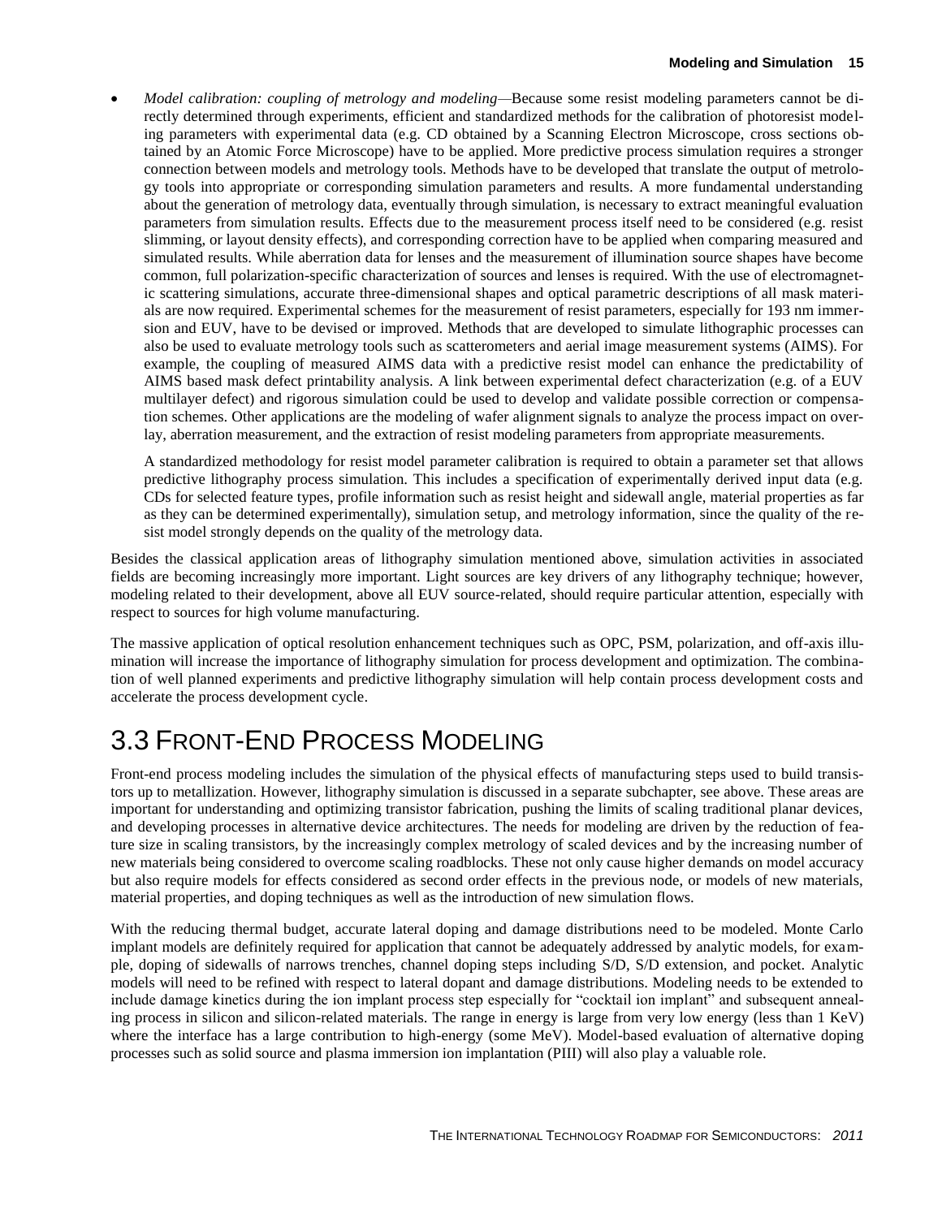- *Model calibration: coupling of metrology and modeling*—Because some resist modeling parameters cannot be directly determined through experiments, efficient and standardized methods for the calibration of photoresist modeling parameters with experimental data (e.g. CD obtained by a Scanning Electron Microscope, cross sections obtained by an Atomic Force Microscope) have to be applied. More predictive process simulation requires a stronger connection between models and metrology tools. Methods have to be developed that translate the output of metrology tools into appropriate or corresponding simulation parameters and results. A more fundamental understanding about the generation of metrology data, eventually through simulation, is necessary to extract meaningful evaluation parameters from simulation results. Effects due to the measurement process itself need to be considered (e.g. resist slimming, or layout density effects), and corresponding correction have to be applied when comparing measured and simulated results. While aberration data for lenses and the measurement of illumination source shapes have become common, full polarization-specific characterization of sources and lenses is required. With the use of electromagnetic scattering simulations, accurate three-dimensional shapes and optical parametric descriptions of all mask materials are now required. Experimental schemes for the measurement of resist parameters, especially for 193 nm immersion and EUV, have to be devised or improved. Methods that are developed to simulate lithographic processes can also be used to evaluate metrology tools such as scatterometers and aerial image measurement systems (AIMS). For example, the coupling of measured AIMS data with a predictive resist model can enhance the predictability of AIMS based mask defect printability analysis. A link between experimental defect characterization (e.g. of a EUV multilayer defect) and rigorous simulation could be used to develop and validate possible correction or compensation schemes. Other applications are the modeling of wafer alignment signals to analyze the process impact on overlay, aberration measurement, and the extraction of resist modeling parameters from appropriate measurements.

  A standardized methodology for resist model parameter calibration is required to obtain a parameter set that allows predictive lithography process simulation. This includes a specification of experimentally derived input data (e.g. CDs for selected feature types, profile information such as resist height and sidewall angle, material properties as far as they can be determined experimentally), simulation setup, and metrology information, since the quality of the resist model strongly depends on the quality of the metrology data.

Besides the classical application areas of lithography simulation mentioned above, simulation activities in associated fields are becoming increasingly more important. Light sources are key drivers of any lithography technique; however, modeling related to their development, above all EUV source-related, should require particular attention, especially with respect to sources for high volume manufacturing.

The massive application of optical resolution enhancement techniques such as OPC, PSM, polarization, and off-axis illumination will increase the importance of lithography simulation for process development and optimization. The combination of well planned experiments and predictive lithography simulation will help contain process development costs and accelerate the process development cycle.

# 3.3 Front-End Process Modeling

Front-end process modeling includes the simulation of the physical effects of manufacturing steps used to build transistors up to metallization. However, lithography simulation is discussed in a separate subchapter, see above. These areas are important for understanding and optimizing transistor fabrication, pushing the limits of scaling traditional planar devices, and developing processes in alternative device architectures. The needs for modeling are driven by the reduction of feature size in scaling transistors, by the increasingly complex metrology of scaled devices and by the increasing number of new materials being considered to overcome scaling roadblocks. These not only cause higher demands on model accuracy but also require models for effects considered as second order effects in the previous node, or models of new materials, material properties, and doping techniques as well as the introduction of new simulation flows.

With the reducing thermal budget, accurate lateral doping and damage distributions need to be modeled. Monte Carlo implant models are definitely required for application that cannot be adequately addressed by analytic models, for example, doping of sidewalls of narrows trenches, channel doping steps including S/D, S/D extension, and pocket. Analytic models will need to be refined with respect to lateral dopant and damage distributions. Modeling needs to be extended to include damage kinetics during the ion implant process step especially for "cocktail ion implant" and subsequent annealing process in silicon and silicon-related materials. The range in energy is large from very low energy (less than 1 KeV) where the interface has a large contribution to high-energy (some MeV). Model-based evaluation of alternative doping processes such as solid source and plasma immersion ion implantation (PIII) will also play a valuable role.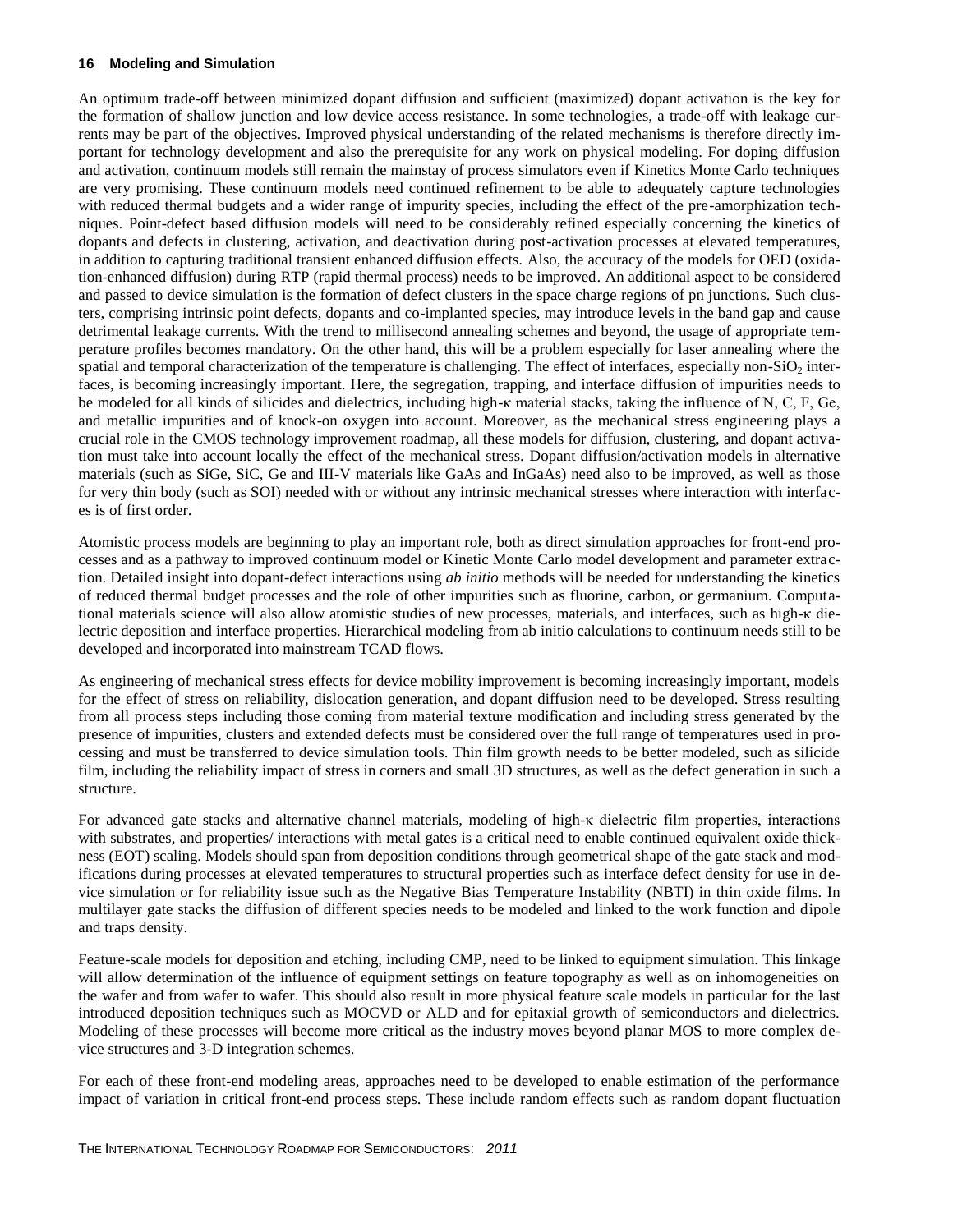An optimum trade-off between minimized dopant diffusion and sufficient (maximized) dopant activation is the key for the formation of shallow junction and low device access resistance. In some technologies, a trade-off with leakage currents may be part of the objectives. Improved physical understanding of the related mechanisms is therefore directly important for technology development and also the prerequisite for any work on physical modeling. For doping diffusion and activation, continuum models still remain the mainstay of process simulators even if Kinetics Monte Carlo techniques are very promising. These continuum models need continued refinement to be able to adequately capture technologies with reduced thermal budgets and a wider range of impurity species, including the effect of the pre-amorphization techniques. Point-defect based diffusion models will need to be considerably refined especially concerning the kinetics of dopants and defects in clustering, activation, and deactivation during post-activation processes at elevated temperatures, in addition to capturing traditional transient enhanced diffusion effects. Also, the accuracy of the models for OED (oxidation-enhanced diffusion) during RTP (rapid thermal process) needs to be improved. An additional aspect to be considered and passed to device simulation is the formation of defect clusters in the space charge regions of pn junctions. Such clusters, comprising intrinsic point defects, dopants and co-implanted species, may introduce levels in the band gap and cause detrimental leakage currents. With the trend to millisecond annealing schemes and beyond, the usage of appropriate temperature profiles becomes mandatory. On the other hand, this will be a problem especially for laser annealing where the spatial and temporal characterization of the temperature is challenging. The effect of interfaces, especially non-$SiO_2$ interfaces, is becoming increasingly important. Here, the segregation, trapping, and interface diffusion of impurities needs to be modeled for all kinds of silicides and dielectrics, including high-κ material stacks, taking the influence of N, C, F, Ge, and metallic impurities and of knock-on oxygen into account. Moreover, as the mechanical stress engineering plays a crucial role in the CMOS technology improvement roadmap, all these models for diffusion, clustering, and dopant activation must take into account locally the effect of the mechanical stress. Dopant diffusion/activation models in alternative materials (such as SiGe, SiC, Ge and III-V materials like GaAs and InGaAs) need also to be improved, as well as those for very thin body (such as SOI) needed with or without any intrinsic mechanical stresses where interaction with interfaces is of first order.

Atomistic process models are beginning to play an important role, both as direct simulation approaches for front-end processes and as a pathway to improved continuum model or Kinetic Monte Carlo model development and parameter extraction. Detailed insight into dopant-defect interactions using *ab initio* methods will be needed for understanding the kinetics of reduced thermal budget processes and the role of other impurities such as fluorine, carbon, or germanium. Computational materials science will also allow atomistic studies of new processes, materials, and interfaces, such as high-κ dielectric deposition and interface properties. Hierarchical modeling from ab initio calculations to continuum needs still to be developed and incorporated into mainstream TCAD flows.

As engineering of mechanical stress effects for device mobility improvement is becoming increasingly important, models for the effect of stress on reliability, dislocation generation, and dopant diffusion need to be developed. Stress resulting from all process steps including those coming from material texture modification and including stress generated by the presence of impurities, clusters and extended defects must be considered over the full range of temperatures used in processing and must be transferred to device simulation tools. Thin film growth needs to be better modeled, such as silicide film, including the reliability impact of stress in corners and small 3D structures, as well as the defect generation in such a structure.

For advanced gate stacks and alternative channel materials, modeling of high-κ dielectric film properties, interactions with substrates, and properties/ interactions with metal gates is a critical need to enable continued equivalent oxide thickness (EOT) scaling. Models should span from deposition conditions through geometrical shape of the gate stack and modifications during processes at elevated temperatures to structural properties such as interface defect density for use in device simulation or for reliability issue such as the Negative Bias Temperature Instability (NBTI) in thin oxide films. In multilayer gate stacks the diffusion of different species needs to be modeled and linked to the work function and dipole and traps density.

Feature-scale models for deposition and etching, including CMP, need to be linked to equipment simulation. This linkage will allow determination of the influence of equipment settings on feature topography as well as on inhomogeneities on the wafer and from wafer to wafer. This should also result in more physical feature scale models in particular for the last introduced deposition techniques such as MOCVD or ALD and for epitaxial growth of semiconductors and dielectrics. Modeling of these processes will become more critical as the industry moves beyond planar MOS to more complex device structures and 3-D integration schemes.

For each of these front-end modeling areas, approaches need to be developed to enable estimation of the performance impact of variation in critical front-end process steps. These include random effects such as random dopant fluctuation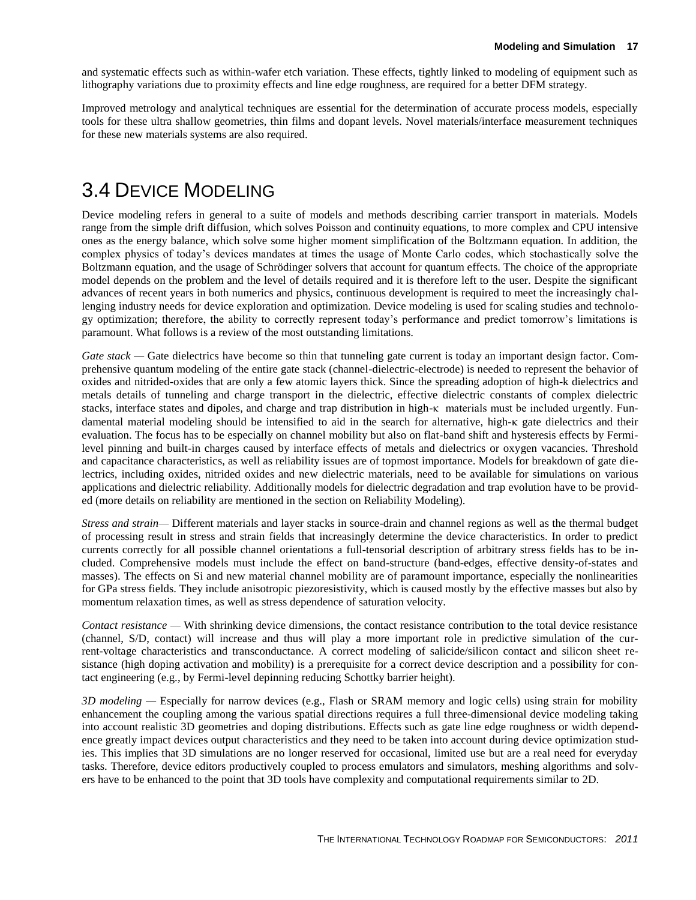and systematic effects such as within-wafer etch variation. These effects, tightly linked to modeling of equipment such as lithography variations due to proximity effects and line edge roughness, are required for a better DFM strategy.

Improved metrology and analytical techniques are essential for the determination of accurate process models, especially tools for these ultra shallow geometries, thin films and dopant levels. Novel materials/interface measurement techniques for these new materials systems are also required.

# 3.4 Device Modeling

Device modeling refers in general to a suite of models and methods describing carrier transport in materials. Models range from the simple drift diffusion, which solves Poisson and continuity equations, to more complex and CPU intensive ones as the energy balance, which solve some higher moment simplification of the Boltzmann equation. In addition, the complex physics of today's devices mandates at times the usage of Monte Carlo codes, which stochastically solve the Boltzmann equation, and the usage of Schrödinger solvers that account for quantum effects. The choice of the appropriate model depends on the problem and the level of details required and it is therefore left to the user. Despite the significant advances of recent years in both numerics and physics, continuous development is required to meet the increasingly challenging industry needs for device exploration and optimization. Device modeling is used for scaling studies and technology optimization; therefore, the ability to correctly represent today's performance and predict tomorrow's limitations is paramount. What follows is a review of the most outstanding limitations.

*Gate stack* — Gate dielectrics have become so thin that tunneling gate current is today an important design factor. Comprehensive quantum modeling of the entire gate stack (channel-dielectric-electrode) is needed to represent the behavior of oxides and nitrided-oxides that are only a few atomic layers thick. Since the spreading adoption of high-k dielectrics and metals details of tunneling and charge transport in the dielectric, effective dielectric constants of complex dielectric stacks, interface states and dipoles, and charge and trap distribution in high-κ materials must be included urgently. Fundamental material modeling should be intensified to aid in the search for alternative, high-κ gate dielectrics and their evaluation. The focus has to be especially on channel mobility but also on flat-band shift and hysteresis effects by Fermi-level pinning and built-in charges caused by interface effects of metals and dielectrics or oxygen vacancies. Threshold and capacitance characteristics, as well as reliability issues are of topmost importance. Models for breakdown of gate dielectrics, including oxides, nitrided oxides and new dielectric materials, need to be available for simulations on various applications and dielectric reliability. Additionally models for dielectric degradation and trap evolution have to be provided (more details on reliability are mentioned in the section on Reliability Modeling).

*Stress and strain*— Different materials and layer stacks in source-drain and channel regions as well as the thermal budget of processing result in stress and strain fields that increasingly determine the device characteristics. In order to predict currents correctly for all possible channel orientations a full-tensorial description of arbitrary stress fields has to be included. Comprehensive models must include the effect on band-structure (band-edges, effective density-of-states and masses). The effects on Si and new material channel mobility are of paramount importance, especially the nonlinearities for GPa stress fields. They include anisotropic piezoresistivity, which is caused mostly by the effective masses but also by momentum relaxation times, as well as stress dependence of saturation velocity.

*Contact resistance* — With shrinking device dimensions, the contact resistance contribution to the total device resistance (channel, S/D, contact) will increase and thus will play a more important role in predictive simulation of the current-voltage characteristics and transconductance. A correct modeling of salicide/silicon contact and silicon sheet resistance (high doping activation and mobility) is a prerequisite for a correct device description and a possibility for contact engineering (e.g., by Fermi-level depinning reducing Schottky barrier height).

*3D modeling* — Especially for narrow devices (e.g., Flash or SRAM memory and logic cells) using strain for mobility enhancement the coupling among the various spatial directions requires a full three-dimensional device modeling taking into account realistic 3D geometries and doping distributions. Effects such as gate line edge roughness or width dependence greatly impact devices output characteristics and they need to be taken into account during device optimization studies. This implies that 3D simulations are no longer reserved for occasional, limited use but are a real need for everyday tasks. Therefore, device editors productively coupled to process emulators and simulators, meshing algorithms and solvers have to be enhanced to the point that 3D tools have complexity and computational requirements similar to 2D.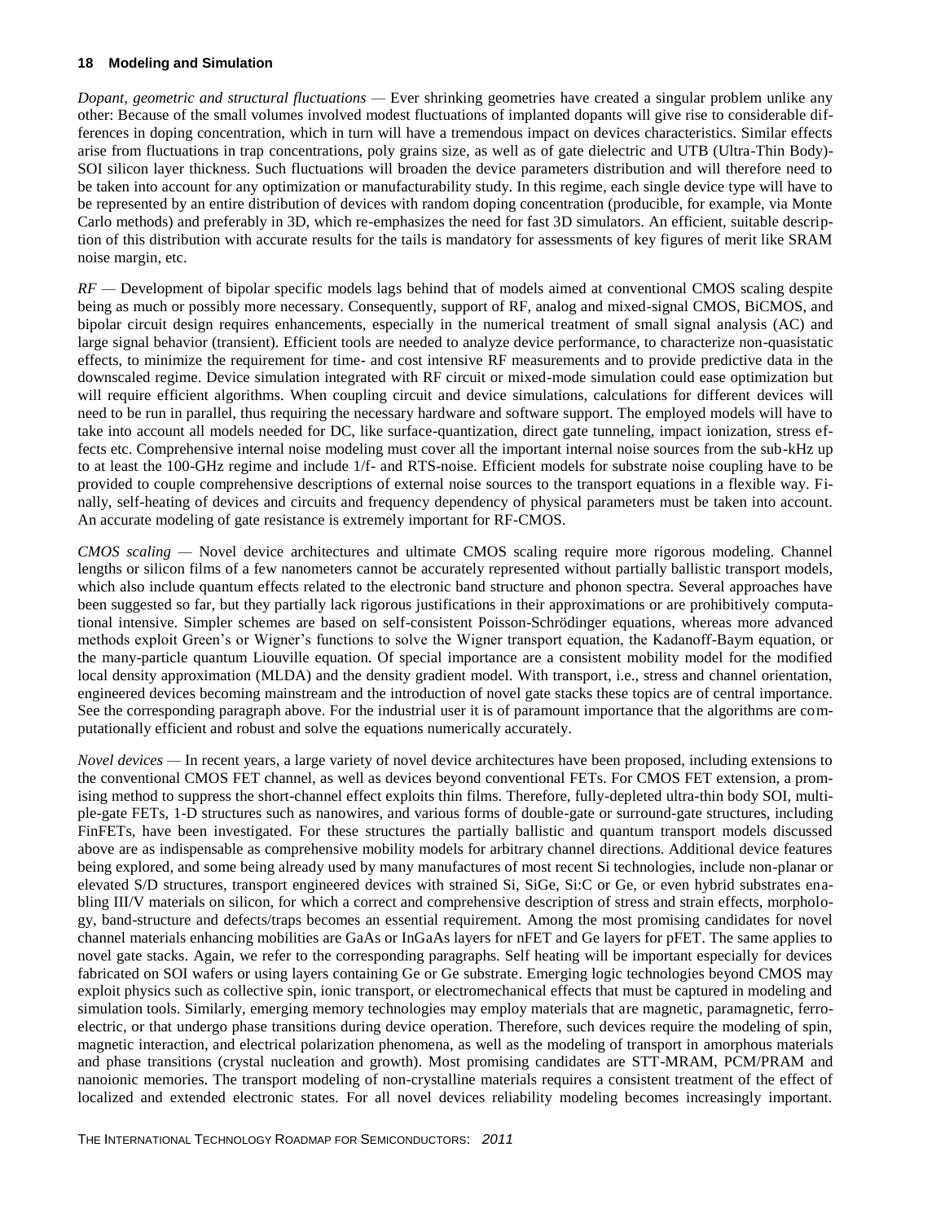*Dopant, geometric and structural fluctuations* — Ever shrinking geometries have created a singular problem unlike any other: Because of the small volumes involved modest fluctuations of implanted dopants will give rise to considerable differences in doping concentration, which in turn will have a tremendous impact on devices characteristics. Similar effects arise from fluctuations in trap concentrations, poly grains size, as well as of gate dielectric and UTB (Ultra-Thin Body)-SOI silicon layer thickness. Such fluctuations will broaden the device parameters distribution and will therefore need to be taken into account for any optimization or manufacturability study. In this regime, each single device type will have to be represented by an entire distribution of devices with random doping concentration (producible, for example, via Monte Carlo methods) and preferably in 3D, which re-emphasizes the need for fast 3D simulators. An efficient, suitable description of this distribution with accurate results for the tails is mandatory for assessments of key figures of merit like SRAM noise margin, etc.

*RF* — Development of bipolar specific models lags behind that of models aimed at conventional CMOS scaling despite being as much or possibly more necessary. Consequently, support of RF, analog and mixed-signal CMOS, BiCMOS, and bipolar circuit design requires enhancements, especially in the numerical treatment of small signal analysis (AC) and large signal behavior (transient). Efficient tools are needed to analyze device performance, to characterize non-quasistatic effects, to minimize the requirement for time- and cost intensive RF measurements and to provide predictive data in the downscaled regime. Device simulation integrated with RF circuit or mixed-mode simulation could ease optimization but will require efficient algorithms. When coupling circuit and device simulations, calculations for different devices will need to be run in parallel, thus requiring the necessary hardware and software support. The employed models will have to take into account all models needed for DC, like surface-quantization, direct gate tunneling, impact ionization, stress effects etc. Comprehensive internal noise modeling must cover all the important internal noise sources from the sub-kHz up to at least the 100-GHz regime and include 1/f- and RTS-noise. Efficient models for substrate noise coupling have to be provided to couple comprehensive descriptions of external noise sources to the transport equations in a flexible way. Finally, self-heating of devices and circuits and frequency dependency of physical parameters must be taken into account. An accurate modeling of gate resistance is extremely important for RF-CMOS.

*CMOS scaling* — Novel device architectures and ultimate CMOS scaling require more rigorous modeling. Channel lengths or silicon films of a few nanometers cannot be accurately represented without partially ballistic transport models, which also include quantum effects related to the electronic band structure and phonon spectra. Several approaches have been suggested so far, but they partially lack rigorous justifications in their approximations or are prohibitively computational intensive. Simpler schemes are based on self-consistent Poisson-Schrödinger equations, whereas more advanced methods exploit Green's or Wigner's functions to solve the Wigner transport equation, the Kadanoff-Baym equation, or the many-particle quantum Liouville equation. Of special importance are a consistent mobility model for the modified local density approximation (MLDA) and the density gradient model. With transport, i.e., stress and channel orientation, engineered devices becoming mainstream and the introduction of novel gate stacks these topics are of central importance. See the corresponding paragraph above. For the industrial user it is of paramount importance that the algorithms are computationally efficient and robust and solve the equations numerically accurately.

*Novel devices* — In recent years, a large variety of novel device architectures have been proposed, including extensions to the conventional CMOS FET channel, as well as devices beyond conventional FETs. For CMOS FET extension, a promising method to suppress the short-channel effect exploits thin films. Therefore, fully-depleted ultra-thin body SOI, multiple-gate FETs, 1-D structures such as nanowires, and various forms of double-gate or surround-gate structures, including FinFETs, have been investigated. For these structures the partially ballistic and quantum transport models discussed above are as indispensable as comprehensive mobility models for arbitrary channel directions. Additional device features being explored, and some being already used by many manufactures of most recent Si technologies, include non-planar or elevated S/D structures, transport engineered devices with strained Si, SiGe, Si:C or Ge, or even hybrid substrates enabling III/V materials on silicon, for which a correct and comprehensive description of stress and strain effects, morphology, band-structure and defects/traps becomes an essential requirement. Among the most promising candidates for novel channel materials enhancing mobilities are GaAs or InGaAs layers for nFET and Ge layers for pFET. The same applies to novel gate stacks. Again, we refer to the corresponding paragraphs. Self heating will be important especially for devices fabricated on SOI wafers or using layers containing Ge or Ge substrate. Emerging logic technologies beyond CMOS may exploit physics such as collective spin, ionic transport, or electromechanical effects that must be captured in modeling and simulation tools. Similarly, emerging memory technologies may employ materials that are magnetic, paramagnetic, ferroelectric, or that undergo phase transitions during device operation. Therefore, such devices require the modeling of spin, magnetic interaction, and electrical polarization phenomena, as well as the modeling of transport in amorphous materials and phase transitions (crystal nucleation and growth). Most promising candidates are STT-MRAM, PCM/PRAM and nanoionic memories. The transport modeling of non-crystalline materials requires a consistent treatment of the effect of localized and extended electronic states. For all novel devices reliability modeling becomes increasingly important.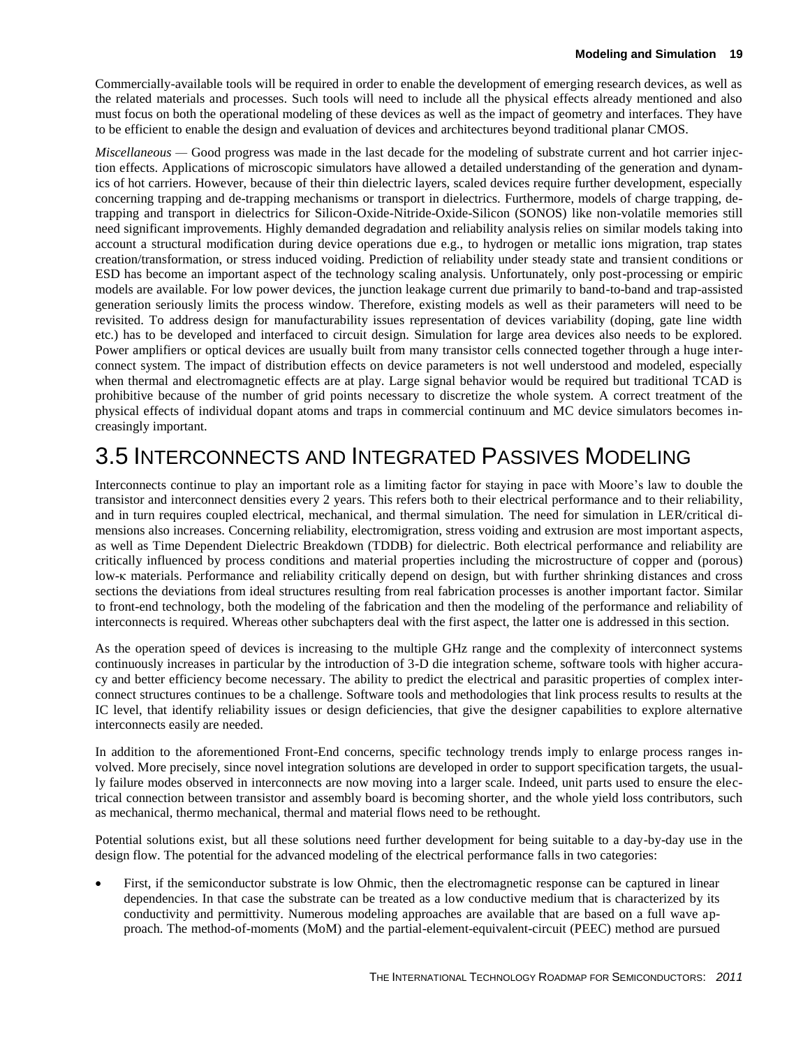Commercially-available tools will be required in order to enable the development of emerging research devices, as well as the related materials and processes. Such tools will need to include all the physical effects already mentioned and also must focus on both the operational modeling of these devices as well as the impact of geometry and interfaces. They have to be efficient to enable the design and evaluation of devices and architectures beyond traditional planar CMOS.

*Miscellaneous* — Good progress was made in the last decade for the modeling of substrate current and hot carrier injection effects. Applications of microscopic simulators have allowed a detailed understanding of the generation and dynamics of hot carriers. However, because of their thin dielectric layers, scaled devices require further development, especially concerning trapping and de-trapping mechanisms or transport in dielectrics. Furthermore, models of charge trapping, de-trapping and transport in dielectrics for Silicon-Oxide-Nitride-Oxide-Silicon (SONOS) like non-volatile memories still need significant improvements. Highly demanded degradation and reliability analysis relies on similar models taking into account a structural modification during device operations due e.g., to hydrogen or metallic ions migration, trap states creation/transformation, or stress induced voiding. Prediction of reliability under steady state and transient conditions or ESD has become an important aspect of the technology scaling analysis. Unfortunately, only post-processing or empiric models are available. For low power devices, the junction leakage current due primarily to band-to-band and trap-assisted generation seriously limits the process window. Therefore, existing models as well as their parameters will need to be revisited. To address design for manufacturability issues representation of devices variability (doping, gate line width etc.) has to be developed and interfaced to circuit design. Simulation for large area devices also needs to be explored. Power amplifiers or optical devices are usually built from many transistor cells connected together through a huge interconnect system. The impact of distribution effects on device parameters is not well understood and modeled, especially when thermal and electromagnetic effects are at play. Large signal behavior would be required but traditional TCAD is prohibitive because of the number of grid points necessary to discretize the whole system. A correct treatment of the physical effects of individual dopant atoms and traps in commercial continuum and MC device simulators becomes increasingly important.

# 3.5 Interconnects and Integrated Passives Modeling

Interconnects continue to play an important role as a limiting factor for staying in pace with Moore's law to double the transistor and interconnect densities every 2 years. This refers both to their electrical performance and to their reliability, and in turn requires coupled electrical, mechanical, and thermal simulation. The need for simulation in LER/critical dimensions also increases. Concerning reliability, electromigration, stress voiding and extrusion are most important aspects, as well as Time Dependent Dielectric Breakdown (TDDB) for dielectric. Both electrical performance and reliability are critically influenced by process conditions and material properties including the microstructure of copper and (porous) low-κ materials. Performance and reliability critically depend on design, but with further shrinking distances and cross sections the deviations from ideal structures resulting from real fabrication processes is another important factor. Similar to front-end technology, both the modeling of the fabrication and then the modeling of the performance and reliability of interconnects is required. Whereas other subchapters deal with the first aspect, the latter one is addressed in this section.

As the operation speed of devices is increasing to the multiple GHz range and the complexity of interconnect systems continuously increases in particular by the introduction of 3-D die integration scheme, software tools with higher accuracy and better efficiency become necessary. The ability to predict the electrical and parasitic properties of complex interconnect structures continues to be a challenge. Software tools and methodologies that link process results to results at the IC level, that identify reliability issues or design deficiencies, that give the designer capabilities to explore alternative interconnects easily are needed.

In addition to the aforementioned Front-End concerns, specific technology trends imply to enlarge process ranges involved. More precisely, since novel integration solutions are developed in order to support specification targets, the usually failure modes observed in interconnects are now moving into a larger scale. Indeed, unit parts used to ensure the electrical connection between transistor and assembly board is becoming shorter, and the whole yield loss contributors, such as mechanical, thermo mechanical, thermal and material flows need to be rethought.

Potential solutions exist, but all these solutions need further development for being suitable to a day-by-day use in the design flow. The potential for the advanced modeling of the electrical performance falls in two categories:

- First, if the semiconductor substrate is low Ohmic, then the electromagnetic response can be captured in linear dependencies. In that case the substrate can be treated as a low conductive medium that is characterized by its conductivity and permittivity. Numerous modeling approaches are available that are based on a full wave approach. The method-of-moments (MoM) and the partial-element-equivalent-circuit (PEEC) method are pursued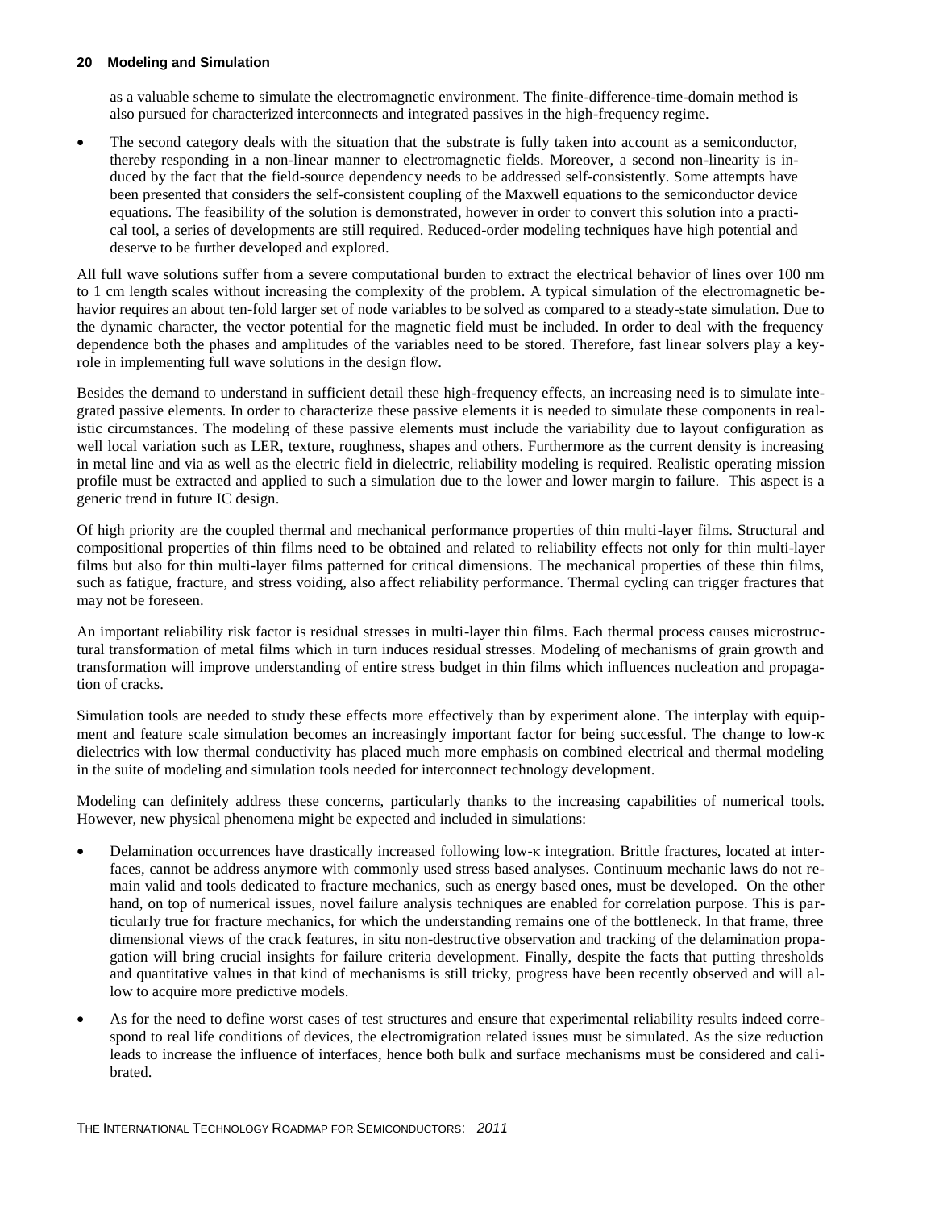as a valuable scheme to simulate the electromagnetic environment. The finite-difference-time-domain method is also pursued for characterized interconnects and integrated passives in the high-frequency regime.

- The second category deals with the situation that the substrate is fully taken into account as a semiconductor, thereby responding in a non-linear manner to electromagnetic fields. Moreover, a second non-linearity is induced by the fact that the field-source dependency needs to be addressed self-consistently. Some attempts have been presented that considers the self-consistent coupling of the Maxwell equations to the semiconductor device equations. The feasibility of the solution is demonstrated, however in order to convert this solution into a practical tool, a series of developments are still required. Reduced-order modeling techniques have high potential and deserve to be further developed and explored.

All full wave solutions suffer from a severe computational burden to extract the electrical behavior of lines over 100 nm to 1 cm length scales without increasing the complexity of the problem. A typical simulation of the electromagnetic behavior requires an about ten-fold larger set of node variables to be solved as compared to a steady-state simulation. Due to the dynamic character, the vector potential for the magnetic field must be included. In order to deal with the frequency dependence both the phases and amplitudes of the variables need to be stored. Therefore, fast linear solvers play a key-role in implementing full wave solutions in the design flow.

Besides the demand to understand in sufficient detail these high-frequency effects, an increasing need is to simulate integrated passive elements. In order to characterize these passive elements it is needed to simulate these components in realistic circumstances. The modeling of these passive elements must include the variability due to layout configuration as well local variation such as LER, texture, roughness, shapes and others. Furthermore as the current density is increasing in metal line and via as well as the electric field in dielectric, reliability modeling is required. Realistic operating mission profile must be extracted and applied to such a simulation due to the lower and lower margin to failure. This aspect is a generic trend in future IC design.

Of high priority are the coupled thermal and mechanical performance properties of thin multi-layer films. Structural and compositional properties of thin films need to be obtained and related to reliability effects not only for thin multi-layer films but also for thin multi-layer films patterned for critical dimensions. The mechanical properties of these thin films, such as fatigue, fracture, and stress voiding, also affect reliability performance. Thermal cycling can trigger fractures that may not be foreseen.

An important reliability risk factor is residual stresses in multi-layer thin films. Each thermal process causes microstructural transformation of metal films which in turn induces residual stresses. Modeling of mechanisms of grain growth and transformation will improve understanding of entire stress budget in thin films which influences nucleation and propagation of cracks.

Simulation tools are needed to study these effects more effectively than by experiment alone. The interplay with equipment and feature scale simulation becomes an increasingly important factor for being successful. The change to low-κ dielectrics with low thermal conductivity has placed much more emphasis on combined electrical and thermal modeling in the suite of modeling and simulation tools needed for interconnect technology development.

Modeling can definitely address these concerns, particularly thanks to the increasing capabilities of numerical tools. However, new physical phenomena might be expected and included in simulations:

- Delamination occurrences have drastically increased following low-κ integration. Brittle fractures, located at interfaces, cannot be address anymore with commonly used stress based analyses. Continuum mechanic laws do not remain valid and tools dedicated to fracture mechanics, such as energy based ones, must be developed. On the other hand, on top of numerical issues, novel failure analysis techniques are enabled for correlation purpose. This is particularly true for fracture mechanics, for which the understanding remains one of the bottleneck. In that frame, three dimensional views of the crack features, in situ non-destructive observation and tracking of the delamination propagation will bring crucial insights for failure criteria development. Finally, despite the facts that putting thresholds and quantitative values in that kind of mechanisms is still tricky, progress have been recently observed and will allow to acquire more predictive models.
- As for the need to define worst cases of test structures and ensure that experimental reliability results indeed correspond to real life conditions of devices, the electromigration related issues must be simulated. As the size reduction leads to increase the influence of interfaces, hence both bulk and surface mechanisms must be considered and calibrated.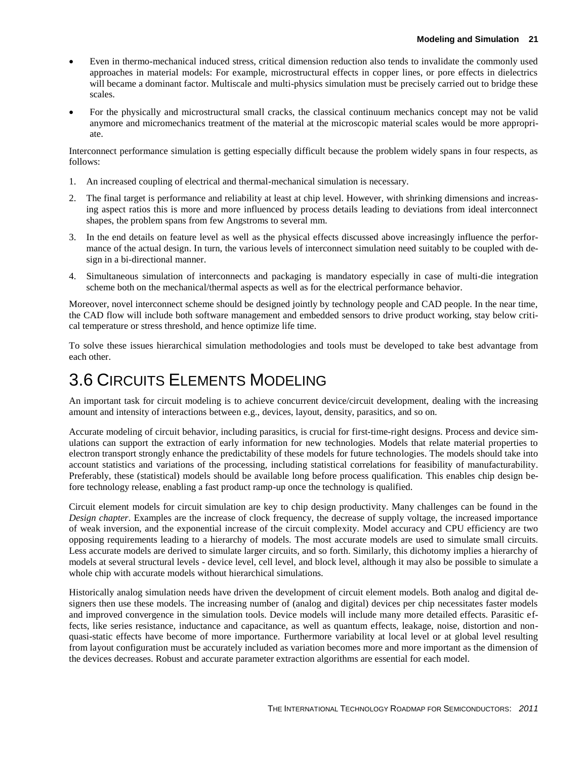- Even in thermo-mechanical induced stress, critical dimension reduction also tends to invalidate the commonly used approaches in material models: For example, microstructural effects in copper lines, or pore effects in dielectrics will became a dominant factor. Multiscale and multi-physics simulation must be precisely carried out to bridge these scales.
- For the physically and microstructural small cracks, the classical continuum mechanics concept may not be valid anymore and micromechanics treatment of the material at the microscopic material scales would be more appropriate.

Interconnect performance simulation is getting especially difficult because the problem widely spans in four respects, as follows:

1. An increased coupling of electrical and thermal-mechanical simulation is necessary.
2. The final target is performance and reliability at least at chip level. However, with shrinking dimensions and increasing aspect ratios this is more and more influenced by process details leading to deviations from ideal interconnect shapes, the problem spans from few Angstroms to several mm.
3. In the end details on feature level as well as the physical effects discussed above increasingly influence the performance of the actual design. In turn, the various levels of interconnect simulation need suitably to be coupled with design in a bi-directional manner.
4. Simultaneous simulation of interconnects and packaging is mandatory especially in case of multi-die integration scheme both on the mechanical/thermal aspects as well as for the electrical performance behavior.

Moreover, novel interconnect scheme should be designed jointly by technology people and CAD people. In the near time, the CAD flow will include both software management and embedded sensors to drive product working, stay below critical temperature or stress threshold, and hence optimize life time.

To solve these issues hierarchical simulation methodologies and tools must be developed to take best advantage from each other.

# 3.6 Circuits Elements Modeling

An important task for circuit modeling is to achieve concurrent device/circuit development, dealing with the increasing amount and intensity of interactions between e.g., devices, layout, density, parasitics, and so on.

Accurate modeling of circuit behavior, including parasitics, is crucial for first-time-right designs. Process and device simulations can support the extraction of early information for new technologies. Models that relate material properties to electron transport strongly enhance the predictability of these models for future technologies. The models should take into account statistics and variations of the processing, including statistical correlations for feasibility of manufacturability. Preferably, these (statistical) models should be available long before process qualification. This enables chip design before technology release, enabling a fast product ramp-up once the technology is qualified.

Circuit element models for circuit simulation are key to chip design productivity. Many challenges can be found in the *Design chapter*. Examples are the increase of clock frequency, the decrease of supply voltage, the increased importance of weak inversion, and the exponential increase of the circuit complexity. Model accuracy and CPU efficiency are two opposing requirements leading to a hierarchy of models. The most accurate models are used to simulate small circuits. Less accurate models are derived to simulate larger circuits, and so forth. Similarly, this dichotomy implies a hierarchy of models at several structural levels - device level, cell level, and block level, although it may also be possible to simulate a whole chip with accurate models without hierarchical simulations.

Historically analog simulation needs have driven the development of circuit element models. Both analog and digital designers then use these models. The increasing number of (analog and digital) devices per chip necessitates faster models and improved convergence in the simulation tools. Device models will include many more detailed effects. Parasitic effects, like series resistance, inductance and capacitance, as well as quantum effects, leakage, noise, distortion and non-quasi-static effects have become of more importance. Furthermore variability at local level or at global level resulting from layout configuration must be accurately included as variation becomes more and more important as the dimension of the devices decreases. Robust and accurate parameter extraction algorithms are essential for each model.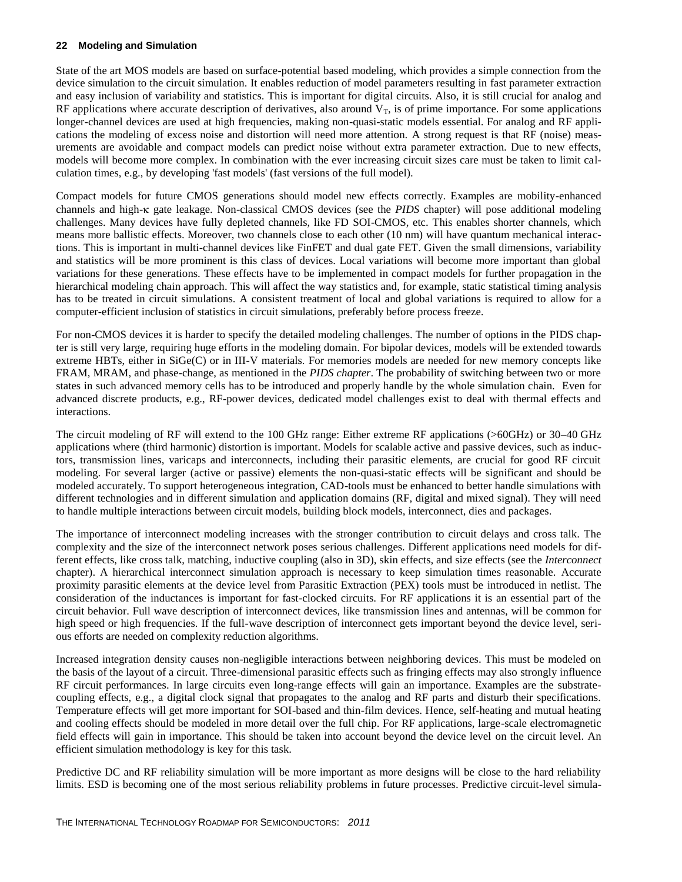State of the art MOS models are based on surface-potential based modeling, which provides a simple connection from the device simulation to the circuit simulation. It enables reduction of model parameters resulting in fast parameter extraction and easy inclusion of variability and statistics. This is important for digital circuits. Also, it is still crucial for analog and RF applications where accurate description of derivatives, also around $V_T$, is of prime importance. For some applications longer-channel devices are used at high frequencies, making non-quasi-static models essential. For analog and RF applications the modeling of excess noise and distortion will need more attention. A strong request is that RF (noise) measurements are avoidable and compact models can predict noise without extra parameter extraction. Due to new effects, models will become more complex. In combination with the ever increasing circuit sizes care must be taken to limit calculation times, e.g., by developing 'fast models' (fast versions of the full model).

Compact models for future CMOS generations should model new effects correctly. Examples are mobility-enhanced channels and high-κ gate leakage. Non-classical CMOS devices (see the *PIDS* chapter) will pose additional modeling challenges. Many devices have fully depleted channels, like FD SOI-CMOS, etc. This enables shorter channels, which means more ballistic effects. Moreover, two channels close to each other (10 nm) will have quantum mechanical interactions. This is important in multi-channel devices like FinFET and dual gate FET. Given the small dimensions, variability and statistics will be more prominent is this class of devices. Local variations will become more important than global variations for these generations. These effects have to be implemented in compact models for further propagation in the hierarchical modeling chain approach. This will affect the way statistics and, for example, static statistical timing analysis has to be treated in circuit simulations. A consistent treatment of local and global variations is required to allow for a computer-efficient inclusion of statistics in circuit simulations, preferably before process freeze.

For non-CMOS devices it is harder to specify the detailed modeling challenges. The number of options in the PIDS chapter is still very large, requiring huge efforts in the modeling domain. For bipolar devices, models will be extended towards extreme HBTs, either in SiGe(C) or in III-V materials. For memories models are needed for new memory concepts like FRAM, MRAM, and phase-change, as mentioned in the *PIDS chapter*. The probability of switching between two or more states in such advanced memory cells has to be introduced and properly handle by the whole simulation chain. Even for advanced discrete products, e.g., RF-power devices, dedicated model challenges exist to deal with thermal effects and interactions.

The circuit modeling of RF will extend to the 100 GHz range: Either extreme RF applications (>60GHz) or 30–40 GHz applications where (third harmonic) distortion is important. Models for scalable active and passive devices, such as inductors, transmission lines, varicaps and interconnects, including their parasitic elements, are crucial for good RF circuit modeling. For several larger (active or passive) elements the non-quasi-static effects will be significant and should be modeled accurately. To support heterogeneous integration, CAD-tools must be enhanced to better handle simulations with different technologies and in different simulation and application domains (RF, digital and mixed signal). They will need to handle multiple interactions between circuit models, building block models, interconnect, dies and packages.

The importance of interconnect modeling increases with the stronger contribution to circuit delays and cross talk. The complexity and the size of the interconnect network poses serious challenges. Different applications need models for different effects, like cross talk, matching, inductive coupling (also in 3D), skin effects, and size effects (see the *Interconnect* chapter). A hierarchical interconnect simulation approach is necessary to keep simulation times reasonable. Accurate proximity parasitic elements at the device level from Parasitic Extraction (PEX) tools must be introduced in netlist. The consideration of the inductances is important for fast-clocked circuits. For RF applications it is an essential part of the circuit behavior. Full wave description of interconnect devices, like transmission lines and antennas, will be common for high speed or high frequencies. If the full-wave description of interconnect gets important beyond the device level, serious efforts are needed on complexity reduction algorithms.

Increased integration density causes non-negligible interactions between neighboring devices. This must be modeled on the basis of the layout of a circuit. Three-dimensional parasitic effects such as fringing effects may also strongly influence RF circuit performances. In large circuits even long-range effects will gain an importance. Examples are the substrate-coupling effects, e.g., a digital clock signal that propagates to the analog and RF parts and disturb their specifications. Temperature effects will get more important for SOI-based and thin-film devices. Hence, self-heating and mutual heating and cooling effects should be modeled in more detail over the full chip. For RF applications, large-scale electromagnetic field effects will gain in importance. This should be taken into account beyond the device level on the circuit level. An efficient simulation methodology is key for this task.

Predictive DC and RF reliability simulation will be more important as more designs will be close to the hard reliability limits. ESD is becoming one of the most serious reliability problems in future processes. Predictive circuit-level simula-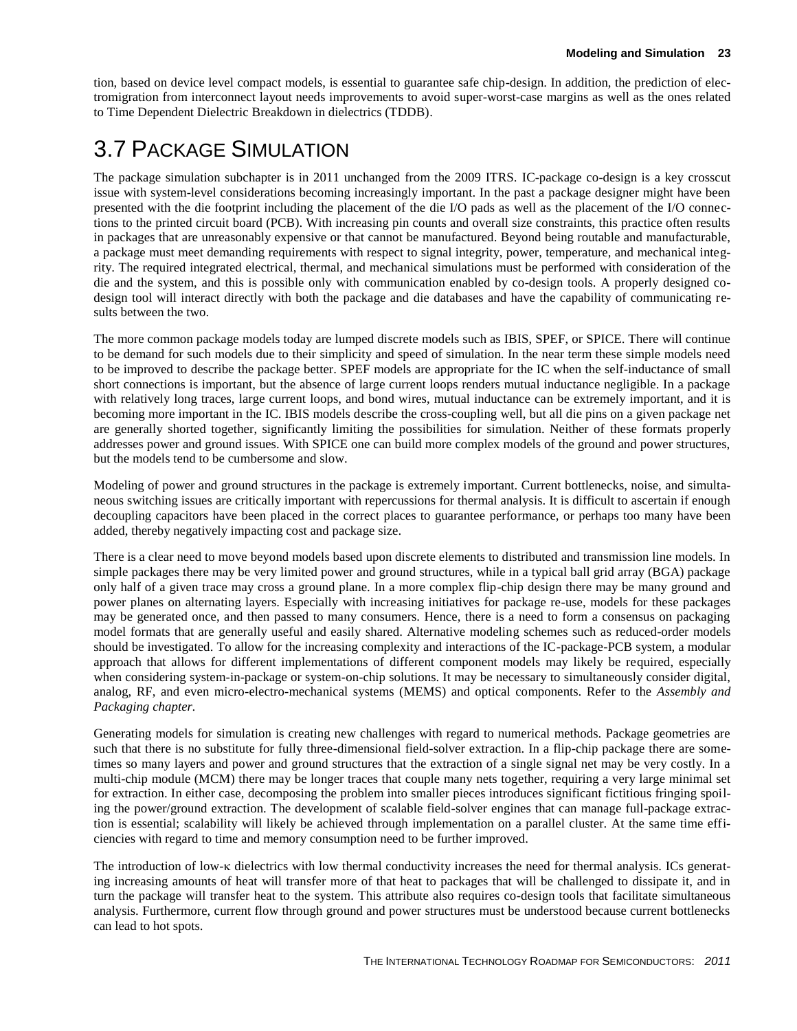tion, based on device level compact models, is essential to guarantee safe chip-design. In addition, the prediction of electromigration from interconnect layout needs improvements to avoid super-worst-case margins as well as the ones related to Time Dependent Dielectric Breakdown in dielectrics (TDDB).

# 3.7 Package Simulation

The package simulation subchapter is in 2011 unchanged from the 2009 ITRS. IC-package co-design is a key crosscut issue with system-level considerations becoming increasingly important. In the past a package designer might have been presented with the die footprint including the placement of the die I/O pads as well as the placement of the I/O connections to the printed circuit board (PCB). With increasing pin counts and overall size constraints, this practice often results in packages that are unreasonably expensive or that cannot be manufactured. Beyond being routable and manufacturable, a package must meet demanding requirements with respect to signal integrity, power, temperature, and mechanical integrity. The required integrated electrical, thermal, and mechanical simulations must be performed with consideration of the die and the system, and this is possible only with communication enabled by co-design tools. A properly designed co-design tool will interact directly with both the package and die databases and have the capability of communicating results between the two.

The more common package models today are lumped discrete models such as IBIS, SPEF, or SPICE. There will continue to be demand for such models due to their simplicity and speed of simulation. In the near term these simple models need to be improved to describe the package better. SPEF models are appropriate for the IC when the self-inductance of small short connections is important, but the absence of large current loops renders mutual inductance negligible. In a package with relatively long traces, large current loops, and bond wires, mutual inductance can be extremely important, and it is becoming more important in the IC. IBIS models describe the cross-coupling well, but all die pins on a given package net are generally shorted together, significantly limiting the possibilities for simulation. Neither of these formats properly addresses power and ground issues. With SPICE one can build more complex models of the ground and power structures, but the models tend to be cumbersome and slow.

Modeling of power and ground structures in the package is extremely important. Current bottlenecks, noise, and simultaneous switching issues are critically important with repercussions for thermal analysis. It is difficult to ascertain if enough decoupling capacitors have been placed in the correct places to guarantee performance, or perhaps too many have been added, thereby negatively impacting cost and package size.

There is a clear need to move beyond models based upon discrete elements to distributed and transmission line models. In simple packages there may be very limited power and ground structures, while in a typical ball grid array (BGA) package only half of a given trace may cross a ground plane. In a more complex flip-chip design there may be many ground and power planes on alternating layers. Especially with increasing initiatives for package re-use, models for these packages may be generated once, and then passed to many consumers. Hence, there is a need to form a consensus on packaging model formats that are generally useful and easily shared. Alternative modeling schemes such as reduced-order models should be investigated. To allow for the increasing complexity and interactions of the IC-package-PCB system, a modular approach that allows for different implementations of different component models may likely be required, especially when considering system-in-package or system-on-chip solutions. It may be necessary to simultaneously consider digital, analog, RF, and even micro-electro-mechanical systems (MEMS) and optical components. Refer to the *Assembly and Packaging chapter*.

Generating models for simulation is creating new challenges with regard to numerical methods. Package geometries are such that there is no substitute for fully three-dimensional field-solver extraction. In a flip-chip package there are sometimes so many layers and power and ground structures that the extraction of a single signal net may be very costly. In a multi-chip module (MCM) there may be longer traces that couple many nets together, requiring a very large minimal set for extraction. In either case, decomposing the problem into smaller pieces introduces significant fictitious fringing spoiling the power/ground extraction. The development of scalable field-solver engines that can manage full-package extraction is essential; scalability will likely be achieved through implementation on a parallel cluster. At the same time efficiencies with regard to time and memory consumption need to be further improved.

The introduction of low-κ dielectrics with low thermal conductivity increases the need for thermal analysis. ICs generating increasing amounts of heat will transfer more of that heat to packages that will be challenged to dissipate it, and in turn the package will transfer heat to the system. This attribute also requires co-design tools that facilitate simultaneous analysis. Furthermore, current flow through ground and power structures must be understood because current bottlenecks can lead to hot spots.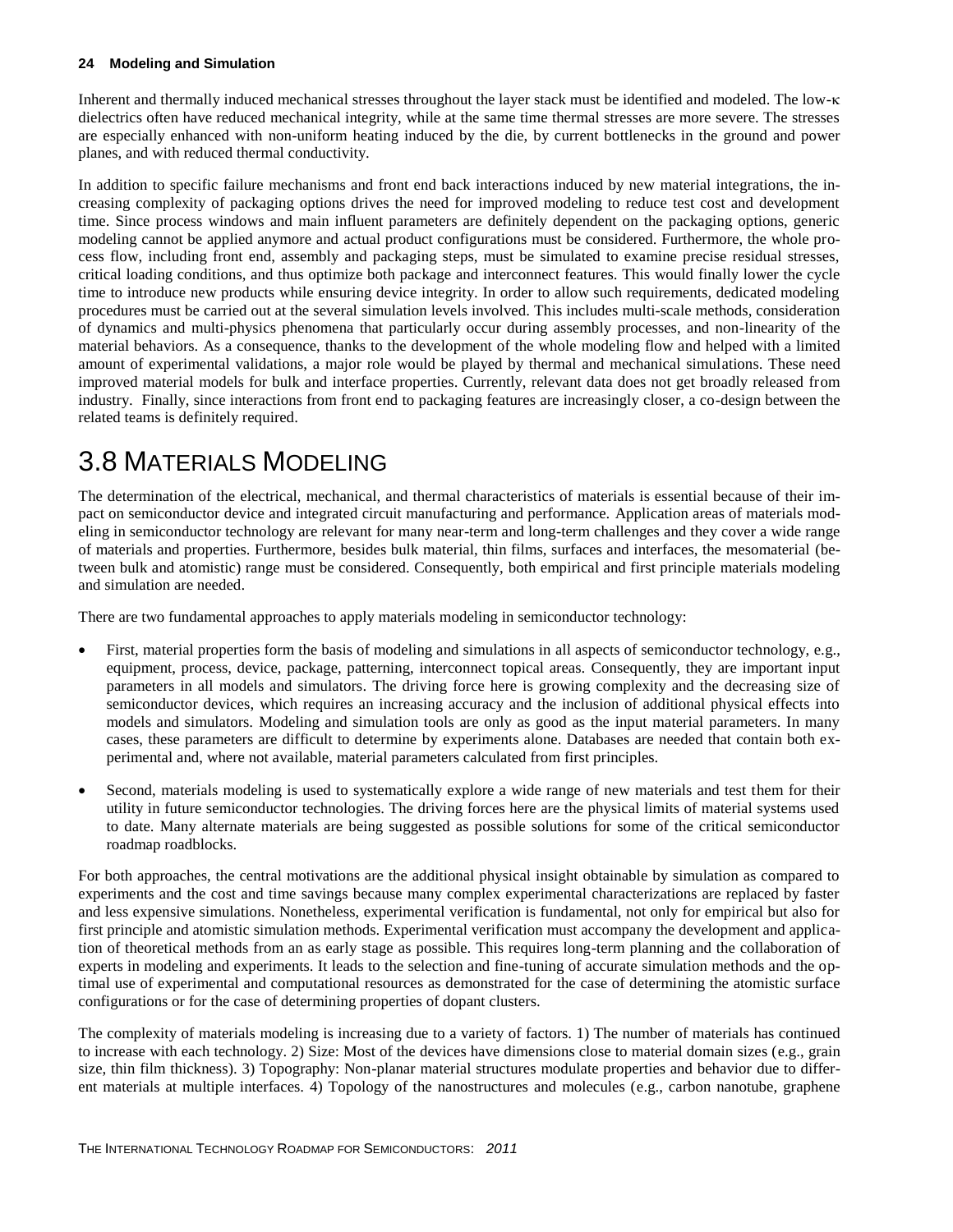Inherent and thermally induced mechanical stresses throughout the layer stack must be identified and modeled. The low-κ dielectrics often have reduced mechanical integrity, while at the same time thermal stresses are more severe. The stresses are especially enhanced with non-uniform heating induced by the die, by current bottlenecks in the ground and power planes, and with reduced thermal conductivity.

In addition to specific failure mechanisms and front end back interactions induced by new material integrations, the increasing complexity of packaging options drives the need for improved modeling to reduce test cost and development time. Since process windows and main influent parameters are definitely dependent on the packaging options, generic modeling cannot be applied anymore and actual product configurations must be considered. Furthermore, the whole process flow, including front end, assembly and packaging steps, must be simulated to examine precise residual stresses, critical loading conditions, and thus optimize both package and interconnect features. This would finally lower the cycle time to introduce new products while ensuring device integrity. In order to allow such requirements, dedicated modeling procedures must be carried out at the several simulation levels involved. This includes multi-scale methods, consideration of dynamics and multi-physics phenomena that particularly occur during assembly processes, and non-linearity of the material behaviors. As a consequence, thanks to the development of the whole modeling flow and helped with a limited amount of experimental validations, a major role would be played by thermal and mechanical simulations. These need improved material models for bulk and interface properties. Currently, relevant data does not get broadly released from industry. Finally, since interactions from front end to packaging features are increasingly closer, a co-design between the related teams is definitely required.

# 3.8 Materials Modeling

The determination of the electrical, mechanical, and thermal characteristics of materials is essential because of their impact on semiconductor device and integrated circuit manufacturing and performance. Application areas of materials modeling in semiconductor technology are relevant for many near-term and long-term challenges and they cover a wide range of materials and properties. Furthermore, besides bulk material, thin films, surfaces and interfaces, the mesomaterial (between bulk and atomistic) range must be considered. Consequently, both empirical and first principle materials modeling and simulation are needed.

There are two fundamental approaches to apply materials modeling in semiconductor technology:

- First, material properties form the basis of modeling and simulations in all aspects of semiconductor technology, e.g., equipment, process, device, package, patterning, interconnect topical areas. Consequently, they are important input parameters in all models and simulators. The driving force here is growing complexity and the decreasing size of semiconductor devices, which requires an increasing accuracy and the inclusion of additional physical effects into models and simulators. Modeling and simulation tools are only as good as the input material parameters. In many cases, these parameters are difficult to determine by experiments alone. Databases are needed that contain both experimental and, where not available, material parameters calculated from first principles.
- Second, materials modeling is used to systematically explore a wide range of new materials and test them for their utility in future semiconductor technologies. The driving forces here are the physical limits of material systems used to date. Many alternate materials are being suggested as possible solutions for some of the critical semiconductor roadmap roadblocks.

For both approaches, the central motivations are the additional physical insight obtainable by simulation as compared to experiments and the cost and time savings because many complex experimental characterizations are replaced by faster and less expensive simulations. Nonetheless, experimental verification is fundamental, not only for empirical but also for first principle and atomistic simulation methods. Experimental verification must accompany the development and application of theoretical methods from an as early stage as possible. This requires long-term planning and the collaboration of experts in modeling and experiments. It leads to the selection and fine-tuning of accurate simulation methods and the optimal use of experimental and computational resources as demonstrated for the case of determining the atomistic surface configurations or for the case of determining properties of dopant clusters.

The complexity of materials modeling is increasing due to a variety of factors. 1) The number of materials has continued to increase with each technology. 2) Size: Most of the devices have dimensions close to material domain sizes (e.g., grain size, thin film thickness). 3) Topography: Non-planar material structures modulate properties and behavior due to different materials at multiple interfaces. 4) Topology of the nanostructures and molecules (e.g., carbon nanotube, graphene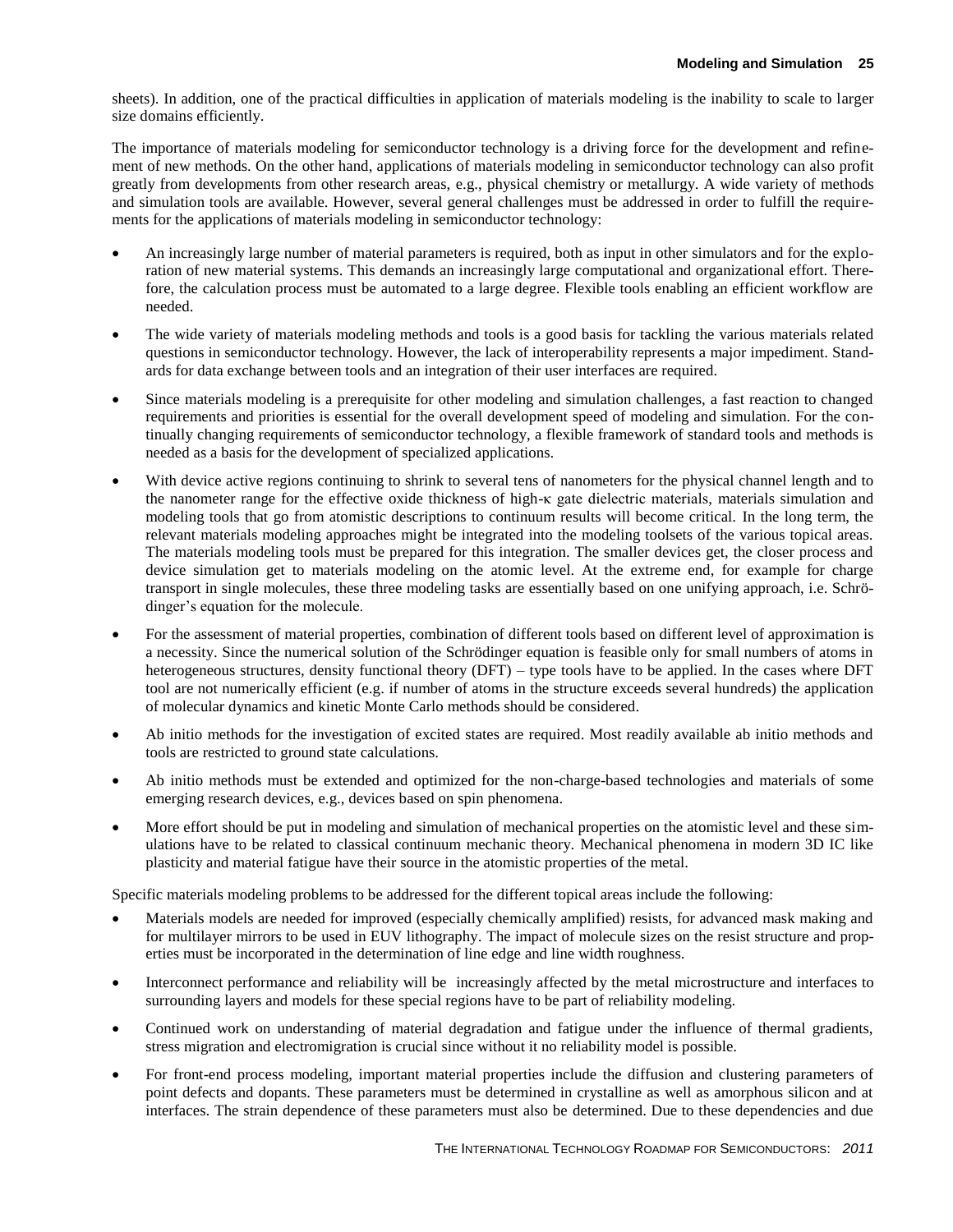sheets). In addition, one of the practical difficulties in application of materials modeling is the inability to scale to larger size domains efficiently.

The importance of materials modeling for semiconductor technology is a driving force for the development and refinement of new methods. On the other hand, applications of materials modeling in semiconductor technology can also profit greatly from developments from other research areas, e.g., physical chemistry or metallurgy. A wide variety of methods and simulation tools are available. However, several general challenges must be addressed in order to fulfill the requirements for the applications of materials modeling in semiconductor technology:

- An increasingly large number of material parameters is required, both as input in other simulators and for the exploration of new material systems. This demands an increasingly large computational and organizational effort. Therefore, the calculation process must be automated to a large degree. Flexible tools enabling an efficient workflow are needed.
- The wide variety of materials modeling methods and tools is a good basis for tackling the various materials related questions in semiconductor technology. However, the lack of interoperability represents a major impediment. Standards for data exchange between tools and an integration of their user interfaces are required.
- Since materials modeling is a prerequisite for other modeling and simulation challenges, a fast reaction to changed requirements and priorities is essential for the overall development speed of modeling and simulation. For the continually changing requirements of semiconductor technology, a flexible framework of standard tools and methods is needed as a basis for the development of specialized applications.
- With device active regions continuing to shrink to several tens of nanometers for the physical channel length and to the nanometer range for the effective oxide thickness of high-κ gate dielectric materials, materials simulation and modeling tools that go from atomistic descriptions to continuum results will become critical. In the long term, the relevant materials modeling approaches might be integrated into the modeling toolsets of the various topical areas. The materials modeling tools must be prepared for this integration. The smaller devices get, the closer process and device simulation get to materials modeling on the atomic level. At the extreme end, for example for charge transport in single molecules, these three modeling tasks are essentially based on one unifying approach, i.e. Schrödinger's equation for the molecule.
- For the assessment of material properties, combination of different tools based on different level of approximation is a necessity. Since the numerical solution of the Schrödinger equation is feasible only for small numbers of atoms in heterogeneous structures, density functional theory (DFT) – type tools have to be applied. In the cases where DFT tool are not numerically efficient (e.g. if number of atoms in the structure exceeds several hundreds) the application of molecular dynamics and kinetic Monte Carlo methods should be considered.
- Ab initio methods for the investigation of excited states are required. Most readily available ab initio methods and tools are restricted to ground state calculations.
- Ab initio methods must be extended and optimized for the non-charge-based technologies and materials of some emerging research devices, e.g., devices based on spin phenomena.
- More effort should be put in modeling and simulation of mechanical properties on the atomistic level and these simulations have to be related to classical continuum mechanic theory. Mechanical phenomena in modern 3D IC like plasticity and material fatigue have their source in the atomistic properties of the metal.

Specific materials modeling problems to be addressed for the different topical areas include the following:

- Materials models are needed for improved (especially chemically amplified) resists, for advanced mask making and for multilayer mirrors to be used in EUV lithography. The impact of molecule sizes on the resist structure and properties must be incorporated in the determination of line edge and line width roughness.
- Interconnect performance and reliability will be increasingly affected by the metal microstructure and interfaces to surrounding layers and models for these special regions have to be part of reliability modeling.
- Continued work on understanding of material degradation and fatigue under the influence of thermal gradients, stress migration and electromigration is crucial since without it no reliability model is possible.
- For front-end process modeling, important material properties include the diffusion and clustering parameters of point defects and dopants. These parameters must be determined in crystalline as well as amorphous silicon and at interfaces. The strain dependence of these parameters must also be determined. Due to these dependencies and due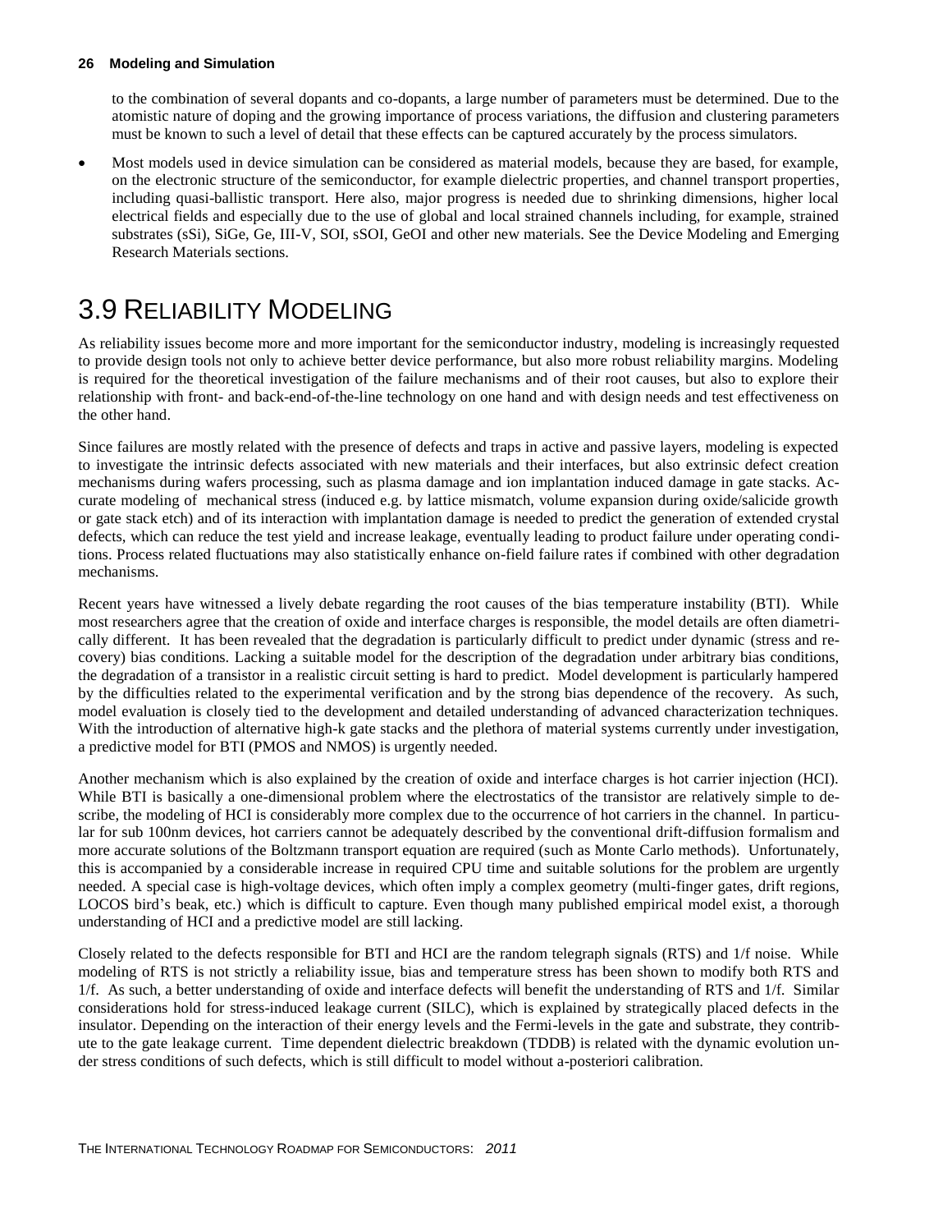to the combination of several dopants and co-dopants, a large number of parameters must be determined. Due to the atomistic nature of doping and the growing importance of process variations, the diffusion and clustering parameters must be known to such a level of detail that these effects can be captured accurately by the process simulators.

- Most models used in device simulation can be considered as material models, because they are based, for example, on the electronic structure of the semiconductor, for example dielectric properties, and channel transport properties, including quasi-ballistic transport. Here also, major progress is needed due to shrinking dimensions, higher local electrical fields and especially due to the use of global and local strained channels including, for example, strained substrates (sSi), SiGe, Ge, III-V, SOI, sSOI, GeOI and other new materials. See the Device Modeling and Emerging Research Materials sections.

# 3.9 Reliability Modeling

As reliability issues become more and more important for the semiconductor industry, modeling is increasingly requested to provide design tools not only to achieve better device performance, but also more robust reliability margins. Modeling is required for the theoretical investigation of the failure mechanisms and of their root causes, but also to explore their relationship with front- and back-end-of-the-line technology on one hand and with design needs and test effectiveness on the other hand.

Since failures are mostly related with the presence of defects and traps in active and passive layers, modeling is expected to investigate the intrinsic defects associated with new materials and their interfaces, but also extrinsic defect creation mechanisms during wafers processing, such as plasma damage and ion implantation induced damage in gate stacks. Accurate modeling of mechanical stress (induced e.g. by lattice mismatch, volume expansion during oxide/salicide growth or gate stack etch) and of its interaction with implantation damage is needed to predict the generation of extended crystal defects, which can reduce the test yield and increase leakage, eventually leading to product failure under operating conditions. Process related fluctuations may also statistically enhance on-field failure rates if combined with other degradation mechanisms.

Recent years have witnessed a lively debate regarding the root causes of the bias temperature instability (BTI). While most researchers agree that the creation of oxide and interface charges is responsible, the model details are often diametrically different. It has been revealed that the degradation is particularly difficult to predict under dynamic (stress and recovery) bias conditions. Lacking a suitable model for the description of the degradation under arbitrary bias conditions, the degradation of a transistor in a realistic circuit setting is hard to predict. Model development is particularly hampered by the difficulties related to the experimental verification and by the strong bias dependence of the recovery. As such, model evaluation is closely tied to the development and detailed understanding of advanced characterization techniques. With the introduction of alternative high-k gate stacks and the plethora of material systems currently under investigation, a predictive model for BTI (PMOS and NMOS) is urgently needed.

Another mechanism which is also explained by the creation of oxide and interface charges is hot carrier injection (HCI). While BTI is basically a one-dimensional problem where the electrostatics of the transistor are relatively simple to describe, the modeling of HCI is considerably more complex due to the occurrence of hot carriers in the channel. In particular for sub 100nm devices, hot carriers cannot be adequately described by the conventional drift-diffusion formalism and more accurate solutions of the Boltzmann transport equation are required (such as Monte Carlo methods). Unfortunately, this is accompanied by a considerable increase in required CPU time and suitable solutions for the problem are urgently needed. A special case is high-voltage devices, which often imply a complex geometry (multi-finger gates, drift regions, LOCOS bird's beak, etc.) which is difficult to capture. Even though many published empirical model exist, a thorough understanding of HCI and a predictive model are still lacking.

Closely related to the defects responsible for BTI and HCI are the random telegraph signals (RTS) and 1/f noise. While modeling of RTS is not strictly a reliability issue, bias and temperature stress has been shown to modify both RTS and 1/f. As such, a better understanding of oxide and interface defects will benefit the understanding of RTS and 1/f. Similar considerations hold for stress-induced leakage current (SILC), which is explained by strategically placed defects in the insulator. Depending on the interaction of their energy levels and the Fermi-levels in the gate and substrate, they contribute to the gate leakage current. Time dependent dielectric breakdown (TDDB) is related with the dynamic evolution under stress conditions of such defects, which is still difficult to model without a-posteriori calibration.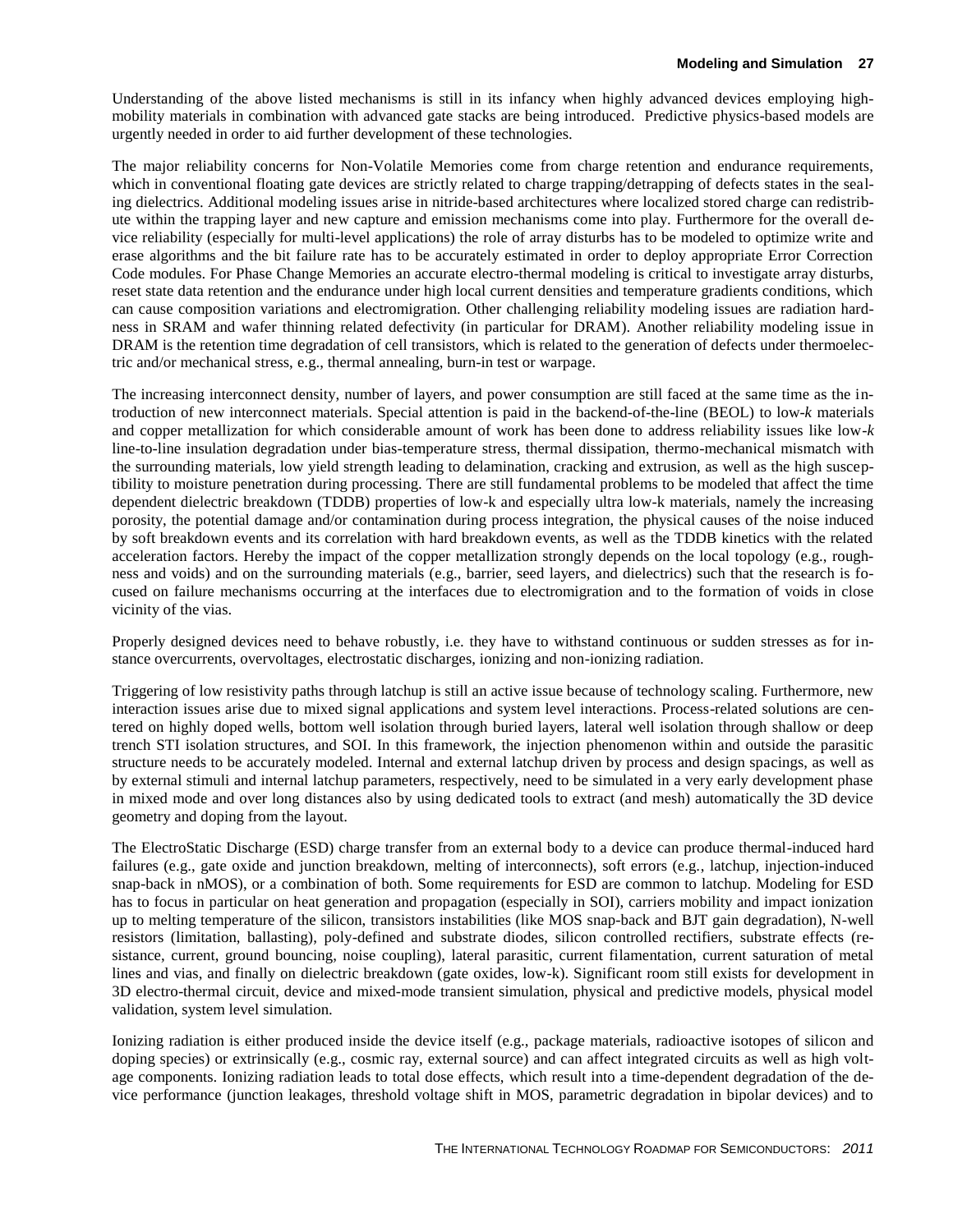Understanding of the above listed mechanisms is still in its infancy when highly advanced devices employing high-mobility materials in combination with advanced gate stacks are being introduced. Predictive physics-based models are urgently needed in order to aid further development of these technologies.

The major reliability concerns for Non-Volatile Memories come from charge retention and endurance requirements, which in conventional floating gate devices are strictly related to charge trapping/detrapping of defects states in the sealing dielectrics. Additional modeling issues arise in nitride-based architectures where localized stored charge can redistribute within the trapping layer and new capture and emission mechanisms come into play. Furthermore for the overall device reliability (especially for multi-level applications) the role of array disturbs has to be modeled to optimize write and erase algorithms and the bit failure rate has to be accurately estimated in order to deploy appropriate Error Correction Code modules. For Phase Change Memories an accurate electro-thermal modeling is critical to investigate array disturbs, reset state data retention and the endurance under high local current densities and temperature gradients conditions, which can cause composition variations and electromigration. Other challenging reliability modeling issues are radiation hardness in SRAM and wafer thinning related defectivity (in particular for DRAM). Another reliability modeling issue in DRAM is the retention time degradation of cell transistors, which is related to the generation of defects under thermoelectric and/or mechanical stress, e.g., thermal annealing, burn-in test or warpage.

The increasing interconnect density, number of layers, and power consumption are still faced at the same time as the introduction of new interconnect materials. Special attention is paid in the backend-of-the-line (BEOL) to low-*k* materials and copper metallization for which considerable amount of work has been done to address reliability issues like low-*k* line-to-line insulation degradation under bias-temperature stress, thermal dissipation, thermo-mechanical mismatch with the surrounding materials, low yield strength leading to delamination, cracking and extrusion, as well as the high susceptibility to moisture penetration during processing. There are still fundamental problems to be modeled that affect the time dependent dielectric breakdown (TDDB) properties of low-k and especially ultra low-k materials, namely the increasing porosity, the potential damage and/or contamination during process integration, the physical causes of the noise induced by soft breakdown events and its correlation with hard breakdown events, as well as the TDDB kinetics with the related acceleration factors. Hereby the impact of the copper metallization strongly depends on the local topology (e.g., roughness and voids) and on the surrounding materials (e.g., barrier, seed layers, and dielectrics) such that the research is focused on failure mechanisms occurring at the interfaces due to electromigration and to the formation of voids in close vicinity of the vias.

Properly designed devices need to behave robustly, i.e. they have to withstand continuous or sudden stresses as for instance overcurrents, overvoltages, electrostatic discharges, ionizing and non-ionizing radiation.

Triggering of low resistivity paths through latchup is still an active issue because of technology scaling. Furthermore, new interaction issues arise due to mixed signal applications and system level interactions. Process-related solutions are centered on highly doped wells, bottom well isolation through buried layers, lateral well isolation through shallow or deep trench STI isolation structures, and SOI. In this framework, the injection phenomenon within and outside the parasitic structure needs to be accurately modeled. Internal and external latchup driven by process and design spacings, as well as by external stimuli and internal latchup parameters, respectively, need to be simulated in a very early development phase in mixed mode and over long distances also by using dedicated tools to extract (and mesh) automatically the 3D device geometry and doping from the layout.

The ElectroStatic Discharge (ESD) charge transfer from an external body to a device can produce thermal-induced hard failures (e.g., gate oxide and junction breakdown, melting of interconnects), soft errors (e.g., latchup, injection-induced snap-back in nMOS), or a combination of both. Some requirements for ESD are common to latchup. Modeling for ESD has to focus in particular on heat generation and propagation (especially in SOI), carriers mobility and impact ionization up to melting temperature of the silicon, transistors instabilities (like MOS snap-back and BJT gain degradation), N-well resistors (limitation, ballasting), poly-defined and substrate diodes, silicon controlled rectifiers, substrate effects (resistance, current, ground bouncing, noise coupling), lateral parasitic, current filamentation, current saturation of metal lines and vias, and finally on dielectric breakdown (gate oxides, low-k). Significant room still exists for development in 3D electro-thermal circuit, device and mixed-mode transient simulation, physical and predictive models, physical model validation, system level simulation.

Ionizing radiation is either produced inside the device itself (e.g., package materials, radioactive isotopes of silicon and doping species) or extrinsically (e.g., cosmic ray, external source) and can affect integrated circuits as well as high voltage components. Ionizing radiation leads to total dose effects, which result into a time-dependent degradation of the device performance (junction leakages, threshold voltage shift in MOS, parametric degradation in bipolar devices) and to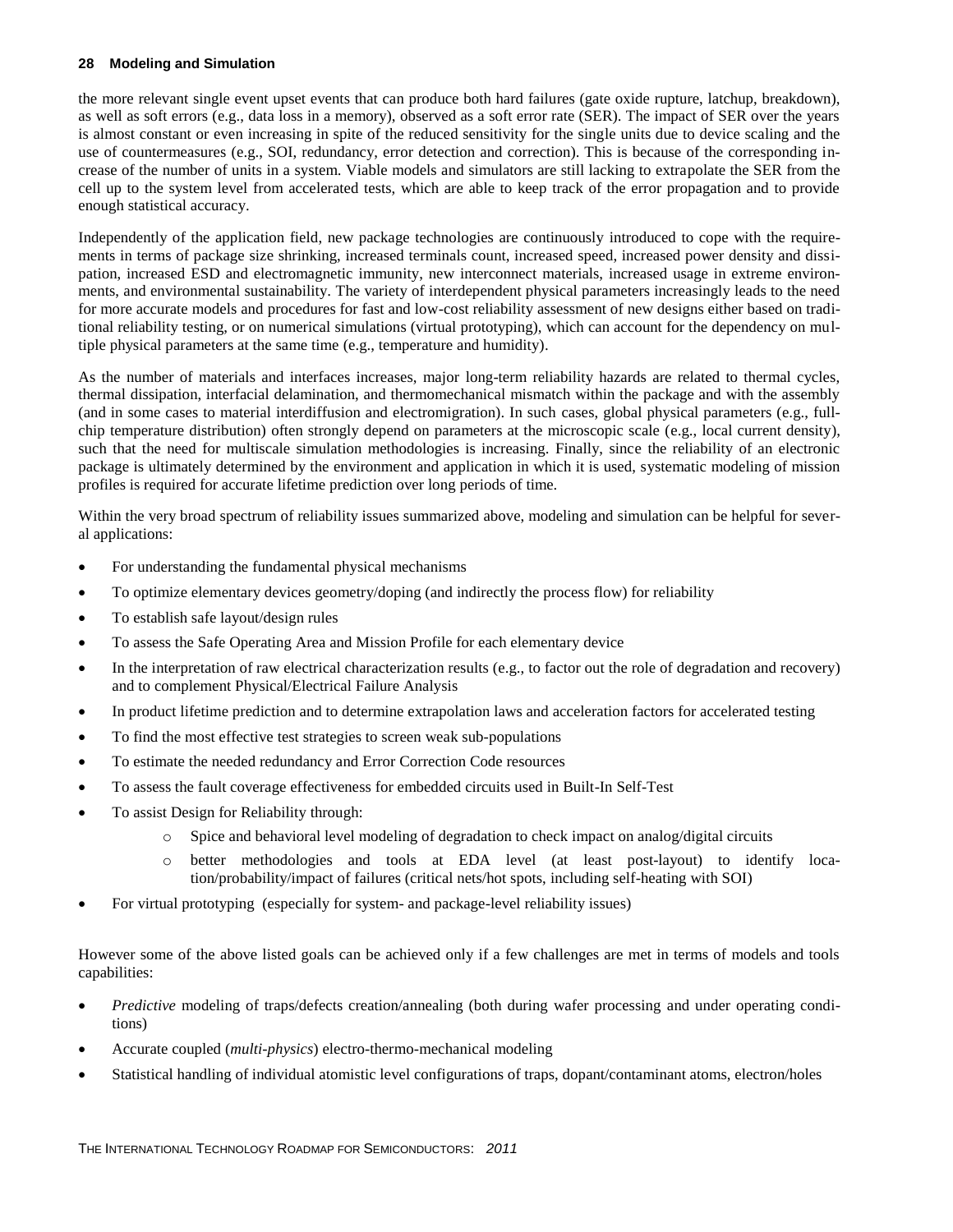the more relevant single event upset events that can produce both hard failures (gate oxide rupture, latchup, breakdown), as well as soft errors (e.g., data loss in a memory), observed as a soft error rate (SER). The impact of SER over the years is almost constant or even increasing in spite of the reduced sensitivity for the single units due to device scaling and the use of countermeasures (e.g., SOI, redundancy, error detection and correction). This is because of the corresponding increase of the number of units in a system. Viable models and simulators are still lacking to extrapolate the SER from the cell up to the system level from accelerated tests, which are able to keep track of the error propagation and to provide enough statistical accuracy.

Independently of the application field, new package technologies are continuously introduced to cope with the requirements in terms of package size shrinking, increased terminals count, increased speed, increased power density and dissipation, increased ESD and electromagnetic immunity, new interconnect materials, increased usage in extreme environments, and environmental sustainability. The variety of interdependent physical parameters increasingly leads to the need for more accurate models and procedures for fast and low-cost reliability assessment of new designs either based on traditional reliability testing, or on numerical simulations (virtual prototyping), which can account for the dependency on multiple physical parameters at the same time (e.g., temperature and humidity).

As the number of materials and interfaces increases, major long-term reliability hazards are related to thermal cycles, thermal dissipation, interfacial delamination, and thermomechanical mismatch within the package and with the assembly (and in some cases to material interdiffusion and electromigration). In such cases, global physical parameters (e.g., full-chip temperature distribution) often strongly depend on parameters at the microscopic scale (e.g., local current density), such that the need for multiscale simulation methodologies is increasing. Finally, since the reliability of an electronic package is ultimately determined by the environment and application in which it is used, systematic modeling of mission profiles is required for accurate lifetime prediction over long periods of time.

Within the very broad spectrum of reliability issues summarized above, modeling and simulation can be helpful for several applications:

- For understanding the fundamental physical mechanisms
- To optimize elementary devices geometry/doping (and indirectly the process flow) for reliability
- To establish safe layout/design rules
- To assess the Safe Operating Area and Mission Profile for each elementary device
- In the interpretation of raw electrical characterization results (e.g., to factor out the role of degradation and recovery) and to complement Physical/Electrical Failure Analysis
- In product lifetime prediction and to determine extrapolation laws and acceleration factors for accelerated testing
- To find the most effective test strategies to screen weak sub-populations
- To estimate the needed redundancy and Error Correction Code resources
- To assess the fault coverage effectiveness for embedded circuits used in Built-In Self-Test
- To assist Design for Reliability through:
    - Spice and behavioral level modeling of degradation to check impact on analog/digital circuits
    - better methodologies and tools at EDA level (at least post-layout) to identify location/probability/impact of failures (critical nets/hot spots, including self-heating with SOI)
- For virtual prototyping (especially for system- and package-level reliability issues)

However some of the above listed goals can be achieved only if a few challenges are met in terms of models and tools capabilities:

- *Predictive* modeling of traps/defects creation/annealing (both during wafer processing and under operating conditions)
- Accurate coupled (*multi-physics*) electro-thermo-mechanical modeling
- Statistical handling of individual atomistic level configurations of traps, dopant/contaminant atoms, electron/holes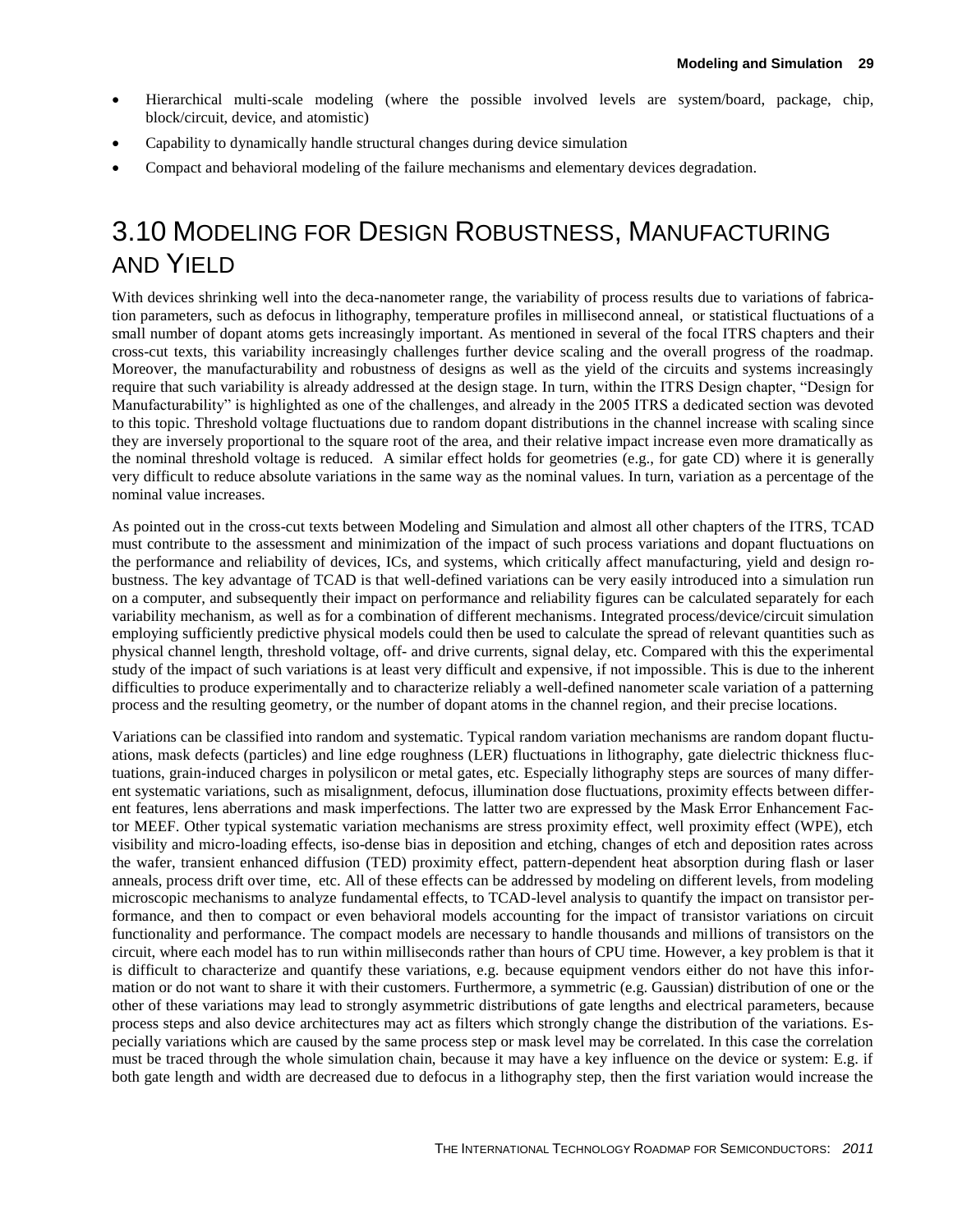- Hierarchical multi-scale modeling (where the possible involved levels are system/board, package, chip, block/circuit, device, and atomistic)
- Capability to dynamically handle structural changes during device simulation
- Compact and behavioral modeling of the failure mechanisms and elementary devices degradation.

# 3.10 Modeling for Design Robustness, Manufacturing and Yield

With devices shrinking well into the deca-nanometer range, the variability of process results due to variations of fabrication parameters, such as defocus in lithography, temperature profiles in millisecond anneal, or statistical fluctuations of a small number of dopant atoms gets increasingly important. As mentioned in several of the focal ITRS chapters and their cross-cut texts, this variability increasingly challenges further device scaling and the overall progress of the roadmap. Moreover, the manufacturability and robustness of designs as well as the yield of the circuits and systems increasingly require that such variability is already addressed at the design stage. In turn, within the ITRS Design chapter, "Design for Manufacturability" is highlighted as one of the challenges, and already in the 2005 ITRS a dedicated section was devoted to this topic. Threshold voltage fluctuations due to random dopant distributions in the channel increase with scaling since they are inversely proportional to the square root of the area, and their relative impact increase even more dramatically as the nominal threshold voltage is reduced. A similar effect holds for geometries (e.g., for gate CD) where it is generally very difficult to reduce absolute variations in the same way as the nominal values. In turn, variation as a percentage of the nominal value increases.

As pointed out in the cross-cut texts between Modeling and Simulation and almost all other chapters of the ITRS, TCAD must contribute to the assessment and minimization of the impact of such process variations and dopant fluctuations on the performance and reliability of devices, ICs, and systems, which critically affect manufacturing, yield and design robustness. The key advantage of TCAD is that well-defined variations can be very easily introduced into a simulation run on a computer, and subsequently their impact on performance and reliability figures can be calculated separately for each variability mechanism, as well as for a combination of different mechanisms. Integrated process/device/circuit simulation employing sufficiently predictive physical models could then be used to calculate the spread of relevant quantities such as physical channel length, threshold voltage, off- and drive currents, signal delay, etc. Compared with this the experimental study of the impact of such variations is at least very difficult and expensive, if not impossible. This is due to the inherent difficulties to produce experimentally and to characterize reliably a well-defined nanometer scale variation of a patterning process and the resulting geometry, or the number of dopant atoms in the channel region, and their precise locations.

Variations can be classified into random and systematic. Typical random variation mechanisms are random dopant fluctuations, mask defects (particles) and line edge roughness (LER) fluctuations in lithography, gate dielectric thickness fluctuations, grain-induced charges in polysilicon or metal gates, etc. Especially lithography steps are sources of many different systematic variations, such as misalignment, defocus, illumination dose fluctuations, proximity effects between different features, lens aberrations and mask imperfections. The latter two are expressed by the Mask Error Enhancement Factor MEEF. Other typical systematic variation mechanisms are stress proximity effect, well proximity effect (WPE), etch visibility and micro-loading effects, iso-dense bias in deposition and etching, changes of etch and deposition rates across the wafer, transient enhanced diffusion (TED) proximity effect, pattern-dependent heat absorption during flash or laser anneals, process drift over time, etc. All of these effects can be addressed by modeling on different levels, from modeling microscopic mechanisms to analyze fundamental effects, to TCAD-level analysis to quantify the impact on transistor performance, and then to compact or even behavioral models accounting for the impact of transistor variations on circuit functionality and performance. The compact models are necessary to handle thousands and millions of transistors on the circuit, where each model has to run within milliseconds rather than hours of CPU time. However, a key problem is that it is difficult to characterize and quantify these variations, e.g. because equipment vendors either do not have this information or do not want to share it with their customers. Furthermore, a symmetric (e.g. Gaussian) distribution of one or the other of these variations may lead to strongly asymmetric distributions of gate lengths and electrical parameters, because process steps and also device architectures may act as filters which strongly change the distribution of the variations. Especially variations which are caused by the same process step or mask level may be correlated. In this case the correlation must be traced through the whole simulation chain, because it may have a key influence on the device or system: E.g. if both gate length and width are decreased due to defocus in a lithography step, then the first variation would increase the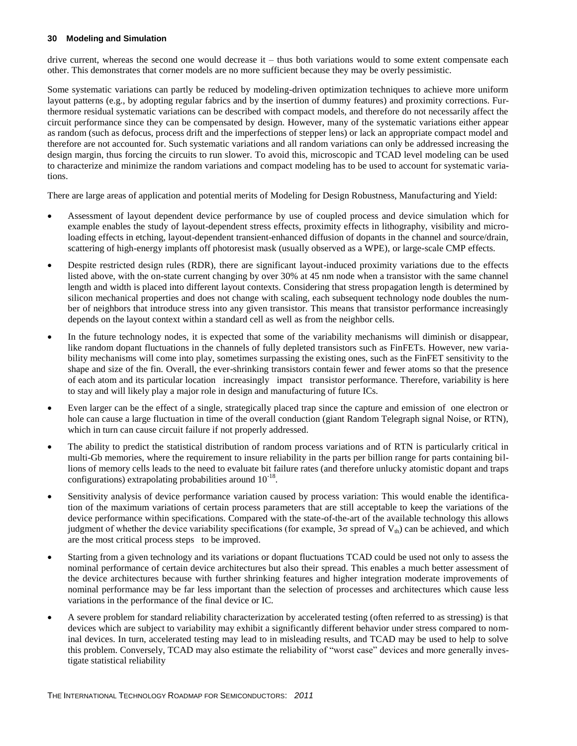drive current, whereas the second one would decrease it – thus both variations would to some extent compensate each other. This demonstrates that corner models are no more sufficient because they may be overly pessimistic.

Some systematic variations can partly be reduced by modeling-driven optimization techniques to achieve more uniform layout patterns (e.g., by adopting regular fabrics and by the insertion of dummy features) and proximity corrections. Furthermore residual systematic variations can be described with compact models, and therefore do not necessarily affect the circuit performance since they can be compensated by design. However, many of the systematic variations either appear as random (such as defocus, process drift and the imperfections of stepper lens) or lack an appropriate compact model and therefore are not accounted for. Such systematic variations and all random variations can only be addressed increasing the design margin, thus forcing the circuits to run slower. To avoid this, microscopic and TCAD level modeling can be used to characterize and minimize the random variations and compact modeling has to be used to account for systematic variations.

There are large areas of application and potential merits of Modeling for Design Robustness, Manufacturing and Yield:

- Assessment of layout dependent device performance by use of coupled process and device simulation which for example enables the study of layout-dependent stress effects, proximity effects in lithography, visibility and micro-loading effects in etching, layout-dependent transient-enhanced diffusion of dopants in the channel and source/drain, scattering of high-energy implants off photoresist mask (usually observed as a WPE), or large-scale CMP effects.
- Despite restricted design rules (RDR), there are significant layout-induced proximity variations due to the effects listed above, with the on-state current changing by over 30% at 45 nm node when a transistor with the same channel length and width is placed into different layout contexts. Considering that stress propagation length is determined by silicon mechanical properties and does not change with scaling, each subsequent technology node doubles the number of neighbors that introduce stress into any given transistor. This means that transistor performance increasingly depends on the layout context within a standard cell as well as from the neighbor cells.
- In the future technology nodes, it is expected that some of the variability mechanisms will diminish or disappear, like random dopant fluctuations in the channels of fully depleted transistors such as FinFETs. However, new variability mechanisms will come into play, sometimes surpassing the existing ones, such as the FinFET sensitivity to the shape and size of the fin. Overall, the ever-shrinking transistors contain fewer and fewer atoms so that the presence of each atom and its particular location increasingly impact transistor performance. Therefore, variability is here to stay and will likely play a major role in design and manufacturing of future ICs.
- Even larger can be the effect of a single, strategically placed trap since the capture and emission of one electron or hole can cause a large fluctuation in time of the overall conduction (giant Random Telegraph signal Noise, or RTN), which in turn can cause circuit failure if not properly addressed.
- The ability to predict the statistical distribution of random process variations and of RTN is particularly critical in multi-Gb memories, where the requirement to insure reliability in the parts per billion range for parts containing billions of memory cells leads to the need to evaluate bit failure rates (and therefore unlucky atomistic dopant and traps configurations) extrapolating probabilities around $10^{-18}$.
- Sensitivity analysis of device performance variation caused by process variation: This would enable the identification of the maximum variations of certain process parameters that are still acceptable to keep the variations of the device performance within specifications. Compared with the state-of-the-art of the available technology this allows judgment of whether the device variability specifications (for example, $3\sigma$ spread of $V_{th}$) can be achieved, and which are the most critical process steps to be improved.
- Starting from a given technology and its variations or dopant fluctuations TCAD could be used not only to assess the nominal performance of certain device architectures but also their spread. This enables a much better assessment of the device architectures because with further shrinking features and higher integration moderate improvements of nominal performance may be far less important than the selection of processes and architectures which cause less variations in the performance of the final device or IC.
- A severe problem for standard reliability characterization by accelerated testing (often referred to as stressing) is that devices which are subject to variability may exhibit a significantly different behavior under stress compared to nominal devices. In turn, accelerated testing may lead to in misleading results, and TCAD may be used to help to solve this problem. Conversely, TCAD may also estimate the reliability of "worst case" devices and more generally investigate statistical reliability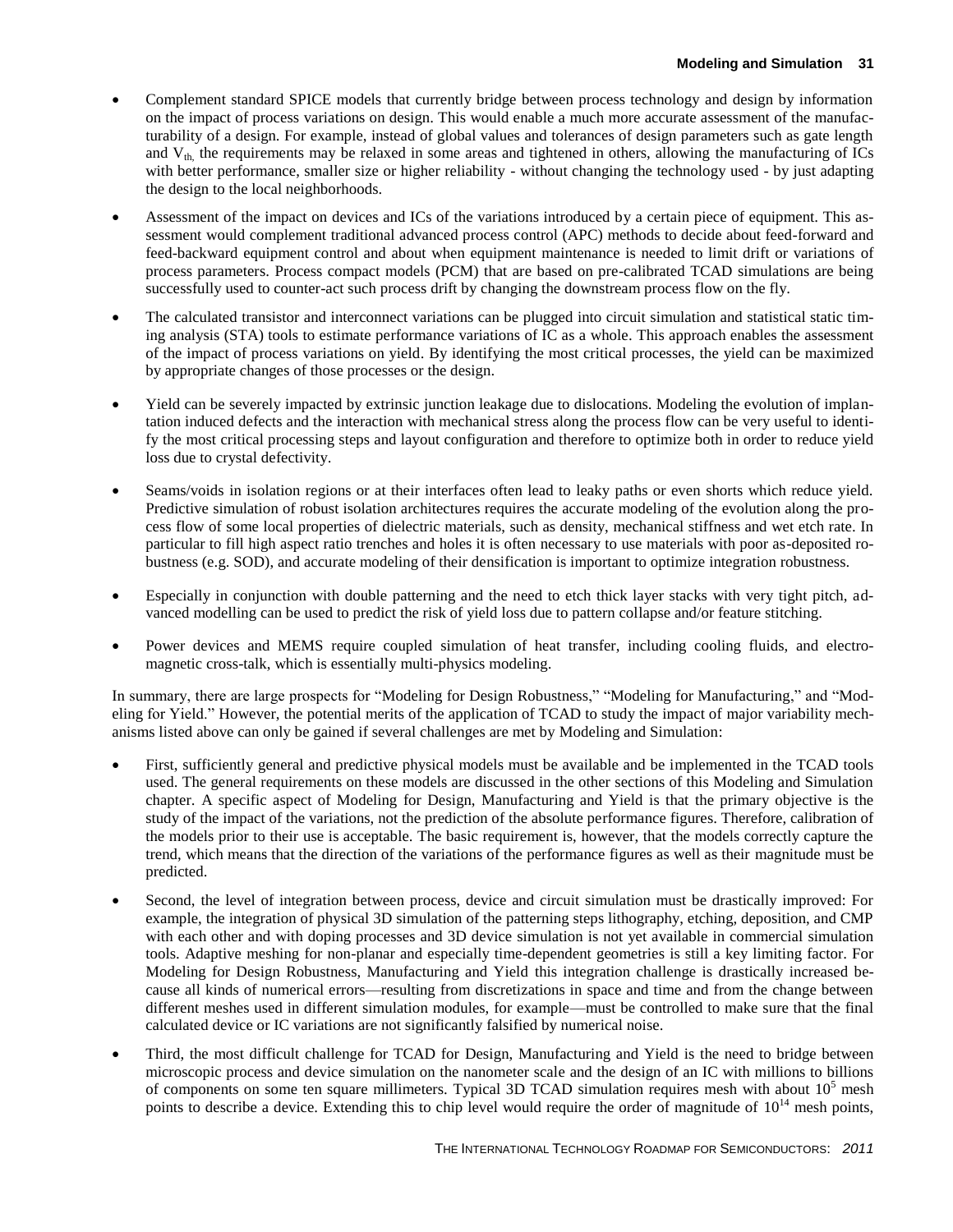- Complement standard SPICE models that currently bridge between process technology and design by information on the impact of process variations on design. This would enable a much more accurate assessment of the manufacturability of a design. For example, instead of global values and tolerances of design parameters such as gate length and $V_{th,}$ the requirements may be relaxed in some areas and tightened in others, allowing the manufacturing of ICs with better performance, smaller size or higher reliability - without changing the technology used - by just adapting the design to the local neighborhoods.

- Assessment of the impact on devices and ICs of the variations introduced by a certain piece of equipment. This assessment would complement traditional advanced process control (APC) methods to decide about feed-forward and feed-backward equipment control and about when equipment maintenance is needed to limit drift or variations of process parameters. Process compact models (PCM) that are based on pre-calibrated TCAD simulations are being successfully used to counter-act such process drift by changing the downstream process flow on the fly.

- The calculated transistor and interconnect variations can be plugged into circuit simulation and statistical static timing analysis (STA) tools to estimate performance variations of IC as a whole. This approach enables the assessment of the impact of process variations on yield. By identifying the most critical processes, the yield can be maximized by appropriate changes of those processes or the design.

- Yield can be severely impacted by extrinsic junction leakage due to dislocations. Modeling the evolution of implantation induced defects and the interaction with mechanical stress along the process flow can be very useful to identify the most critical processing steps and layout configuration and therefore to optimize both in order to reduce yield loss due to crystal defectivity.

- Seams/voids in isolation regions or at their interfaces often lead to leaky paths or even shorts which reduce yield. Predictive simulation of robust isolation architectures requires the accurate modeling of the evolution along the process flow of some local properties of dielectric materials, such as density, mechanical stiffness and wet etch rate. In particular to fill high aspect ratio trenches and holes it is often necessary to use materials with poor as-deposited robustness (e.g. SOD), and accurate modeling of their densification is important to optimize integration robustness.

- Especially in conjunction with double patterning and the need to etch thick layer stacks with very tight pitch, advanced modelling can be used to predict the risk of yield loss due to pattern collapse and/or feature stitching.

- Power devices and MEMS require coupled simulation of heat transfer, including cooling fluids, and electromagnetic cross-talk, which is essentially multi-physics modeling.

In summary, there are large prospects for "Modeling for Design Robustness," "Modeling for Manufacturing," and "Modeling for Yield." However, the potential merits of the application of TCAD to study the impact of major variability mechanisms listed above can only be gained if several challenges are met by Modeling and Simulation:

- First, sufficiently general and predictive physical models must be available and be implemented in the TCAD tools used. The general requirements on these models are discussed in the other sections of this Modeling and Simulation chapter. A specific aspect of Modeling for Design, Manufacturing and Yield is that the primary objective is the study of the impact of the variations, not the prediction of the absolute performance figures. Therefore, calibration of the models prior to their use is acceptable. The basic requirement is, however, that the models correctly capture the trend, which means that the direction of the variations of the performance figures as well as their magnitude must be predicted.

- Second, the level of integration between process, device and circuit simulation must be drastically improved: For example, the integration of physical 3D simulation of the patterning steps lithography, etching, deposition, and CMP with each other and with doping processes and 3D device simulation is not yet available in commercial simulation tools. Adaptive meshing for non-planar and especially time-dependent geometries is still a key limiting factor. For Modeling for Design Robustness, Manufacturing and Yield this integration challenge is drastically increased because all kinds of numerical errors—resulting from discretizations in space and time and from the change between different meshes used in different simulation modules, for example—must be controlled to make sure that the final calculated device or IC variations are not significantly falsified by numerical noise.

- Third, the most difficult challenge for TCAD for Design, Manufacturing and Yield is the need to bridge between microscopic process and device simulation on the nanometer scale and the design of an IC with millions to billions of components on some ten square millimeters. Typical 3D TCAD simulation requires mesh with about $10^5$ mesh points to describe a device. Extending this to chip level would require the order of magnitude of $10^{14}$ mesh points,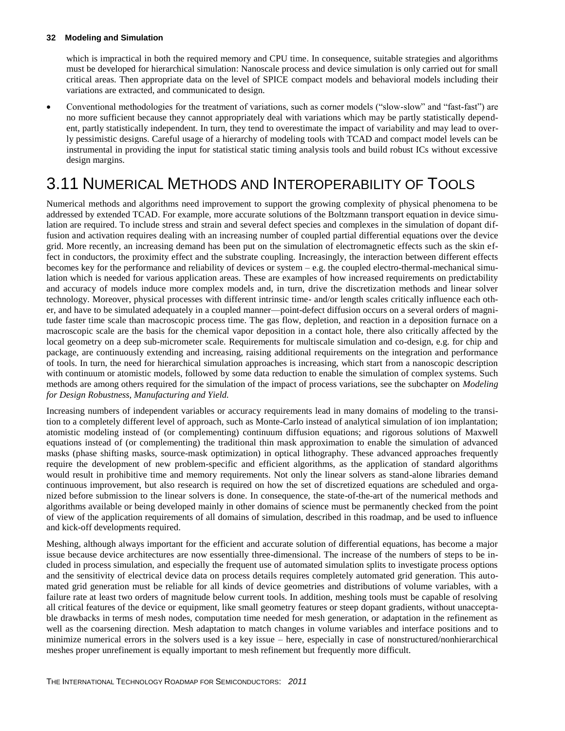which is impractical in both the required memory and CPU time. In consequence, suitable strategies and algorithms must be developed for hierarchical simulation: Nanoscale process and device simulation is only carried out for small critical areas. Then appropriate data on the level of SPICE compact models and behavioral models including their variations are extracted, and communicated to design.

- Conventional methodologies for the treatment of variations, such as corner models ("slow-slow" and "fast-fast") are no more sufficient because they cannot appropriately deal with variations which may be partly statistically dependent, partly statistically independent. In turn, they tend to overestimate the impact of variability and may lead to overly pessimistic designs. Careful usage of a hierarchy of modeling tools with TCAD and compact model levels can be instrumental in providing the input for statistical static timing analysis tools and build robust ICs without excessive design margins.

# 3.11 Numerical Methods and Interoperability of Tools

Numerical methods and algorithms need improvement to support the growing complexity of physical phenomena to be addressed by extended TCAD. For example, more accurate solutions of the Boltzmann transport equation in device simulation are required. To include stress and strain and several defect species and complexes in the simulation of dopant diffusion and activation requires dealing with an increasing number of coupled partial differential equations over the device grid. More recently, an increasing demand has been put on the simulation of electromagnetic effects such as the skin effect in conductors, the proximity effect and the substrate coupling. Increasingly, the interaction between different effects becomes key for the performance and reliability of devices or system – e.g. the coupled electro-thermal-mechanical simulation which is needed for various application areas. These are examples of how increased requirements on predictability and accuracy of models induce more complex models and, in turn, drive the discretization methods and linear solver technology. Moreover, physical processes with different intrinsic time- and/or length scales critically influence each other, and have to be simulated adequately in a coupled manner—point-defect diffusion occurs on a several orders of magnitude faster time scale than macroscopic process time. The gas flow, depletion, and reaction in a deposition furnace on a macroscopic scale are the basis for the chemical vapor deposition in a contact hole, there also critically affected by the local geometry on a deep sub-micrometer scale. Requirements for multiscale simulation and co-design, e.g. for chip and package, are continuously extending and increasing, raising additional requirements on the integration and performance of tools. In turn, the need for hierarchical simulation approaches is increasing, which start from a nanoscopic description with continuum or atomistic models, followed by some data reduction to enable the simulation of complex systems. Such methods are among others required for the simulation of the impact of process variations, see the subchapter on *Modeling for Design Robustness, Manufacturing and Yield.*

Increasing numbers of independent variables or accuracy requirements lead in many domains of modeling to the transition to a completely different level of approach, such as Monte-Carlo instead of analytical simulation of ion implantation; atomistic modeling instead of (or complementing) continuum diffusion equations; and rigorous solutions of Maxwell equations instead of (or complementing) the traditional thin mask approximation to enable the simulation of advanced masks (phase shifting masks, source-mask optimization) in optical lithography. These advanced approaches frequently require the development of new problem-specific and efficient algorithms, as the application of standard algorithms would result in prohibitive time and memory requirements. Not only the linear solvers as stand-alone libraries demand continuous improvement, but also research is required on how the set of discretized equations are scheduled and organized before submission to the linear solvers is done. In consequence, the state-of-the-art of the numerical methods and algorithms available or being developed mainly in other domains of science must be permanently checked from the point of view of the application requirements of all domains of simulation, described in this roadmap, and be used to influence and kick-off developments required.

Meshing, although always important for the efficient and accurate solution of differential equations, has become a major issue because device architectures are now essentially three-dimensional. The increase of the numbers of steps to be included in process simulation, and especially the frequent use of automated simulation splits to investigate process options and the sensitivity of electrical device data on process details requires completely automated grid generation. This automated grid generation must be reliable for all kinds of device geometries and distributions of volume variables, with a failure rate at least two orders of magnitude below current tools. In addition, meshing tools must be capable of resolving all critical features of the device or equipment, like small geometry features or steep dopant gradients, without unacceptable drawbacks in terms of mesh nodes, computation time needed for mesh generation, or adaptation in the refinement as well as the coarsening direction. Mesh adaptation to match changes in volume variables and interface positions and to minimize numerical errors in the solvers used is a key issue – here, especially in case of nonstructured/nonhierarchical meshes proper unrefinement is equally important to mesh refinement but frequently more difficult.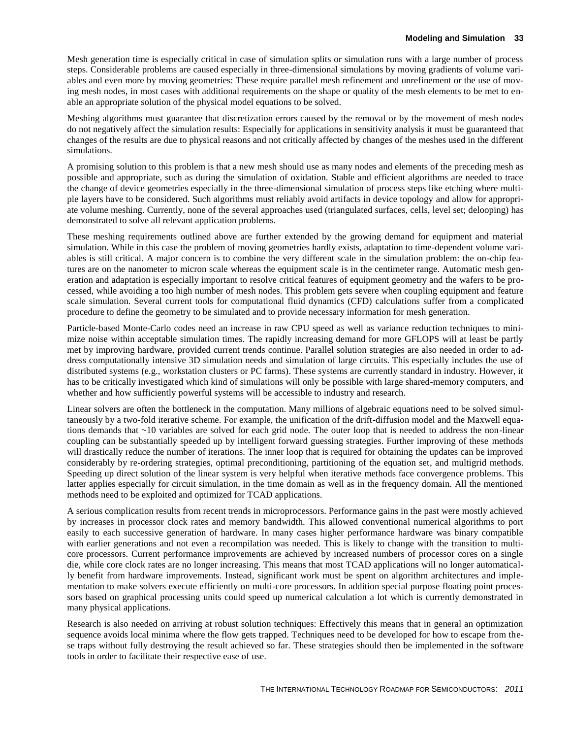Mesh generation time is especially critical in case of simulation splits or simulation runs with a large number of process steps. Considerable problems are caused especially in three-dimensional simulations by moving gradients of volume variables and even more by moving geometries: These require parallel mesh refinement and unrefinement or the use of moving mesh nodes, in most cases with additional requirements on the shape or quality of the mesh elements to be met to enable an appropriate solution of the physical model equations to be solved.

Meshing algorithms must guarantee that discretization errors caused by the removal or by the movement of mesh nodes do not negatively affect the simulation results: Especially for applications in sensitivity analysis it must be guaranteed that changes of the results are due to physical reasons and not critically affected by changes of the meshes used in the different simulations.

A promising solution to this problem is that a new mesh should use as many nodes and elements of the preceding mesh as possible and appropriate, such as during the simulation of oxidation. Stable and efficient algorithms are needed to trace the change of device geometries especially in the three-dimensional simulation of process steps like etching where multiple layers have to be considered. Such algorithms must reliably avoid artifacts in device topology and allow for appropriate volume meshing. Currently, none of the several approaches used (triangulated surfaces, cells, level set; delooping) has demonstrated to solve all relevant application problems.

These meshing requirements outlined above are further extended by the growing demand for equipment and material simulation. While in this case the problem of moving geometries hardly exists, adaptation to time-dependent volume variables is still critical. A major concern is to combine the very different scale in the simulation problem: the on-chip features are on the nanometer to micron scale whereas the equipment scale is in the centimeter range. Automatic mesh generation and adaptation is especially important to resolve critical features of equipment geometry and the wafers to be processed, while avoiding a too high number of mesh nodes. This problem gets severe when coupling equipment and feature scale simulation. Several current tools for computational fluid dynamics (CFD) calculations suffer from a complicated procedure to define the geometry to be simulated and to provide necessary information for mesh generation.

Particle-based Monte-Carlo codes need an increase in raw CPU speed as well as variance reduction techniques to minimize noise within acceptable simulation times. The rapidly increasing demand for more GFLOPS will at least be partly met by improving hardware, provided current trends continue. Parallel solution strategies are also needed in order to address computationally intensive 3D simulation needs and simulation of large circuits. This especially includes the use of distributed systems (e.g., workstation clusters or PC farms). These systems are currently standard in industry. However, it has to be critically investigated which kind of simulations will only be possible with large shared-memory computers, and whether and how sufficiently powerful systems will be accessible to industry and research.

Linear solvers are often the bottleneck in the computation. Many millions of algebraic equations need to be solved simultaneously by a two-fold iterative scheme. For example, the unification of the drift-diffusion model and the Maxwell equations demands that ~10 variables are solved for each grid node. The outer loop that is needed to address the non-linear coupling can be substantially speeded up by intelligent forward guessing strategies. Further improving of these methods will drastically reduce the number of iterations. The inner loop that is required for obtaining the updates can be improved considerably by re-ordering strategies, optimal preconditioning, partitioning of the equation set, and multigrid methods. Speeding up direct solution of the linear system is very helpful when iterative methods face convergence problems. This latter applies especially for circuit simulation, in the time domain as well as in the frequency domain. All the mentioned methods need to be exploited and optimized for TCAD applications.

A serious complication results from recent trends in microprocessors. Performance gains in the past were mostly achieved by increases in processor clock rates and memory bandwidth. This allowed conventional numerical algorithms to port easily to each successive generation of hardware. In many cases higher performance hardware was binary compatible with earlier generations and not even a recompilation was needed. This is likely to change with the transition to multi-core processors. Current performance improvements are achieved by increased numbers of processor cores on a single die, while core clock rates are no longer increasing. This means that most TCAD applications will no longer automatically benefit from hardware improvements. Instead, significant work must be spent on algorithm architectures and implementation to make solvers execute efficiently on multi-core processors. In addition special purpose floating point processors based on graphical processing units could speed up numerical calculation a lot which is currently demonstrated in many physical applications.

Research is also needed on arriving at robust solution techniques: Effectively this means that in general an optimization sequence avoids local minima where the flow gets trapped. Techniques need to be developed for how to escape from these traps without fully destroying the result achieved so far. These strategies should then be implemented in the software tools in order to facilitate their respective ease of use.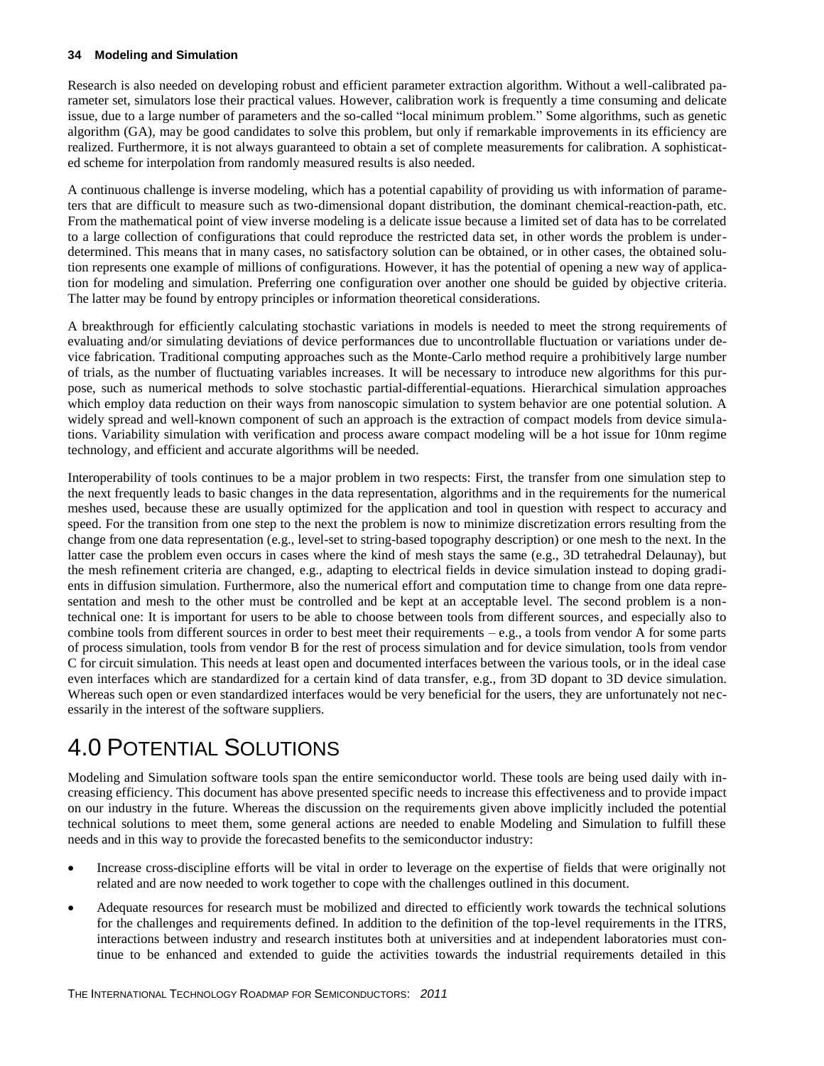Research is also needed on developing robust and efficient parameter extraction algorithm. Without a well-calibrated parameter set, simulators lose their practical values. However, calibration work is frequently a time consuming and delicate issue, due to a large number of parameters and the so-called "local minimum problem." Some algorithms, such as genetic algorithm (GA), may be good candidates to solve this problem, but only if remarkable improvements in its efficiency are realized. Furthermore, it is not always guaranteed to obtain a set of complete measurements for calibration. A sophisticated scheme for interpolation from randomly measured results is also needed.

A continuous challenge is inverse modeling, which has a potential capability of providing us with information of parameters that are difficult to measure such as two-dimensional dopant distribution, the dominant chemical-reaction-path, etc. From the mathematical point of view inverse modeling is a delicate issue because a limited set of data has to be correlated to a large collection of configurations that could reproduce the restricted data set, in other words the problem is underdetermined. This means that in many cases, no satisfactory solution can be obtained, or in other cases, the obtained solution represents one example of millions of configurations. However, it has the potential of opening a new way of application for modeling and simulation. Preferring one configuration over another one should be guided by objective criteria. The latter may be found by entropy principles or information theoretical considerations.

A breakthrough for efficiently calculating stochastic variations in models is needed to meet the strong requirements of evaluating and/or simulating deviations of device performances due to uncontrollable fluctuation or variations under device fabrication. Traditional computing approaches such as the Monte-Carlo method require a prohibitively large number of trials, as the number of fluctuating variables increases. It will be necessary to introduce new algorithms for this purpose, such as numerical methods to solve stochastic partial-differential-equations. Hierarchical simulation approaches which employ data reduction on their ways from nanoscopic simulation to system behavior are one potential solution. A widely spread and well-known component of such an approach is the extraction of compact models from device simulations. Variability simulation with verification and process aware compact modeling will be a hot issue for 10nm regime technology, and efficient and accurate algorithms will be needed.

Interoperability of tools continues to be a major problem in two respects: First, the transfer from one simulation step to the next frequently leads to basic changes in the data representation, algorithms and in the requirements for the numerical meshes used, because these are usually optimized for the application and tool in question with respect to accuracy and speed. For the transition from one step to the next the problem is now to minimize discretization errors resulting from the change from one data representation (e.g., level-set to string-based topography description) or one mesh to the next. In the latter case the problem even occurs in cases where the kind of mesh stays the same (e.g., 3D tetrahedral Delaunay), but the mesh refinement criteria are changed, e.g., adapting to electrical fields in device simulation instead to doping gradients in diffusion simulation. Furthermore, also the numerical effort and computation time to change from one data representation and mesh to the other must be controlled and be kept at an acceptable level. The second problem is a non-technical one: It is important for users to be able to choose between tools from different sources, and especially also to combine tools from different sources in order to best meet their requirements – e.g., a tools from vendor A for some parts of process simulation, tools from vendor B for the rest of process simulation and for device simulation, tools from vendor C for circuit simulation. This needs at least open and documented interfaces between the various tools, or in the ideal case even interfaces which are standardized for a certain kind of data transfer, e.g., from 3D dopant to 3D device simulation. Whereas such open or even standardized interfaces would be very beneficial for the users, they are unfortunately not necessarily in the interest of the software suppliers.

# 4.0 Potential Solutions

Modeling and Simulation software tools span the entire semiconductor world. These tools are being used daily with increasing efficiency. This document has above presented specific needs to increase this effectiveness and to provide impact on our industry in the future. Whereas the discussion on the requirements given above implicitly included the potential technical solutions to meet them, some general actions are needed to enable Modeling and Simulation to fulfill these needs and in this way to provide the forecasted benefits to the semiconductor industry:

- Increase cross-discipline efforts will be vital in order to leverage on the expertise of fields that were originally not related and are now needed to work together to cope with the challenges outlined in this document.
- Adequate resources for research must be mobilized and directed to efficiently work towards the technical solutions for the challenges and requirements defined. In addition to the definition of the top-level requirements in the ITRS, interactions between industry and research institutes both at universities and at independent laboratories must continue to be enhanced and extended to guide the activities towards the industrial requirements detailed in this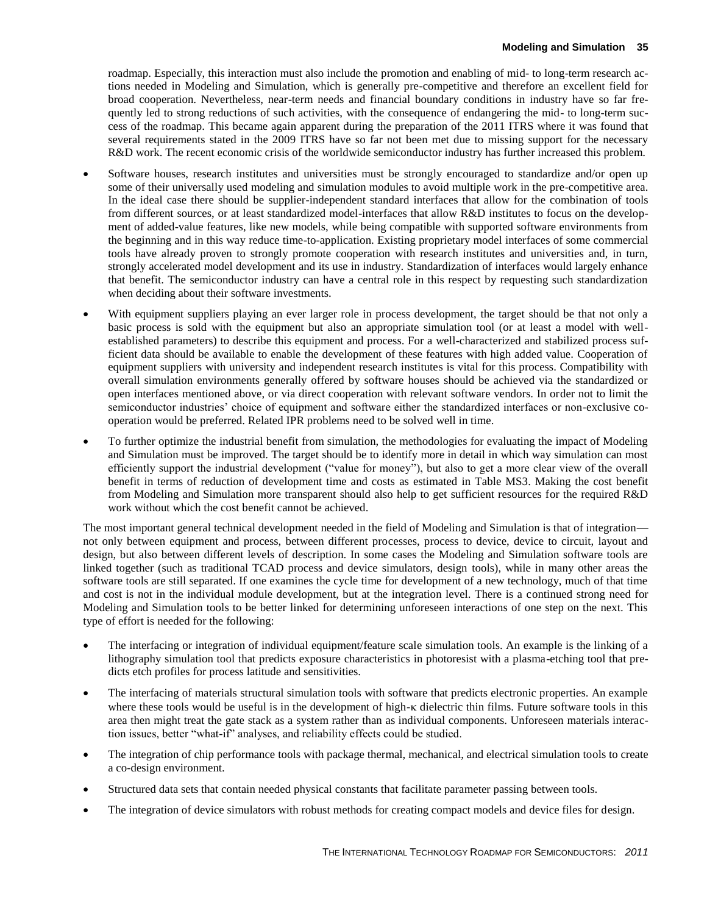roadmap. Especially, this interaction must also include the promotion and enabling of mid- to long-term research actions needed in Modeling and Simulation, which is generally pre-competitive and therefore an excellent field for broad cooperation. Nevertheless, near-term needs and financial boundary conditions in industry have so far frequently led to strong reductions of such activities, with the consequence of endangering the mid- to long-term success of the roadmap. This became again apparent during the preparation of the 2011 ITRS where it was found that several requirements stated in the 2009 ITRS have so far not been met due to missing support for the necessary R&D work. The recent economic crisis of the worldwide semiconductor industry has further increased this problem.

- Software houses, research institutes and universities must be strongly encouraged to standardize and/or open up some of their universally used modeling and simulation modules to avoid multiple work in the pre-competitive area. In the ideal case there should be supplier-independent standard interfaces that allow for the combination of tools from different sources, or at least standardized model-interfaces that allow R&D institutes to focus on the development of added-value features, like new models, while being compatible with supported software environments from the beginning and in this way reduce time-to-application. Existing proprietary model interfaces of some commercial tools have already proven to strongly promote cooperation with research institutes and universities and, in turn, strongly accelerated model development and its use in industry. Standardization of interfaces would largely enhance that benefit. The semiconductor industry can have a central role in this respect by requesting such standardization when deciding about their software investments.
- With equipment suppliers playing an ever larger role in process development, the target should be that not only a basic process is sold with the equipment but also an appropriate simulation tool (or at least a model with well-established parameters) to describe this equipment and process. For a well-characterized and stabilized process sufficient data should be available to enable the development of these features with high added value. Cooperation of equipment suppliers with university and independent research institutes is vital for this process. Compatibility with overall simulation environments generally offered by software houses should be achieved via the standardized or open interfaces mentioned above, or via direct cooperation with relevant software vendors. In order not to limit the semiconductor industries' choice of equipment and software either the standardized interfaces or non-exclusive cooperation would be preferred. Related IPR problems need to be solved well in time.
- To further optimize the industrial benefit from simulation, the methodologies for evaluating the impact of Modeling and Simulation must be improved. The target should be to identify more in detail in which way simulation can most efficiently support the industrial development ("value for money"), but also to get a more clear view of the overall benefit in terms of reduction of development time and costs as estimated in Table MS3. Making the cost benefit from Modeling and Simulation more transparent should also help to get sufficient resources for the required R&D work without which the cost benefit cannot be achieved.

The most important general technical development needed in the field of Modeling and Simulation is that of integration—not only between equipment and process, between different processes, process to device, device to circuit, layout and design, but also between different levels of description. In some cases the Modeling and Simulation software tools are linked together (such as traditional TCAD process and device simulators, design tools), while in many other areas the software tools are still separated. If one examines the cycle time for development of a new technology, much of that time and cost is not in the individual module development, but at the integration level. There is a continued strong need for Modeling and Simulation tools to be better linked for determining unforeseen interactions of one step on the next. This type of effort is needed for the following:

- The interfacing or integration of individual equipment/feature scale simulation tools. An example is the linking of a lithography simulation tool that predicts exposure characteristics in photoresist with a plasma-etching tool that predicts etch profiles for process latitude and sensitivities.
- The interfacing of materials structural simulation tools with software that predicts electronic properties. An example where these tools would be useful is in the development of high-κ dielectric thin films. Future software tools in this area then might treat the gate stack as a system rather than as individual components. Unforeseen materials interaction issues, better "what-if" analyses, and reliability effects could be studied.
- The integration of chip performance tools with package thermal, mechanical, and electrical simulation tools to create a co-design environment.
- Structured data sets that contain needed physical constants that facilitate parameter passing between tools.
- The integration of device simulators with robust methods for creating compact models and device files for design.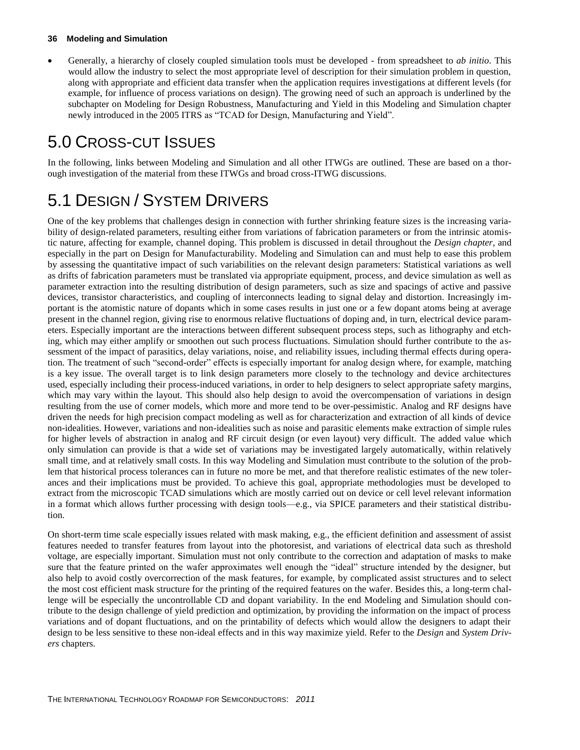- Generally, a hierarchy of closely coupled simulation tools must be developed - from spreadsheet to *ab initio*. This would allow the industry to select the most appropriate level of description for their simulation problem in question, along with appropriate and efficient data transfer when the application requires investigations at different levels (for example, for influence of process variations on design). The growing need of such an approach is underlined by the subchapter on Modeling for Design Robustness, Manufacturing and Yield in this Modeling and Simulation chapter newly introduced in the 2005 ITRS as "TCAD for Design, Manufacturing and Yield".

# 5.0 Cross-cut Issues

In the following, links between Modeling and Simulation and all other ITWGs are outlined. These are based on a thorough investigation of the material from these ITWGs and broad cross-ITWG discussions.

# 5.1 Design / System Drivers

One of the key problems that challenges design in connection with further shrinking feature sizes is the increasing variability of design-related parameters, resulting either from variations of fabrication parameters or from the intrinsic atomistic nature, affecting for example, channel doping. This problem is discussed in detail throughout the *Design chapter*, and especially in the part on Design for Manufacturability. Modeling and Simulation can and must help to ease this problem by assessing the quantitative impact of such variabilities on the relevant design parameters: Statistical variations as well as drifts of fabrication parameters must be translated via appropriate equipment, process, and device simulation as well as parameter extraction into the resulting distribution of design parameters, such as size and spacings of active and passive devices, transistor characteristics, and coupling of interconnects leading to signal delay and distortion. Increasingly important is the atomistic nature of dopants which in some cases results in just one or a few dopant atoms being at average present in the channel region, giving rise to enormous relative fluctuations of doping and, in turn, electrical device parameters. Especially important are the interactions between different subsequent process steps, such as lithography and etching, which may either amplify or smoothen out such process fluctuations. Simulation should further contribute to the assessment of the impact of parasitics, delay variations, noise, and reliability issues, including thermal effects during operation. The treatment of such "second-order" effects is especially important for analog design where, for example, matching is a key issue. The overall target is to link design parameters more closely to the technology and device architectures used, especially including their process-induced variations, in order to help designers to select appropriate safety margins, which may vary within the layout. This should also help design to avoid the overcompensation of variations in design resulting from the use of corner models, which more and more tend to be over-pessimistic. Analog and RF designs have driven the needs for high precision compact modeling as well as for characterization and extraction of all kinds of device non-idealities. However, variations and non-idealities such as noise and parasitic elements make extraction of simple rules for higher levels of abstraction in analog and RF circuit design (or even layout) very difficult. The added value which only simulation can provide is that a wide set of variations may be investigated largely automatically, within relatively small time, and at relatively small costs. In this way Modeling and Simulation must contribute to the solution of the problem that historical process tolerances can in future no more be met, and that therefore realistic estimates of the new tolerances and their implications must be provided. To achieve this goal, appropriate methodologies must be developed to extract from the microscopic TCAD simulations which are mostly carried out on device or cell level relevant information in a format which allows further processing with design tools—e.g., via SPICE parameters and their statistical distribution.

On short-term time scale especially issues related with mask making, e.g., the efficient definition and assessment of assist features needed to transfer features from layout into the photoresist, and variations of electrical data such as threshold voltage, are especially important. Simulation must not only contribute to the correction and adaptation of masks to make sure that the feature printed on the wafer approximates well enough the "ideal" structure intended by the designer, but also help to avoid costly overcorrection of the mask features, for example, by complicated assist structures and to select the most cost efficient mask structure for the printing of the required features on the wafer. Besides this, a long-term challenge will be especially the uncontrollable CD and dopant variability. In the end Modeling and Simulation should contribute to the design challenge of yield prediction and optimization, by providing the information on the impact of process variations and of dopant fluctuations, and on the printability of defects which would allow the designers to adapt their design to be less sensitive to these non-ideal effects and in this way maximize yield. Refer to the *Design* and *System Drivers* chapters.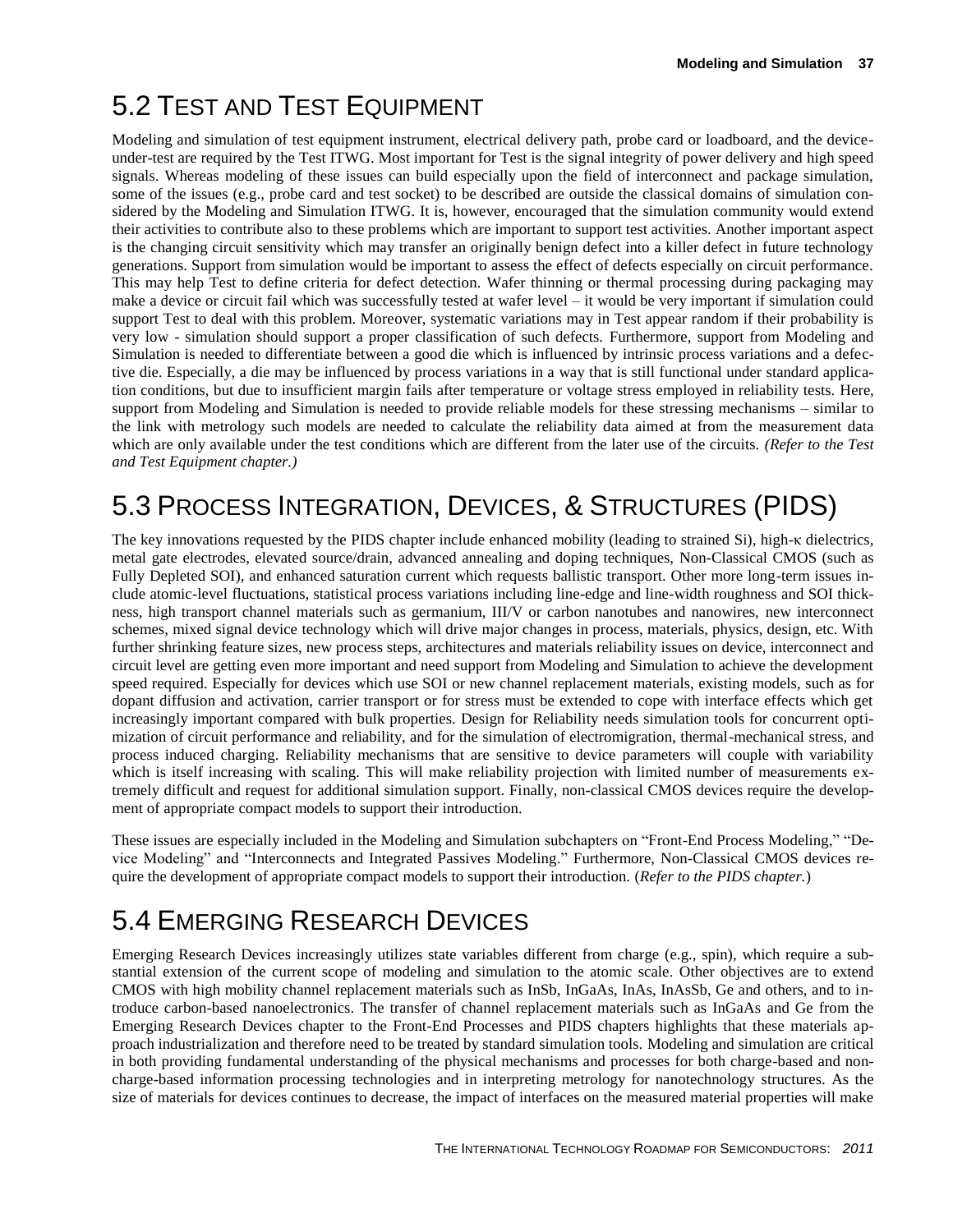## 5.2 TEST AND TEST EQUIPMENT

Modeling and simulation of test equipment instrument, electrical delivery path, probe card or loadboard, and the device-under-test are required by the Test ITWG. Most important for Test is the signal integrity of power delivery and high speed signals. Whereas modeling of these issues can build especially upon the field of interconnect and package simulation, some of the issues (e.g., probe card and test socket) to be described are outside the classical domains of simulation considered by the Modeling and Simulation ITWG. It is, however, encouraged that the simulation community would extend their activities to contribute also to these problems which are important to support test activities. Another important aspect is the changing circuit sensitivity which may transfer an originally benign defect into a killer defect in future technology generations. Support from simulation would be important to assess the effect of defects especially on circuit performance. This may help Test to define criteria for defect detection. Wafer thinning or thermal processing during packaging may make a device or circuit fail which was successfully tested at wafer level – it would be very important if simulation could support Test to deal with this problem. Moreover, systematic variations may in Test appear random if their probability is very low - simulation should support a proper classification of such defects. Furthermore, support from Modeling and Simulation is needed to differentiate between a good die which is influenced by intrinsic process variations and a defective die. Especially, a die may be influenced by process variations in a way that is still functional under standard application conditions, but due to insufficient margin fails after temperature or voltage stress employed in reliability tests. Here, support from Modeling and Simulation is needed to provide reliable models for these stressing mechanisms – similar to the link with metrology such models are needed to calculate the reliability data aimed at from the measurement data which are only available under the test conditions which are different from the later use of the circuits. *(Refer to the Test and Test Equipment chapter.)*

## 5.3 PROCESS INTEGRATION, DEVICES, & STRUCTURES (PIDS)

The key innovations requested by the PIDS chapter include enhanced mobility (leading to strained Si), high-κ dielectrics, metal gate electrodes, elevated source/drain, advanced annealing and doping techniques, Non-Classical CMOS (such as Fully Depleted SOI), and enhanced saturation current which requests ballistic transport. Other more long-term issues include atomic-level fluctuations, statistical process variations including line-edge and line-width roughness and SOI thickness, high transport channel materials such as germanium, III/V or carbon nanotubes and nanowires, new interconnect schemes, mixed signal device technology which will drive major changes in process, materials, physics, design, etc. With further shrinking feature sizes, new process steps, architectures and materials reliability issues on device, interconnect and circuit level are getting even more important and need support from Modeling and Simulation to achieve the development speed required. Especially for devices which use SOI or new channel replacement materials, existing models, such as for dopant diffusion and activation, carrier transport or for stress must be extended to cope with interface effects which get increasingly important compared with bulk properties. Design for Reliability needs simulation tools for concurrent optimization of circuit performance and reliability, and for the simulation of electromigration, thermal-mechanical stress, and process induced charging. Reliability mechanisms that are sensitive to device parameters will couple with variability which is itself increasing with scaling. This will make reliability projection with limited number of measurements extremely difficult and request for additional simulation support. Finally, non-classical CMOS devices require the development of appropriate compact models to support their introduction.

These issues are especially included in the Modeling and Simulation subchapters on "Front-End Process Modeling," "Device Modeling" and "Interconnects and Integrated Passives Modeling." Furthermore, Non-Classical CMOS devices require the development of appropriate compact models to support their introduction. (*Refer to the PIDS chapter.*)

## 5.4 EMERGING RESEARCH DEVICES

Emerging Research Devices increasingly utilizes state variables different from charge (e.g., spin), which require a substantial extension of the current scope of modeling and simulation to the atomic scale. Other objectives are to extend CMOS with high mobility channel replacement materials such as InSb, InGaAs, InAs, InAsSb, Ge and others, and to introduce carbon-based nanoelectronics. The transfer of channel replacement materials such as InGaAs and Ge from the Emerging Research Devices chapter to the Front-End Processes and PIDS chapters highlights that these materials approach industrialization and therefore need to be treated by standard simulation tools. Modeling and simulation are critical in both providing fundamental understanding of the physical mechanisms and processes for both charge-based and non-charge-based information processing technologies and in interpreting metrology for nanotechnology structures. As the size of materials for devices continues to decrease, the impact of interfaces on the measured material properties will make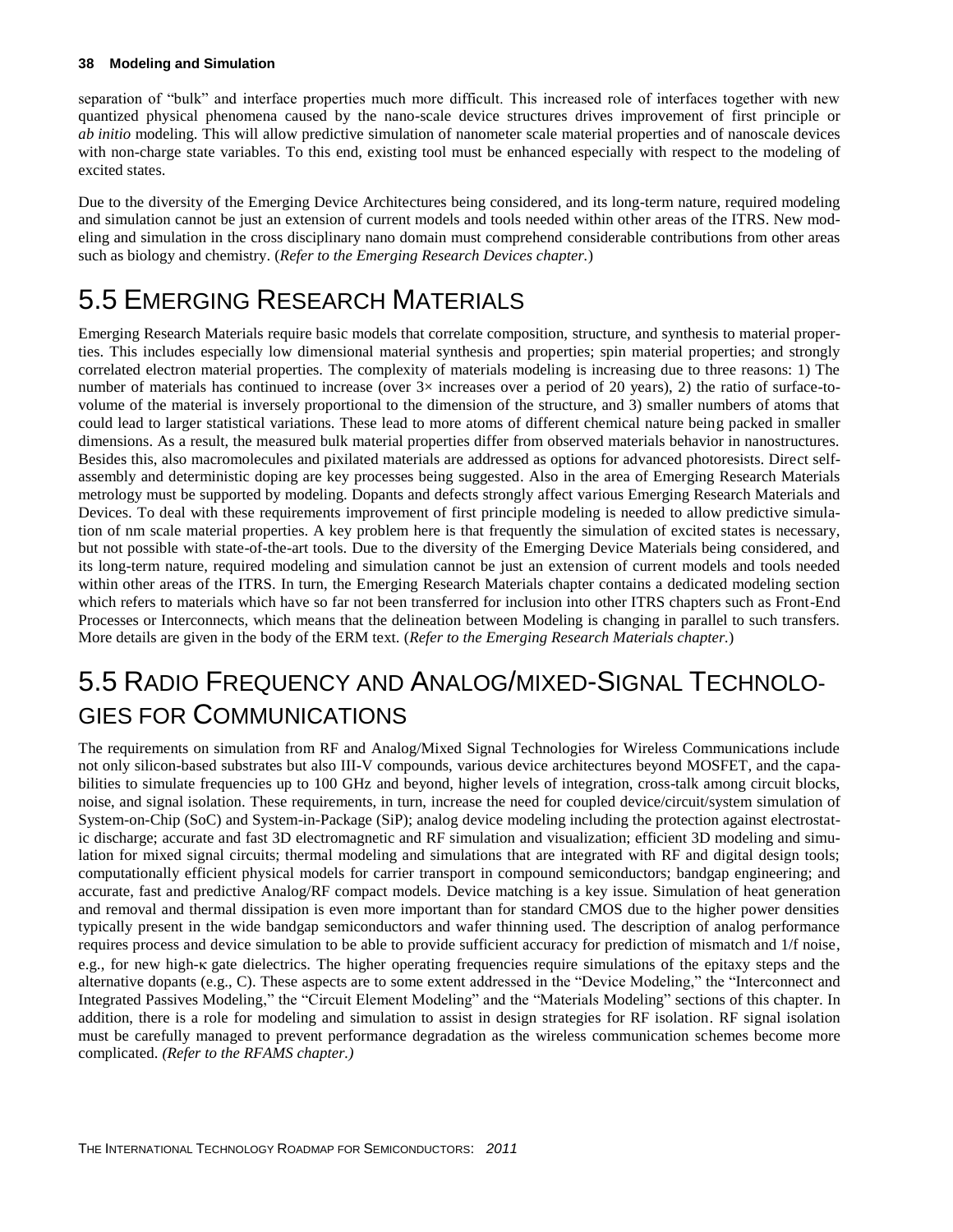separation of "bulk" and interface properties much more difficult. This increased role of interfaces together with new quantized physical phenomena caused by the nano-scale device structures drives improvement of first principle or *ab initio* modeling. This will allow predictive simulation of nanometer scale material properties and of nanoscale devices with non-charge state variables. To this end, existing tool must be enhanced especially with respect to the modeling of excited states.

Due to the diversity of the Emerging Device Architectures being considered, and its long-term nature, required modeling and simulation cannot be just an extension of current models and tools needed within other areas of the ITRS. New modeling and simulation in the cross disciplinary nano domain must comprehend considerable contributions from other areas such as biology and chemistry. (*Refer to the Emerging Research Devices chapter.*)

# 5.5 Emerging Research Materials

Emerging Research Materials require basic models that correlate composition, structure, and synthesis to material properties. This includes especially low dimensional material synthesis and properties; spin material properties; and strongly correlated electron material properties. The complexity of materials modeling is increasing due to three reasons: 1) The number of materials has continued to increase (over 3× increases over a period of 20 years), 2) the ratio of surface-to-volume of the material is inversely proportional to the dimension of the structure, and 3) smaller numbers of atoms that could lead to larger statistical variations. These lead to more atoms of different chemical nature being packed in smaller dimensions. As a result, the measured bulk material properties differ from observed materials behavior in nanostructures. Besides this, also macromolecules and pixilated materials are addressed as options for advanced photoresists. Direct self-assembly and deterministic doping are key processes being suggested. Also in the area of Emerging Research Materials metrology must be supported by modeling. Dopants and defects strongly affect various Emerging Research Materials and Devices. To deal with these requirements improvement of first principle modeling is needed to allow predictive simulation of nm scale material properties. A key problem here is that frequently the simulation of excited states is necessary, but not possible with state-of-the-art tools. Due to the diversity of the Emerging Device Materials being considered, and its long-term nature, required modeling and simulation cannot be just an extension of current models and tools needed within other areas of the ITRS. In turn, the Emerging Research Materials chapter contains a dedicated modeling section which refers to materials which have so far not been transferred for inclusion into other ITRS chapters such as Front-End Processes or Interconnects, which means that the delineation between Modeling is changing in parallel to such transfers. More details are given in the body of the ERM text. (*Refer to the Emerging Research Materials chapter.*)

# 5.5 Radio Frequency and Analog/mixed-Signal Technologies for Communications

The requirements on simulation from RF and Analog/Mixed Signal Technologies for Wireless Communications include not only silicon-based substrates but also III-V compounds, various device architectures beyond MOSFET, and the capabilities to simulate frequencies up to 100 GHz and beyond, higher levels of integration, cross-talk among circuit blocks, noise, and signal isolation. These requirements, in turn, increase the need for coupled device/circuit/system simulation of System-on-Chip (SoC) and System-in-Package (SiP); analog device modeling including the protection against electrostatic discharge; accurate and fast 3D electromagnetic and RF simulation and visualization; efficient 3D modeling and simulation for mixed signal circuits; thermal modeling and simulations that are integrated with RF and digital design tools; computationally efficient physical models for carrier transport in compound semiconductors; bandgap engineering; and accurate, fast and predictive Analog/RF compact models. Device matching is a key issue. Simulation of heat generation and removal and thermal dissipation is even more important than for standard CMOS due to the higher power densities typically present in the wide bandgap semiconductors and wafer thinning used. The description of analog performance requires process and device simulation to be able to provide sufficient accuracy for prediction of mismatch and 1/f noise, e.g., for new high-κ gate dielectrics. The higher operating frequencies require simulations of the epitaxy steps and the alternative dopants (e.g., C). These aspects are to some extent addressed in the "Device Modeling," the "Interconnect and Integrated Passives Modeling," the "Circuit Element Modeling" and the "Materials Modeling" sections of this chapter. In addition, there is a role for modeling and simulation to assist in design strategies for RF isolation. RF signal isolation must be carefully managed to prevent performance degradation as the wireless communication schemes become more complicated. *(Refer to the RFAMS chapter.)*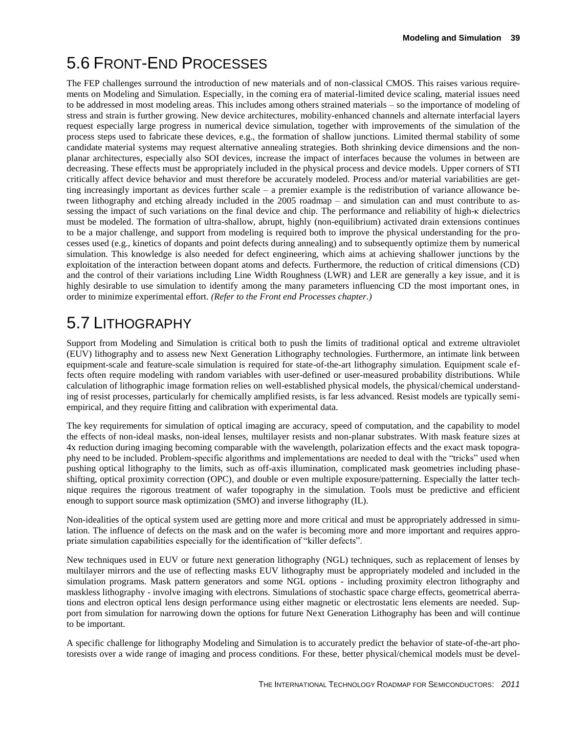## 5.6 Front-End Processes

The FEP challenges surround the introduction of new materials and of non-classical CMOS. This raises various requirements on Modeling and Simulation. Especially, in the coming era of material-limited device scaling, material issues need to be addressed in most modeling areas. This includes among others strained materials – so the importance of modeling of stress and strain is further growing. New device architectures, mobility-enhanced channels and alternate interfacial layers request especially large progress in numerical device simulation, together with improvements of the simulation of the process steps used to fabricate these devices, e.g., the formation of shallow junctions. Limited thermal stability of some candidate material systems may request alternative annealing strategies. Both shrinking device dimensions and the non-planar architectures, especially also SOI devices, increase the impact of interfaces because the volumes in between are decreasing. These effects must be appropriately included in the physical process and device models. Upper corners of STI critically affect device behavior and must therefore be accurately modeled. Process and/or material variabilities are getting increasingly important as devices further scale – a premier example is the redistribution of variance allowance between lithography and etching already included in the 2005 roadmap – and simulation can and must contribute to assessing the impact of such variations on the final device and chip. The performance and reliability of high-κ dielectrics must be modeled. The formation of ultra-shallow, abrupt, highly (non-equilibrium) activated drain extensions continues to be a major challenge, and support from modeling is required both to improve the physical understanding for the processes used (e.g., kinetics of dopants and point defects during annealing) and to subsequently optimize them by numerical simulation. This knowledge is also needed for defect engineering, which aims at achieving shallower junctions by the exploitation of the interaction between dopant atoms and defects. Furthermore, the reduction of critical dimensions (CD) and the control of their variations including Line Width Roughness (LWR) and LER are generally a key issue, and it is highly desirable to use simulation to identify among the many parameters influencing CD the most important ones, in order to minimize experimental effort. *(Refer to the Front end Processes chapter.)*

## 5.7 Lithography

Support from Modeling and Simulation is critical both to push the limits of traditional optical and extreme ultraviolet (EUV) lithography and to assess new Next Generation Lithography technologies. Furthermore, an intimate link between equipment-scale and feature-scale simulation is required for state-of-the-art lithography simulation. Equipment scale effects often require modeling with random variables with user-defined or user-measured probability distributions. While calculation of lithographic image formation relies on well-established physical models, the physical/chemical understanding of resist processes, particularly for chemically amplified resists, is far less advanced. Resist models are typically semi-empirical, and they require fitting and calibration with experimental data.

The key requirements for simulation of optical imaging are accuracy, speed of computation, and the capability to model the effects of non-ideal masks, non-ideal lenses, multilayer resists and non-planar substrates. With mask feature sizes at 4x reduction during imaging becoming comparable with the wavelength, polarization effects and the exact mask topography need to be included. Problem-specific algorithms and implementations are needed to deal with the "tricks" used when pushing optical lithography to the limits, such as off-axis illumination, complicated mask geometries including phase-shifting, optical proximity correction (OPC), and double or even multiple exposure/patterning. Especially the latter technique requires the rigorous treatment of wafer topography in the simulation. Tools must be predictive and efficient enough to support source mask optimization (SMO) and inverse lithography (IL).

Non-idealities of the optical system used are getting more and more critical and must be appropriately addressed in simulation. The influence of defects on the mask and on the wafer is becoming more and more important and requires appropriate simulation capabilities especially for the identification of "killer defects".

New techniques used in EUV or future next generation lithography (NGL) techniques, such as replacement of lenses by multilayer mirrors and the use of reflecting masks EUV lithography must be appropriately modeled and included in the simulation programs. Mask pattern generators and some NGL options - including proximity electron lithography and maskless lithography - involve imaging with electrons. Simulations of stochastic space charge effects, geometrical aberrations and electron optical lens design performance using either magnetic or electrostatic lens elements are needed. Support from simulation for narrowing down the options for future Next Generation Lithography has been and will continue to be important.

A specific challenge for lithography Modeling and Simulation is to accurately predict the behavior of state-of-the-art photoresists over a wide range of imaging and process conditions. For these, better physical/chemical models must be devel-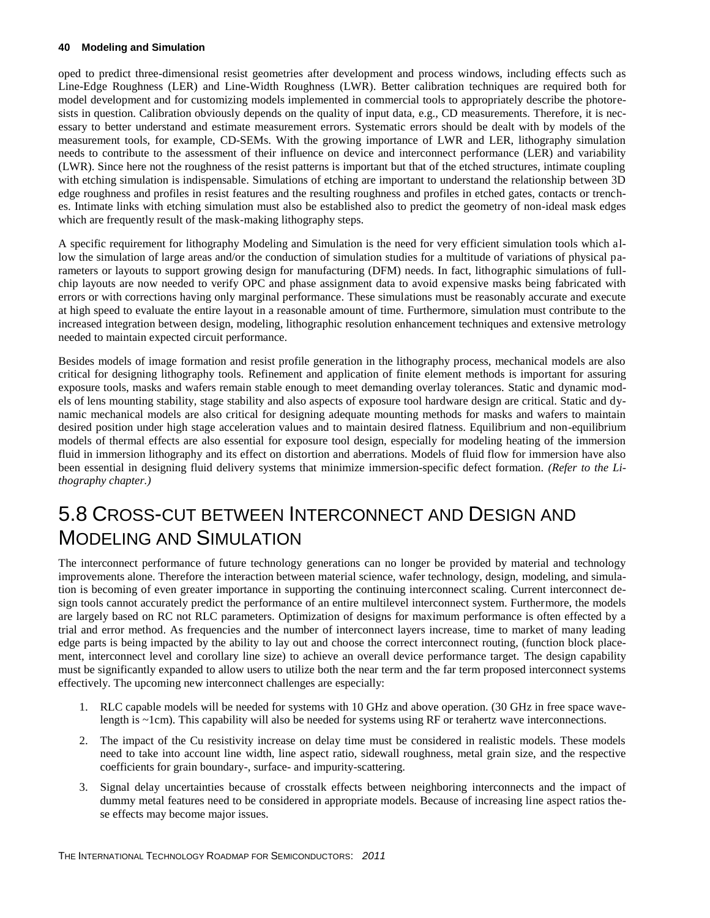oped to predict three-dimensional resist geometries after development and process windows, including effects such as Line-Edge Roughness (LER) and Line-Width Roughness (LWR). Better calibration techniques are required both for model development and for customizing models implemented in commercial tools to appropriately describe the photoresists in question. Calibration obviously depends on the quality of input data, e.g., CD measurements. Therefore, it is necessary to better understand and estimate measurement errors. Systematic errors should be dealt with by models of the measurement tools, for example, CD-SEMs. With the growing importance of LWR and LER, lithography simulation needs to contribute to the assessment of their influence on device and interconnect performance (LER) and variability (LWR). Since here not the roughness of the resist patterns is important but that of the etched structures, intimate coupling with etching simulation is indispensable. Simulations of etching are important to understand the relationship between 3D edge roughness and profiles in resist features and the resulting roughness and profiles in etched gates, contacts or trenches. Intimate links with etching simulation must also be established also to predict the geometry of non-ideal mask edges which are frequently result of the mask-making lithography steps.

A specific requirement for lithography Modeling and Simulation is the need for very efficient simulation tools which allow the simulation of large areas and/or the conduction of simulation studies for a multitude of variations of physical parameters or layouts to support growing design for manufacturing (DFM) needs. In fact, lithographic simulations of full-chip layouts are now needed to verify OPC and phase assignment data to avoid expensive masks being fabricated with errors or with corrections having only marginal performance. These simulations must be reasonably accurate and execute at high speed to evaluate the entire layout in a reasonable amount of time. Furthermore, simulation must contribute to the increased integration between design, modeling, lithographic resolution enhancement techniques and extensive metrology needed to maintain expected circuit performance.

Besides models of image formation and resist profile generation in the lithography process, mechanical models are also critical for designing lithography tools. Refinement and application of finite element methods is important for assuring exposure tools, masks and wafers remain stable enough to meet demanding overlay tolerances. Static and dynamic models of lens mounting stability, stage stability and also aspects of exposure tool hardware design are critical. Static and dynamic mechanical models are also critical for designing adequate mounting methods for masks and wafers to maintain desired position under high stage acceleration values and to maintain desired flatness. Equilibrium and non-equilibrium models of thermal effects are also essential for exposure tool design, especially for modeling heating of the immersion fluid in immersion lithography and its effect on distortion and aberrations. Models of fluid flow for immersion have also been essential in designing fluid delivery systems that minimize immersion-specific defect formation. *(Refer to the Lithography chapter.)*

## 5.8 Cross-cut between Interconnect and Design and Modeling and Simulation

The interconnect performance of future technology generations can no longer be provided by material and technology improvements alone. Therefore the interaction between material science, wafer technology, design, modeling, and simulation is becoming of even greater importance in supporting the continuing interconnect scaling. Current interconnect design tools cannot accurately predict the performance of an entire multilevel interconnect system. Furthermore, the models are largely based on RC not RLC parameters. Optimization of designs for maximum performance is often effected by a trial and error method. As frequencies and the number of interconnect layers increase, time to market of many leading edge parts is being impacted by the ability to lay out and choose the correct interconnect routing, (function block placement, interconnect level and corollary line size) to achieve an overall device performance target. The design capability must be significantly expanded to allow users to utilize both the near term and the far term proposed interconnect systems effectively. The upcoming new interconnect challenges are especially:

1. RLC capable models will be needed for systems with 10 GHz and above operation. (30 GHz in free space wavelength is ~1cm). This capability will also be needed for systems using RF or terahertz wave interconnections.
2. The impact of the Cu resistivity increase on delay time must be considered in realistic models. These models need to take into account line width, line aspect ratio, sidewall roughness, metal grain size, and the respective coefficients for grain boundary-, surface- and impurity-scattering.
3. Signal delay uncertainties because of crosstalk effects between neighboring interconnects and the impact of dummy metal features need to be considered in appropriate models. Because of increasing line aspect ratios these effects may become major issues.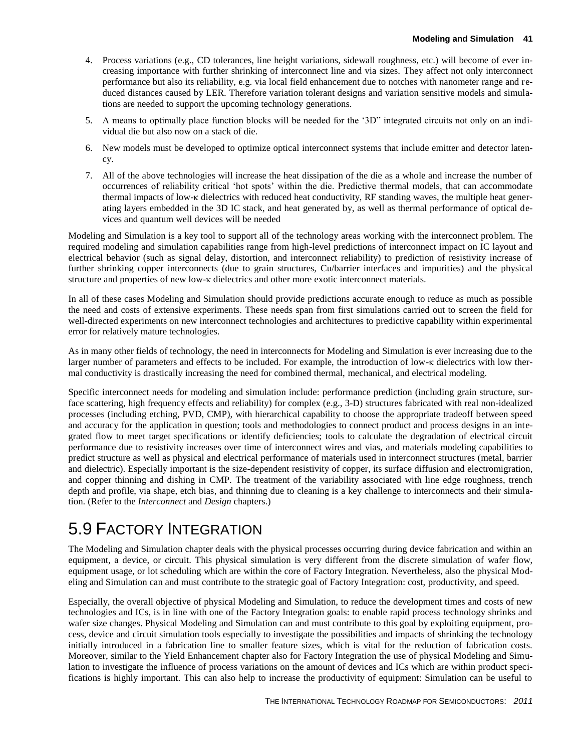4. Process variations (e.g., CD tolerances, line height variations, sidewall roughness, etc.) will become of ever increasing importance with further shrinking of interconnect line and via sizes. They affect not only interconnect performance but also its reliability, e.g. via local field enhancement due to notches with nanometer range and reduced distances caused by LER. Therefore variation tolerant designs and variation sensitive models and simulations are needed to support the upcoming technology generations.
5. A means to optimally place function blocks will be needed for the '3D" integrated circuits not only on an individual die but also now on a stack of die.
6. New models must be developed to optimize optical interconnect systems that include emitter and detector latency.
7. All of the above technologies will increase the heat dissipation of the die as a whole and increase the number of occurrences of reliability critical 'hot spots' within the die. Predictive thermal models, that can accommodate thermal impacts of low-κ dielectrics with reduced heat conductivity, RF standing waves, the multiple heat generating layers embedded in the 3D IC stack, and heat generated by, as well as thermal performance of optical devices and quantum well devices will be needed

Modeling and Simulation is a key tool to support all of the technology areas working with the interconnect problem. The required modeling and simulation capabilities range from high-level predictions of interconnect impact on IC layout and electrical behavior (such as signal delay, distortion, and interconnect reliability) to prediction of resistivity increase of further shrinking copper interconnects (due to grain structures, Cu/barrier interfaces and impurities) and the physical structure and properties of new low-κ dielectrics and other more exotic interconnect materials.

In all of these cases Modeling and Simulation should provide predictions accurate enough to reduce as much as possible the need and costs of extensive experiments. These needs span from first simulations carried out to screen the field for well-directed experiments on new interconnect technologies and architectures to predictive capability within experimental error for relatively mature technologies.

As in many other fields of technology, the need in interconnects for Modeling and Simulation is ever increasing due to the larger number of parameters and effects to be included. For example, the introduction of low-κ dielectrics with low thermal conductivity is drastically increasing the need for combined thermal, mechanical, and electrical modeling.

Specific interconnect needs for modeling and simulation include: performance prediction (including grain structure, surface scattering, high frequency effects and reliability) for complex (e.g., 3-D) structures fabricated with real non-idealized processes (including etching, PVD, CMP), with hierarchical capability to choose the appropriate tradeoff between speed and accuracy for the application in question; tools and methodologies to connect product and process designs in an integrated flow to meet target specifications or identify deficiencies; tools to calculate the degradation of electrical circuit performance due to resistivity increases over time of interconnect wires and vias, and materials modeling capabilities to predict structure as well as physical and electrical performance of materials used in interconnect structures (metal, barrier and dielectric). Especially important is the size-dependent resistivity of copper, its surface diffusion and electromigration, and copper thinning and dishing in CMP. The treatment of the variability associated with line edge roughness, trench depth and profile, via shape, etch bias, and thinning due to cleaning is a key challenge to interconnects and their simulation. (Refer to the *Interconnect* and *Design* chapters.)

# 5.9 Factory Integration

The Modeling and Simulation chapter deals with the physical processes occurring during device fabrication and within an equipment, a device, or circuit. This physical simulation is very different from the discrete simulation of wafer flow, equipment usage, or lot scheduling which are within the core of Factory Integration. Nevertheless, also the physical Modeling and Simulation can and must contribute to the strategic goal of Factory Integration: cost, productivity, and speed.

Especially, the overall objective of physical Modeling and Simulation, to reduce the development times and costs of new technologies and ICs, is in line with one of the Factory Integration goals: to enable rapid process technology shrinks and wafer size changes. Physical Modeling and Simulation can and must contribute to this goal by exploiting equipment, process, device and circuit simulation tools especially to investigate the possibilities and impacts of shrinking the technology initially introduced in a fabrication line to smaller feature sizes, which is vital for the reduction of fabrication costs. Moreover, similar to the Yield Enhancement chapter also for Factory Integration the use of physical Modeling and Simulation to investigate the influence of process variations on the amount of devices and ICs which are within product specifications is highly important. This can also help to increase the productivity of equipment: Simulation can be useful to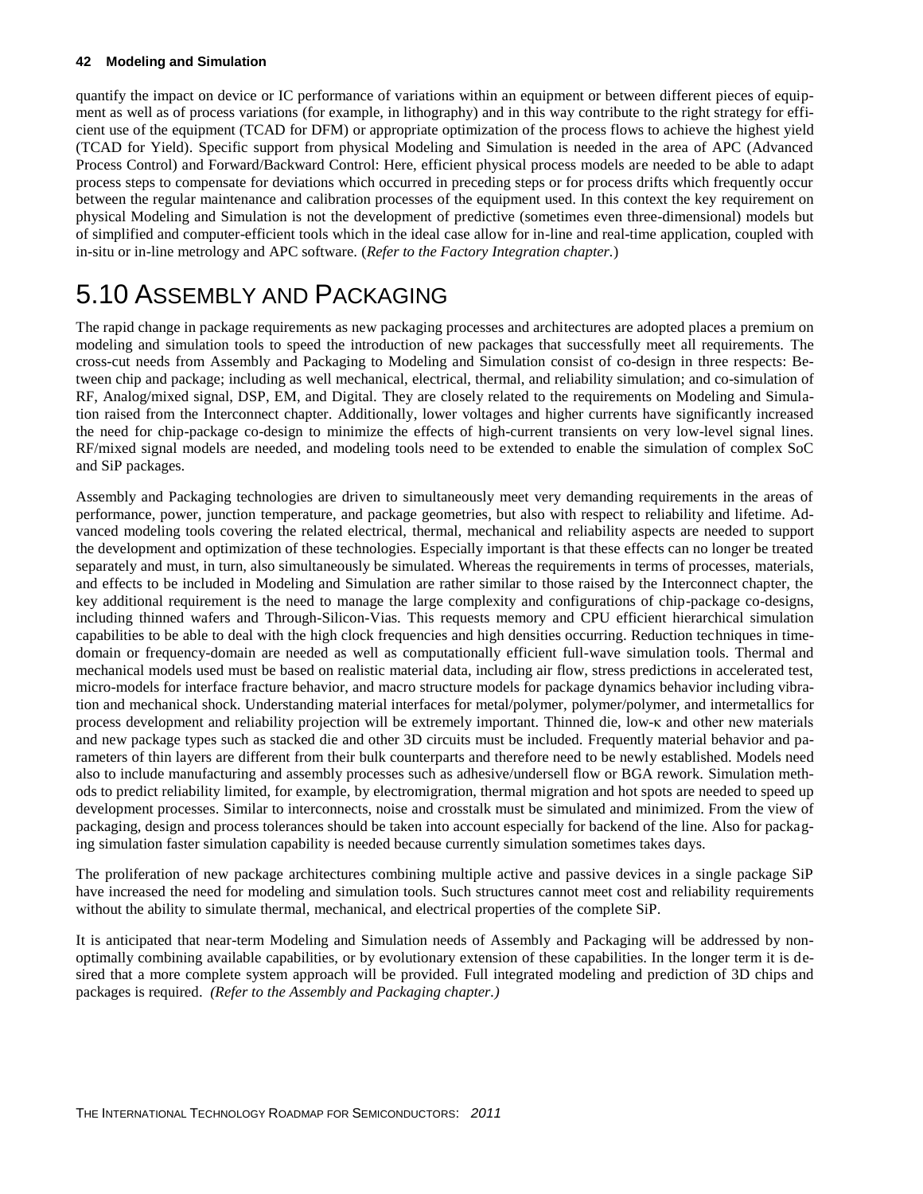quantify the impact on device or IC performance of variations within an equipment or between different pieces of equipment as well as of process variations (for example, in lithography) and in this way contribute to the right strategy for efficient use of the equipment (TCAD for DFM) or appropriate optimization of the process flows to achieve the highest yield (TCAD for Yield). Specific support from physical Modeling and Simulation is needed in the area of APC (Advanced Process Control) and Forward/Backward Control: Here, efficient physical process models are needed to be able to adapt process steps to compensate for deviations which occurred in preceding steps or for process drifts which frequently occur between the regular maintenance and calibration processes of the equipment used. In this context the key requirement on physical Modeling and Simulation is not the development of predictive (sometimes even three-dimensional) models but of simplified and computer-efficient tools which in the ideal case allow for in-line and real-time application, coupled with in-situ or in-line metrology and APC software. (*Refer to the Factory Integration chapter.*)

# 5.10 Assembly and Packaging

The rapid change in package requirements as new packaging processes and architectures are adopted places a premium on modeling and simulation tools to speed the introduction of new packages that successfully meet all requirements. The cross-cut needs from Assembly and Packaging to Modeling and Simulation consist of co-design in three respects: Between chip and package; including as well mechanical, electrical, thermal, and reliability simulation; and co-simulation of RF, Analog/mixed signal, DSP, EM, and Digital. They are closely related to the requirements on Modeling and Simulation raised from the Interconnect chapter. Additionally, lower voltages and higher currents have significantly increased the need for chip-package co-design to minimize the effects of high-current transients on very low-level signal lines. RF/mixed signal models are needed, and modeling tools need to be extended to enable the simulation of complex SoC and SiP packages.

Assembly and Packaging technologies are driven to simultaneously meet very demanding requirements in the areas of performance, power, junction temperature, and package geometries, but also with respect to reliability and lifetime. Advanced modeling tools covering the related electrical, thermal, mechanical and reliability aspects are needed to support the development and optimization of these technologies. Especially important is that these effects can no longer be treated separately and must, in turn, also simultaneously be simulated. Whereas the requirements in terms of processes, materials, and effects to be included in Modeling and Simulation are rather similar to those raised by the Interconnect chapter, the key additional requirement is the need to manage the large complexity and configurations of chip-package co-designs, including thinned wafers and Through-Silicon-Vias. This requests memory and CPU efficient hierarchical simulation capabilities to be able to deal with the high clock frequencies and high densities occurring. Reduction techniques in time-domain or frequency-domain are needed as well as computationally efficient full-wave simulation tools. Thermal and mechanical models used must be based on realistic material data, including air flow, stress predictions in accelerated test, micro-models for interface fracture behavior, and macro structure models for package dynamics behavior including vibration and mechanical shock. Understanding material interfaces for metal/polymer, polymer/polymer, and intermetallics for process development and reliability projection will be extremely important. Thinned die, low-κ and other new materials and new package types such as stacked die and other 3D circuits must be included. Frequently material behavior and parameters of thin layers are different from their bulk counterparts and therefore need to be newly established. Models need also to include manufacturing and assembly processes such as adhesive/undersell flow or BGA rework. Simulation methods to predict reliability limited, for example, by electromigration, thermal migration and hot spots are needed to speed up development processes. Similar to interconnects, noise and crosstalk must be simulated and minimized. From the view of packaging, design and process tolerances should be taken into account especially for backend of the line. Also for packaging simulation faster simulation capability is needed because currently simulation sometimes takes days.

The proliferation of new package architectures combining multiple active and passive devices in a single package SiP have increased the need for modeling and simulation tools. Such structures cannot meet cost and reliability requirements without the ability to simulate thermal, mechanical, and electrical properties of the complete SiP.

It is anticipated that near-term Modeling and Simulation needs of Assembly and Packaging will be addressed by non-optimally combining available capabilities, or by evolutionary extension of these capabilities. In the longer term it is desired that a more complete system approach will be provided. Full integrated modeling and prediction of 3D chips and packages is required. *(Refer to the Assembly and Packaging chapter.)*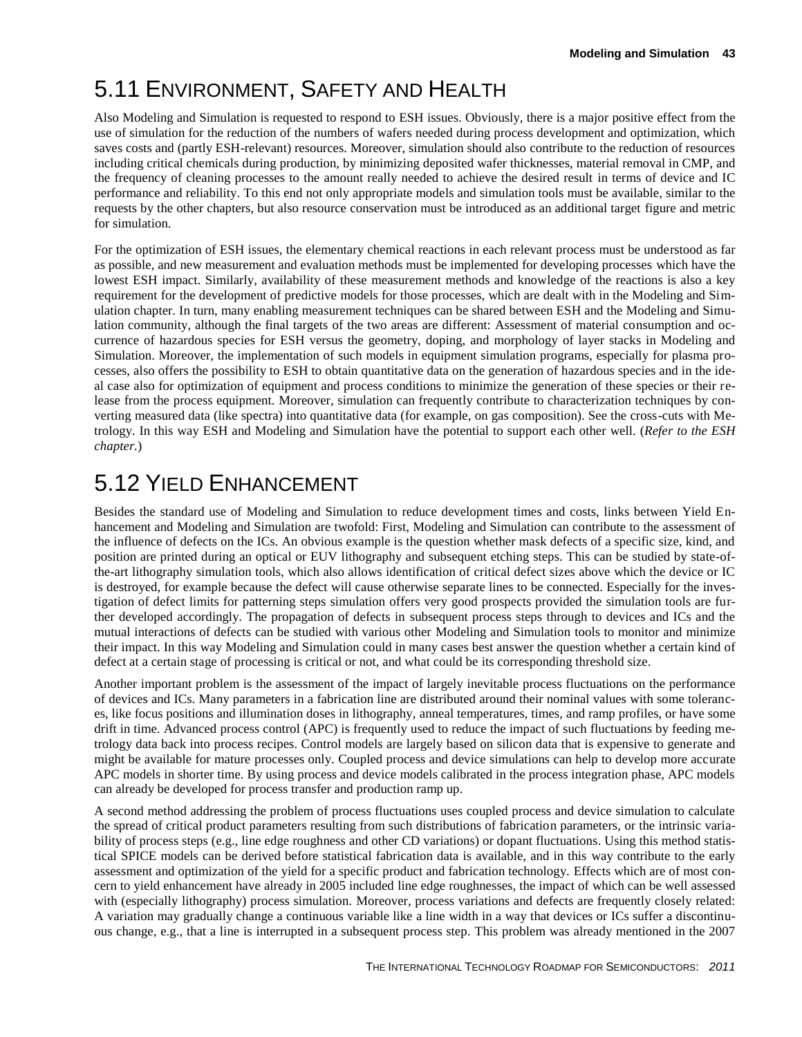## 5.11 ENVIRONMENT, SAFETY AND HEALTH

Also Modeling and Simulation is requested to respond to ESH issues. Obviously, there is a major positive effect from the use of simulation for the reduction of the numbers of wafers needed during process development and optimization, which saves costs and (partly ESH-relevant) resources. Moreover, simulation should also contribute to the reduction of resources including critical chemicals during production, by minimizing deposited wafer thicknesses, material removal in CMP, and the frequency of cleaning processes to the amount really needed to achieve the desired result in terms of device and IC performance and reliability. To this end not only appropriate models and simulation tools must be available, similar to the requests by the other chapters, but also resource conservation must be introduced as an additional target figure and metric for simulation.

For the optimization of ESH issues, the elementary chemical reactions in each relevant process must be understood as far as possible, and new measurement and evaluation methods must be implemented for developing processes which have the lowest ESH impact. Similarly, availability of these measurement methods and knowledge of the reactions is also a key requirement for the development of predictive models for those processes, which are dealt with in the Modeling and Simulation chapter. In turn, many enabling measurement techniques can be shared between ESH and the Modeling and Simulation community, although the final targets of the two areas are different: Assessment of material consumption and occurrence of hazardous species for ESH versus the geometry, doping, and morphology of layer stacks in Modeling and Simulation. Moreover, the implementation of such models in equipment simulation programs, especially for plasma processes, also offers the possibility to ESH to obtain quantitative data on the generation of hazardous species and in the ideal case also for optimization of equipment and process conditions to minimize the generation of these species or their release from the process equipment. Moreover, simulation can frequently contribute to characterization techniques by converting measured data (like spectra) into quantitative data (for example, on gas composition). See the cross-cuts with Metrology. In this way ESH and Modeling and Simulation have the potential to support each other well. (*Refer to the ESH chapter.*)

## 5.12 YIELD ENHANCEMENT

Besides the standard use of Modeling and Simulation to reduce development times and costs, links between Yield Enhancement and Modeling and Simulation are twofold: First, Modeling and Simulation can contribute to the assessment of the influence of defects on the ICs. An obvious example is the question whether mask defects of a specific size, kind, and position are printed during an optical or EUV lithography and subsequent etching steps. This can be studied by state-of-the-art lithography simulation tools, which also allows identification of critical defect sizes above which the device or IC is destroyed, for example because the defect will cause otherwise separate lines to be connected. Especially for the investigation of defect limits for patterning steps simulation offers very good prospects provided the simulation tools are further developed accordingly. The propagation of defects in subsequent process steps through to devices and ICs and the mutual interactions of defects can be studied with various other Modeling and Simulation tools to monitor and minimize their impact. In this way Modeling and Simulation could in many cases best answer the question whether a certain kind of defect at a certain stage of processing is critical or not, and what could be its corresponding threshold size.

Another important problem is the assessment of the impact of largely inevitable process fluctuations on the performance of devices and ICs. Many parameters in a fabrication line are distributed around their nominal values with some tolerances, like focus positions and illumination doses in lithography, anneal temperatures, times, and ramp profiles, or have some drift in time. Advanced process control (APC) is frequently used to reduce the impact of such fluctuations by feeding metrology data back into process recipes. Control models are largely based on silicon data that is expensive to generate and might be available for mature processes only. Coupled process and device simulations can help to develop more accurate APC models in shorter time. By using process and device models calibrated in the process integration phase, APC models can already be developed for process transfer and production ramp up.

A second method addressing the problem of process fluctuations uses coupled process and device simulation to calculate the spread of critical product parameters resulting from such distributions of fabrication parameters, or the intrinsic variability of process steps (e.g., line edge roughness and other CD variations) or dopant fluctuations. Using this method statistical SPICE models can be derived before statistical fabrication data is available, and in this way contribute to the early assessment and optimization of the yield for a specific product and fabrication technology. Effects which are of most concern to yield enhancement have already in 2005 included line edge roughnesses, the impact of which can be well assessed with (especially lithography) process simulation. Moreover, process variations and defects are frequently closely related: A variation may gradually change a continuous variable like a line width in a way that devices or ICs suffer a discontinuous change, e.g., that a line is interrupted in a subsequent process step. This problem was already mentioned in the 2007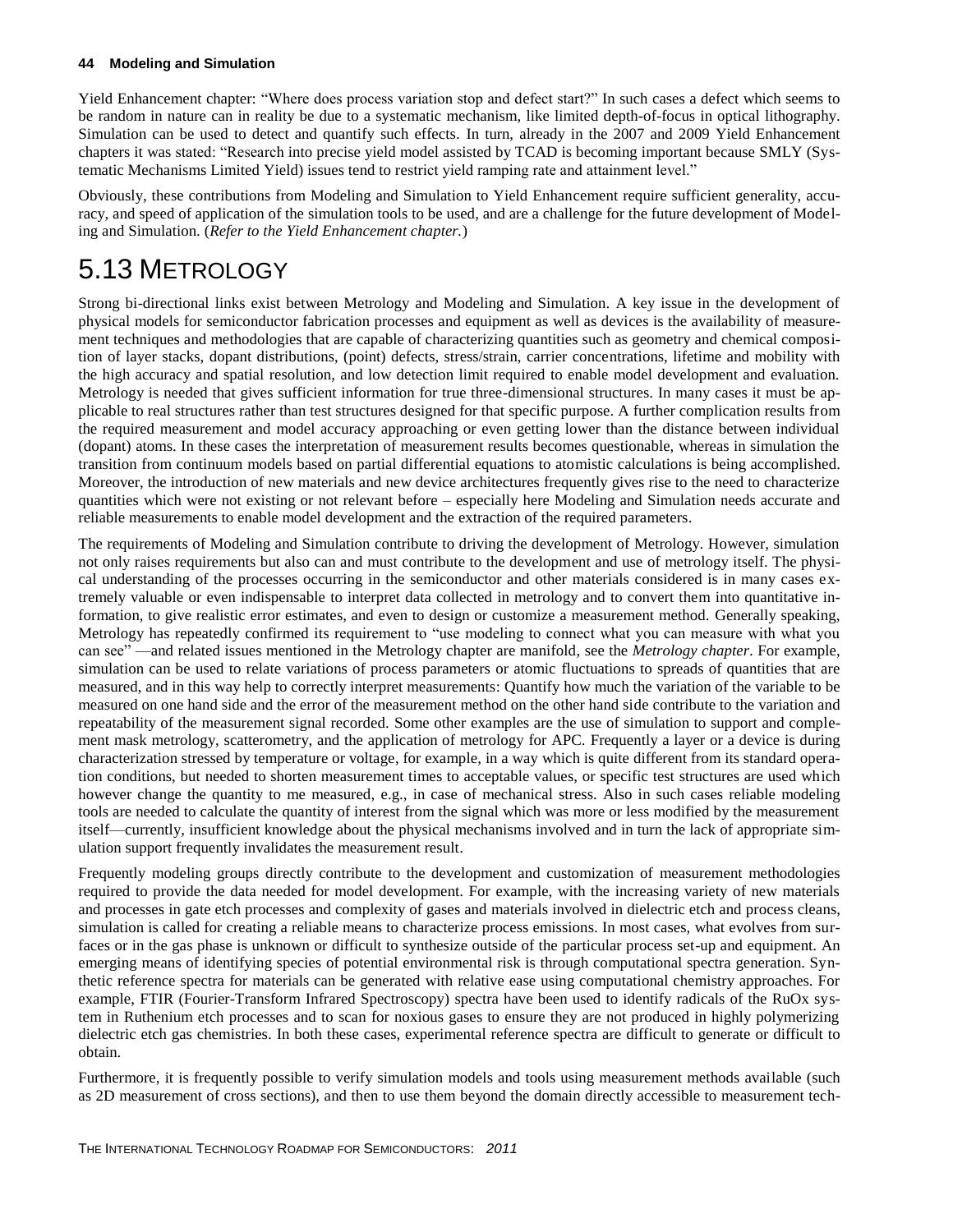Yield Enhancement chapter: "Where does process variation stop and defect start?" In such cases a defect which seems to be random in nature can in reality be due to a systematic mechanism, like limited depth-of-focus in optical lithography. Simulation can be used to detect and quantify such effects. In turn, already in the 2007 and 2009 Yield Enhancement chapters it was stated: "Research into precise yield model assisted by TCAD is becoming important because SMLY (Systematic Mechanisms Limited Yield) issues tend to restrict yield ramping rate and attainment level."

Obviously, these contributions from Modeling and Simulation to Yield Enhancement require sufficient generality, accuracy, and speed of application of the simulation tools to be used, and are a challenge for the future development of Modeling and Simulation. (*Refer to the Yield Enhancement chapter.*)

# 5.13 METROLOGY

Strong bi-directional links exist between Metrology and Modeling and Simulation. A key issue in the development of physical models for semiconductor fabrication processes and equipment as well as devices is the availability of measurement techniques and methodologies that are capable of characterizing quantities such as geometry and chemical composition of layer stacks, dopant distributions, (point) defects, stress/strain, carrier concentrations, lifetime and mobility with the high accuracy and spatial resolution, and low detection limit required to enable model development and evaluation. Metrology is needed that gives sufficient information for true three-dimensional structures. In many cases it must be applicable to real structures rather than test structures designed for that specific purpose. A further complication results from the required measurement and model accuracy approaching or even getting lower than the distance between individual (dopant) atoms. In these cases the interpretation of measurement results becomes questionable, whereas in simulation the transition from continuum models based on partial differential equations to atomistic calculations is being accomplished. Moreover, the introduction of new materials and new device architectures frequently gives rise to the need to characterize quantities which were not existing or not relevant before – especially here Modeling and Simulation needs accurate and reliable measurements to enable model development and the extraction of the required parameters.

The requirements of Modeling and Simulation contribute to driving the development of Metrology. However, simulation not only raises requirements but also can and must contribute to the development and use of metrology itself. The physical understanding of the processes occurring in the semiconductor and other materials considered is in many cases extremely valuable or even indispensable to interpret data collected in metrology and to convert them into quantitative information, to give realistic error estimates, and even to design or customize a measurement method. Generally speaking, Metrology has repeatedly confirmed its requirement to "use modeling to connect what you can measure with what you can see" —and related issues mentioned in the Metrology chapter are manifold, see the *Metrology chapter*. For example, simulation can be used to relate variations of process parameters or atomic fluctuations to spreads of quantities that are measured, and in this way help to correctly interpret measurements: Quantify how much the variation of the variable to be measured on one hand side and the error of the measurement method on the other hand side contribute to the variation and repeatability of the measurement signal recorded. Some other examples are the use of simulation to support and complement mask metrology, scatterometry, and the application of metrology for APC. Frequently a layer or a device is during characterization stressed by temperature or voltage, for example, in a way which is quite different from its standard operation conditions, but needed to shorten measurement times to acceptable values, or specific test structures are used which however change the quantity to me measured, e.g., in case of mechanical stress. Also in such cases reliable modeling tools are needed to calculate the quantity of interest from the signal which was more or less modified by the measurement itself—currently, insufficient knowledge about the physical mechanisms involved and in turn the lack of appropriate simulation support frequently invalidates the measurement result.

Frequently modeling groups directly contribute to the development and customization of measurement methodologies required to provide the data needed for model development. For example, with the increasing variety of new materials and processes in gate etch processes and complexity of gases and materials involved in dielectric etch and process cleans, simulation is called for creating a reliable means to characterize process emissions. In most cases, what evolves from surfaces or in the gas phase is unknown or difficult to synthesize outside of the particular process set-up and equipment. An emerging means of identifying species of potential environmental risk is through computational spectra generation. Synthetic reference spectra for materials can be generated with relative ease using computational chemistry approaches. For example, FTIR (Fourier-Transform Infrared Spectroscopy) spectra have been used to identify radicals of the RuOx system in Ruthenium etch processes and to scan for noxious gases to ensure they are not produced in highly polymerizing dielectric etch gas chemistries. In both these cases, experimental reference spectra are difficult to generate or difficult to obtain.

Furthermore, it is frequently possible to verify simulation models and tools using measurement methods available (such as 2D measurement of cross sections), and then to use them beyond the domain directly accessible to measurement tech-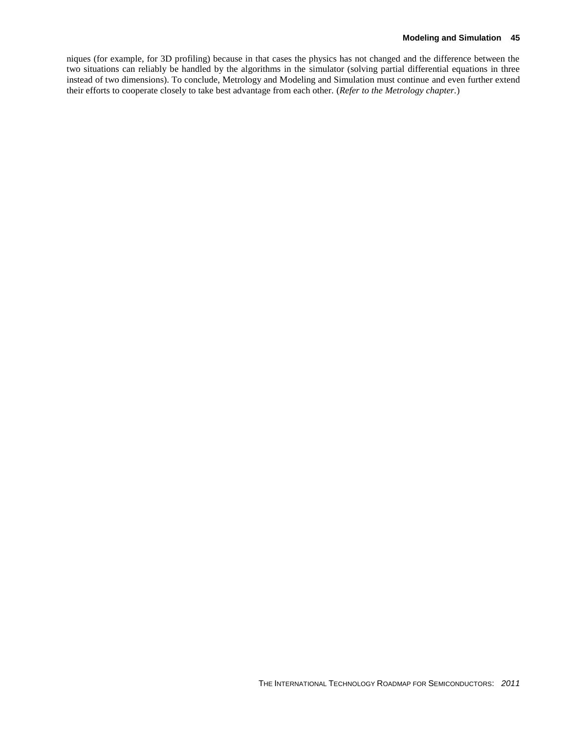niques (for example, for 3D profiling) because in that cases the physics has not changed and the difference between the two situations can reliably be handled by the algorithms in the simulator (solving partial differential equations in three instead of two dimensions). To conclude, Metrology and Modeling and Simulation must continue and even further extend their efforts to cooperate closely to take best advantage from each other. (*Refer to the Metrology chapter.*)